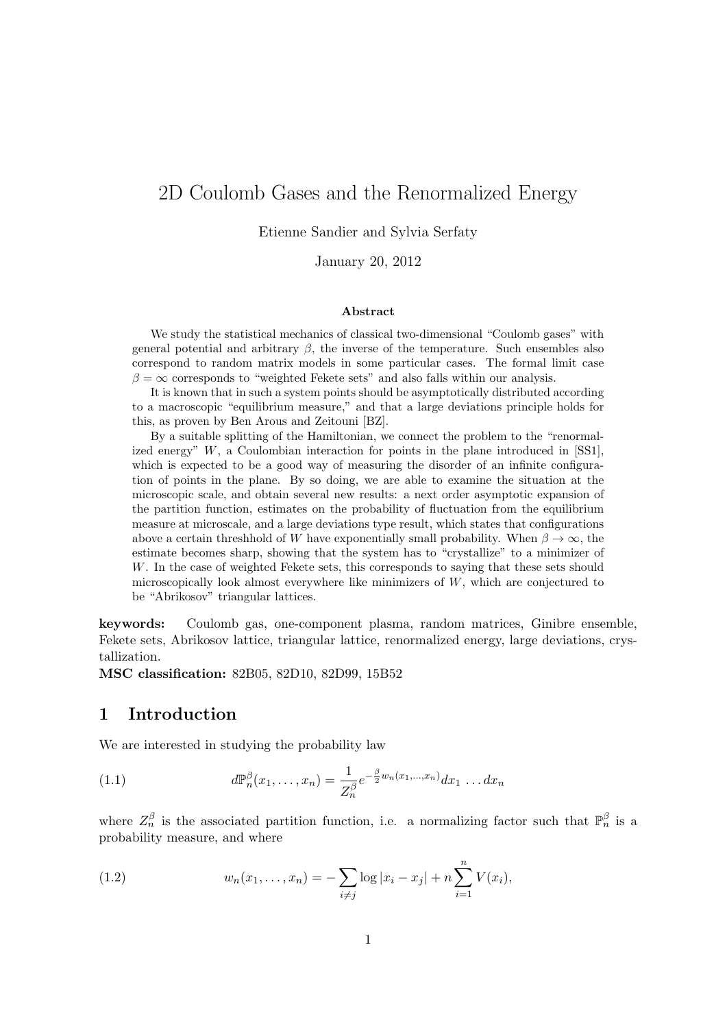# 2D Coulomb Gases and the Renormalized Energy

Etienne Sandier and Sylvia Serfaty

January 20, 2012

### Abstract

We study the statistical mechanics of classical two-dimensional "Coulomb gases" with general potential and arbitrary $\beta$, the inverse of the temperature. Such ensembles also correspond to random matrix models in some particular cases. The formal limit case $\beta = \infty$ corresponds to "weighted Fekete sets" and also falls within our analysis.

It is known that in such a system points should be asymptotically distributed according to a macroscopic "equilibrium measure," and that a large deviations principle holds for this, as proven by Ben Arous and Zeitouni [BZ].

By a suitable splitting of the Hamiltonian, we connect the problem to the "renormalized energy" $W$, a Coulombian interaction for points in the plane introduced in [SS1], which is expected to be a good way of measuring the disorder of an infinite configuration of points in the plane. By so doing, we are able to examine the situation at the microscopic scale, and obtain several new results: a next order asymptotic expansion of the partition function, estimates on the probability of fluctuation from the equilibrium measure at microscale, and a large deviations type result, which states that configurations above a certain threshhold of $W$ have exponentially small probability. When $\beta \to \infty$, the estimate becomes sharp, showing that the system has to "crystallize" to a minimizer of $W$. In the case of weighted Fekete sets, this corresponds to saying that these sets should microscopically look almost everywhere like minimizers of $W$, which are conjectured to be "Abrikosov" triangular lattices.

**keywords:** Coulomb gas, one-component plasma, random matrices, Ginibre ensemble, Fekete sets, Abrikosov lattice, triangular lattice, renormalized energy, large deviations, crystallization.

**MSC classification:** 82B05, 82D10, 82D99, 15B52

## 1 Introduction

We are interested in studying the probability law

$$d\mathbb{P}_n^\beta(x_1, \ldots, x_n) = \frac{1}{Z_n^\beta} e^{-\frac{\beta}{2} w_n(x_1, \ldots, x_n)} dx_1 \ldots dx_n \tag{1.1}$$

where $Z_n^\beta$ is the associated partition function, i.e. a normalizing factor such that $\mathbb{P}_n^\beta$ is a probability measure, and where

$$w_n(x_1, \ldots, x_n) = -\sum_{i \neq j} \log |x_i - x_j| + n \sum_{i=1}^n V(x_i), \tag{1.2}$$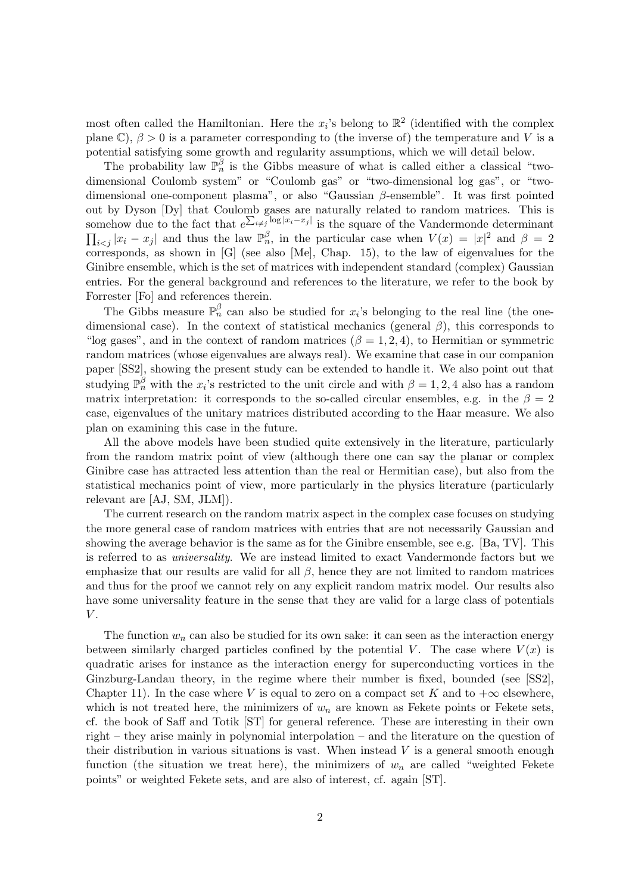most often called the Hamiltonian. Here the $x_i$'s belong to $\mathbb{R}^2$ (identified with the complex plane $\mathbb{C}$), $\beta > 0$ is a parameter corresponding to (the inverse of) the temperature and $V$ is a potential satisfying some growth and regularity assumptions, which we will detail below.

The probability law $\mathbb{P}_n^\beta$ is the Gibbs measure of what is called either a classical "two-dimensional Coulomb system" or "Coulomb gas" or "two-dimensional log gas", or "two-dimensional one-component plasma", or also "Gaussian $\beta$-ensemble". It was first pointed out by Dyson [Dy] that Coulomb gases are naturally related to random matrices. This is somehow due to the fact that $e^{\sum_{i\neq j}\log|x_i-x_j|}$ is the square of the Vandermonde determinant $\prod_{i<j}|x_i - x_j|$ and thus the law $\mathbb{P}_n^\beta$, in the particular case when $V(x) = |x|^2$ and $\beta = 2$ corresponds, as shown in [G] (see also [Me], Chap. 15), to the law of eigenvalues for the Ginibre ensemble, which is the set of matrices with independent standard (complex) Gaussian entries. For the general background and references to the literature, we refer to the book by Forrester [Fo] and references therein.

The Gibbs measure $\mathbb{P}_n^\beta$ can also be studied for $x_i$'s belonging to the real line (the one-dimensional case). In the context of statistical mechanics (general $\beta$), this corresponds to "log gases", and in the context of random matrices ($\beta = 1, 2, 4$), to Hermitian or symmetric random matrices (whose eigenvalues are always real). We examine that case in our companion paper [SS2], showing the present study can be extended to handle it. We also point out that studying $\mathbb{P}_n^\beta$ with the $x_i$'s restricted to the unit circle and with $\beta = 1, 2, 4$ also has a random matrix interpretation: it corresponds to the so-called circular ensembles, e.g. in the $\beta = 2$ case, eigenvalues of the unitary matrices distributed according to the Haar measure. We also plan on examining this case in the future.

All the above models have been studied quite extensively in the literature, particularly from the random matrix point of view (although there one can say the planar or complex Ginibre case has attracted less attention than the real or Hermitian case), but also from the statistical mechanics point of view, more particularly in the physics literature (particularly relevant are [AJ, SM, JLM]).

The current research on the random matrix aspect in the complex case focuses on studying the more general case of random matrices with entries that are not necessarily Gaussian and showing the average behavior is the same as for the Ginibre ensemble, see e.g. [Ba, TV]. This is referred to as *universality*. We are instead limited to exact Vandermonde factors but we emphasize that our results are valid for all $\beta$, hence they are not limited to random matrices and thus for the proof we cannot rely on any explicit random matrix model. Our results also have some universality feature in the sense that they are valid for a large class of potentials $V$.

The function $w_n$ can also be studied for its own sake: it can seen as the interaction energy between similarly charged particles confined by the potential $V$. The case where $V(x)$ is quadratic arises for instance as the interaction energy for superconducting vortices in the Ginzburg-Landau theory, in the regime where their number is fixed, bounded (see [SS2], Chapter 11). In the case where $V$ is equal to zero on a compact set $K$ and to $+\infty$ elsewhere, which is not treated here, the minimizers of $w_n$ are known as Fekete points or Fekete sets, cf. the book of Saff and Totik [ST] for general reference. These are interesting in their own right – they arise mainly in polynomial interpolation – and the literature on the question of their distribution in various situations is vast. When instead $V$ is a general smooth enough function (the situation we treat here), the minimizers of $w_n$ are called "weighted Fekete points" or weighted Fekete sets, and are also of interest, cf. again [ST].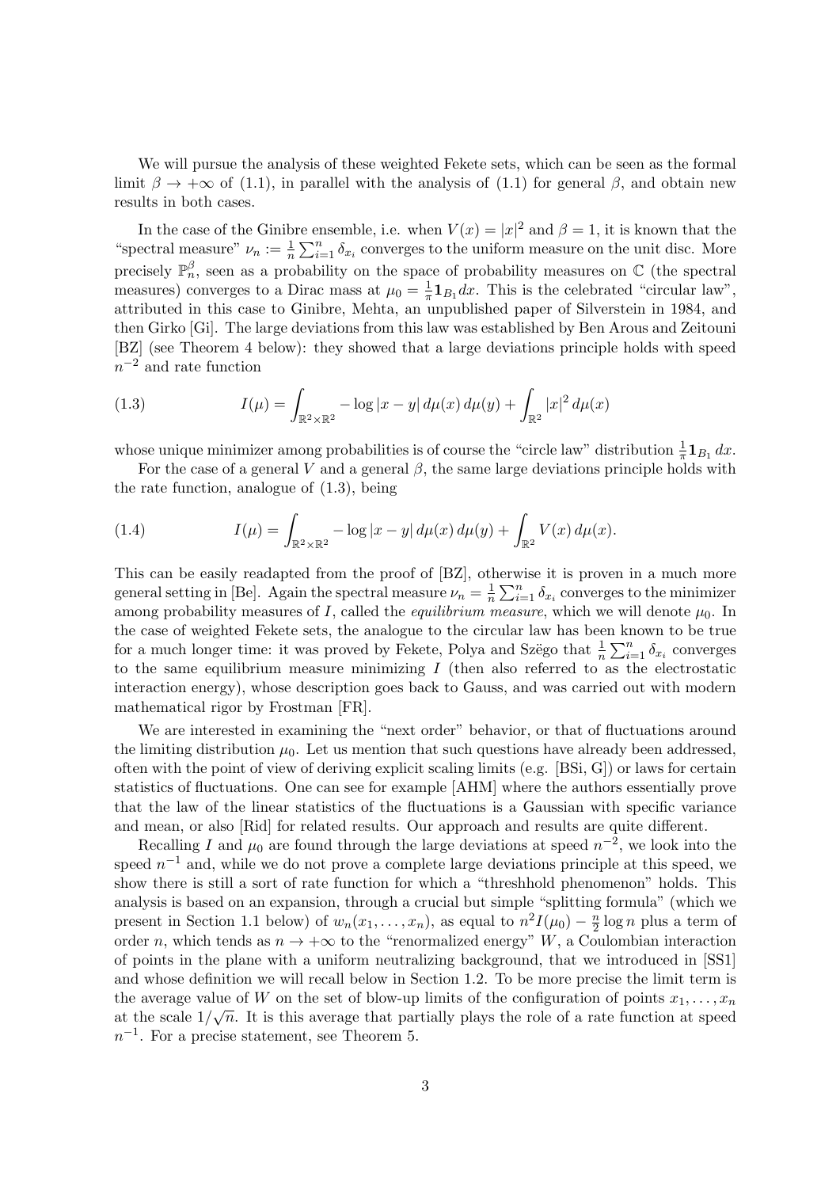We will pursue the analysis of these weighted Fekete sets, which can be seen as the formal limit $\beta \to +\infty$ of (1.1), in parallel with the analysis of (1.1) for general $\beta$, and obtain new results in both cases.

In the case of the Ginibre ensemble, i.e. when $V(x) = |x|^2$ and $\beta = 1$, it is known that the "spectral measure" $\nu_n := \frac{1}{n}\sum_{i=1}^n \delta_{x_i}$ converges to the uniform measure on the unit disc. More precisely $\mathbb{P}_n^\beta$, seen as a probability on the space of probability measures on $\mathbb{C}$ (the spectral measures) converges to a Dirac mass at $\mu_0 = \frac{1}{\pi}\mathbf{1}_{B_1} dx$. This is the celebrated "circular law", attributed in this case to Ginibre, Mehta, an unpublished paper of Silverstein in 1984, and then Girko [Gi]. The large deviations from this law was established by Ben Arous and Zeitouni [BZ] (see Theorem 4 below): they showed that a large deviations principle holds with speed $n^{-2}$ and rate function

$$I(\mu) = \int_{\mathbb{R}^2\times\mathbb{R}^2} -\log|x-y|\, d\mu(x)\, d\mu(y) + \int_{\mathbb{R}^2} |x|^2\, d\mu(x) \tag{1.3}$$

whose unique minimizer among probabilities is of course the "circle law" distribution $\frac{1}{\pi}\mathbf{1}_{B_1}\, dx$.

For the case of a general $V$ and a general $\beta$, the same large deviations principle holds with the rate function, analogue of (1.3), being

$$I(\mu) = \int_{\mathbb{R}^2\times\mathbb{R}^2} -\log|x-y|\, d\mu(x)\, d\mu(y) + \int_{\mathbb{R}^2} V(x)\, d\mu(x). \tag{1.4}$$

This can be easily readapted from the proof of [BZ], otherwise it is proven in a much more general setting in [Be]. Again the spectral measure $\nu_n = \frac{1}{n}\sum_{i=1}^n \delta_{x_i}$ converges to the minimizer among probability measures of $I$, called the *equilibrium measure*, which we will denote $\mu_0$. In the case of weighted Fekete sets, the analogue to the circular law has been known to be true for a much longer time: it was proved by Fekete, Polya and Szëgo that $\frac{1}{n}\sum_{i=1}^n \delta_{x_i}$ converges to the same equilibrium measure minimizing $I$ (then also referred to as the electrostatic interaction energy), whose description goes back to Gauss, and was carried out with modern mathematical rigor by Frostman [FR].

We are interested in examining the "next order" behavior, or that of fluctuations around the limiting distribution $\mu_0$. Let us mention that such questions have already been addressed, often with the point of view of deriving explicit scaling limits (e.g. [BSi, G]) or laws for certain statistics of fluctuations. One can see for example [AHM] where the authors essentially prove that the law of the linear statistics of the fluctuations is a Gaussian with specific variance and mean, or also [Rid] for related results. Our approach and results are quite different.

Recalling $I$ and $\mu_0$ are found through the large deviations at speed $n^{-2}$, we look into the speed $n^{-1}$ and, while we do not prove a complete large deviations principle at this speed, we show there is still a sort of rate function for which a "threshhold phenomenon" holds. This analysis is based on an expansion, through a crucial but simple "splitting formula" (which we present in Section 1.1 below) of $w_n(x_1, \dots, x_n)$, as equal to $n^2 I(\mu_0) - \frac{n}{2}\log n$ plus a term of order $n$, which tends as $n \to +\infty$ to the "renormalized energy" $W$, a Coulombian interaction of points in the plane with a uniform neutralizing background, that we introduced in [SS1] and whose definition we will recall below in Section 1.2. To be more precise the limit term is the average value of $W$ on the set of blow-up limits of the configuration of points $x_1, \dots, x_n$ at the scale $1/\sqrt{n}$. It is this average that partially plays the role of a rate function at speed $n^{-1}$. For a precise statement, see Theorem 5.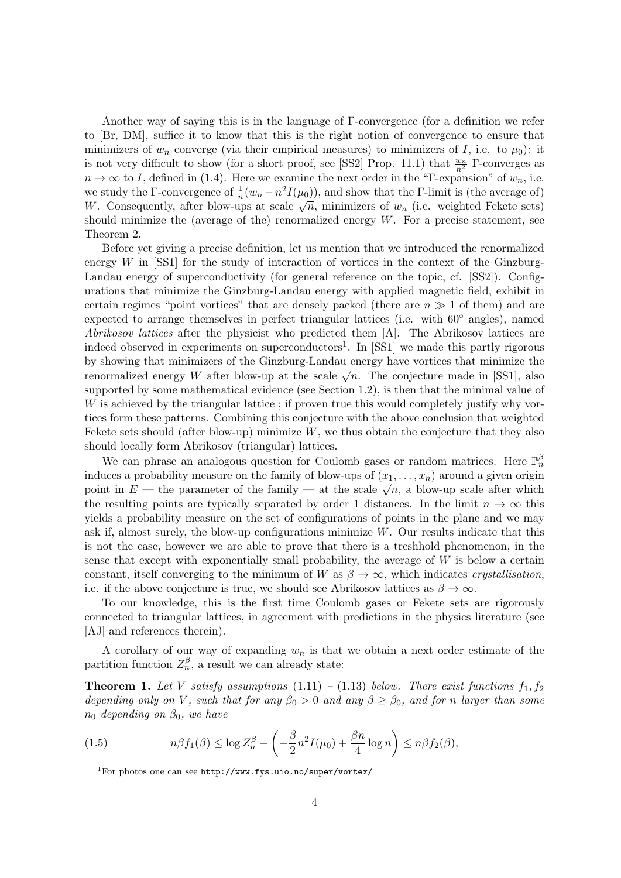Another way of saying this is in the language of Γ-convergence (for a definition we refer to [Br, DM], suffice it to know that this is the right notion of convergence to ensure that minimizers of $w_n$ converge (via their empirical measures) to minimizers of $I$, i.e. to $\mu_0$): it is not very difficult to show (for a short proof, see [SS2] Prop. 11.1) that $\frac{w_n}{n^2}$ Γ-converges as $n \to \infty$ to $I$, defined in (1.4). Here we examine the next order in the "Γ-expansion" of $w_n$, i.e. we study the Γ-convergence of $\frac{1}{n}(w_n - n^2 I(\mu_0))$, and show that the Γ-limit is (the average of) $W$. Consequently, after blow-ups at scale $\sqrt{n}$, minimizers of $w_n$ (i.e. weighted Fekete sets) should minimize the (average of the) renormalized energy $W$. For a precise statement, see Theorem 2.

Before yet giving a precise definition, let us mention that we introduced the renormalized energy $W$ in [SS1] for the study of interaction of vortices in the context of the Ginzburg-Landau energy of superconductivity (for general reference on the topic, cf. [SS2]). Configurations that minimize the Ginzburg-Landau energy with applied magnetic field, exhibit in certain regimes "point vortices" that are densely packed (there are $n \gg 1$ of them) and are expected to arrange themselves in perfect triangular lattices (i.e. with 60° angles), named *Abrikosov lattices* after the physicist who predicted them [A]. The Abrikosov lattices are indeed observed in experiments on superconductors[1]. In [SS1] we made this partly rigorous by showing that minimizers of the Ginzburg-Landau energy have vortices that minimize the renormalized energy $W$ after blow-up at the scale $\sqrt{n}$. The conjecture made in [SS1], also supported by some mathematical evidence (see Section 1.2), is then that the minimal value of $W$ is achieved by the triangular lattice ; if proven true this would completely justify why vortices form these patterns. Combining this conjecture with the above conclusion that weighted Fekete sets should (after blow-up) minimize $W$, we thus obtain the conjecture that they also should locally form Abrikosov (triangular) lattices.

We can phrase an analogous question for Coulomb gases or random matrices. Here $\mathbb{P}_n^\beta$ induces a probability measure on the family of blow-ups of $(x_1, \dots, x_n)$ around a given origin point in $E$ — the parameter of the family — at the scale $\sqrt{n}$, a blow-up scale after which the resulting points are typically separated by order 1 distances. In the limit $n \to \infty$ this yields a probability measure on the set of configurations of points in the plane and we may ask if, almost surely, the blow-up configurations minimize $W$. Our results indicate that this is not the case, however we are able to prove that there is a treshhold phenomenon, in the sense that except with exponentially small probability, the average of $W$ is below a certain constant, itself converging to the minimum of $W$ as $\beta \to \infty$, which indicates *crystallisation*, i.e. if the above conjecture is true, we should see Abrikosov lattices as $\beta \to \infty$.

To our knowledge, this is the first time Coulomb gases or Fekete sets are rigorously connected to triangular lattices, in agreement with predictions in the physics literature (see [AJ] and references therein).

A corollary of our way of expanding $w_n$ is that we obtain a next order estimate of the partition function $Z_n^\beta$, a result we can already state:

**Theorem 1.** *Let $V$ satisfy assumptions* (1.11) – (1.13) *below. There exist functions $f_1, f_2$ depending only on $V$, such that for any $\beta_0 > 0$ and any $\beta \geq \beta_0$, and for $n$ larger than some $n_0$ depending on $\beta_0$, we have*

$$n\beta f_1(\beta) \leq \log Z_n^\beta - \left( -\frac{\beta}{2} n^2 I(\mu_0) + \frac{\beta n}{4} \log n \right) \leq n\beta f_2(\beta), \tag{1.5}$$

[1] For photos one can see http://www.fys.uio.no/super/vortex/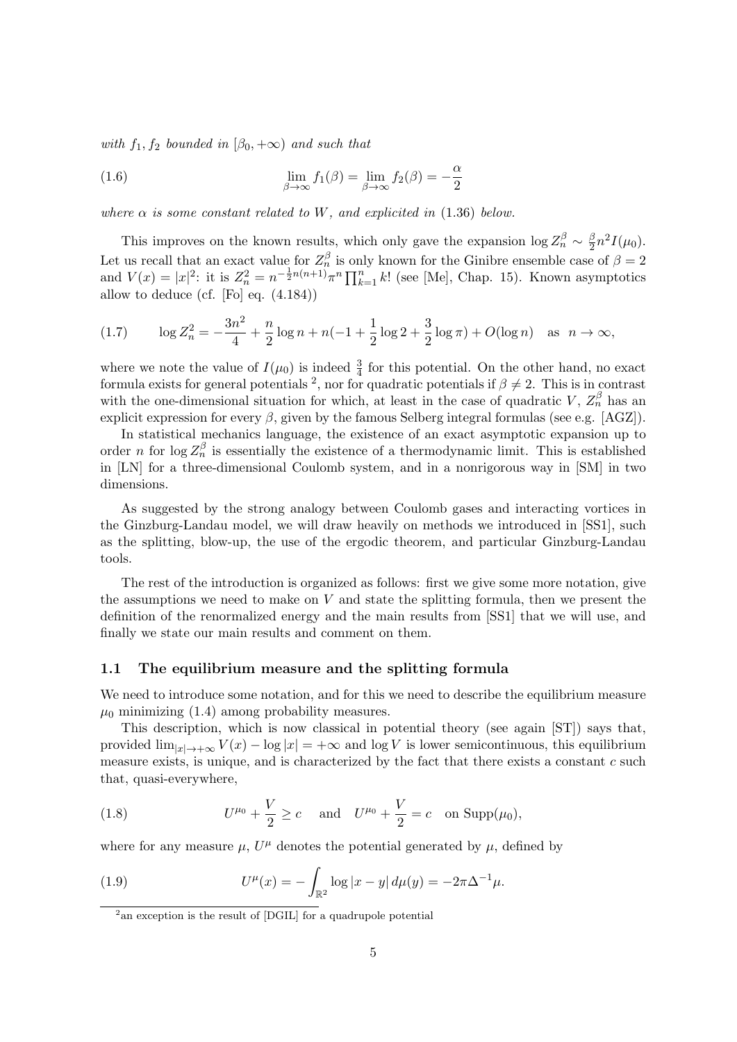*with $f_1, f_2$ bounded in $[\beta_0, +\infty)$ and such that*

$$\lim_{\beta\to\infty} f_1(\beta) = \lim_{\beta\to\infty} f_2(\beta) = -\frac{\alpha}{2} \tag{1.6}$$

*where $\alpha$ is some constant related to $W$, and explicited in* (1.36) *below.*

This improves on the known results, which only gave the expansion $\log Z_n^\beta \sim \frac{\beta}{2} n^2 I(\mu_0)$. Let us recall that an exact value for $Z_n^\beta$ is only known for the Ginibre ensemble case of $\beta = 2$ and $V(x) = |x|^2$: it is $Z_n^2 = n^{-\frac{1}{2}n(n+1)} \pi^n \prod_{k=1}^n k!$ (see [Me], Chap. 15). Known asymptotics allow to deduce (cf. [Fo] eq. (4.184))

$$\log Z_n^2 = -\frac{3n^2}{4} + \frac{n}{2}\log n + n(-1 + \frac{1}{2}\log 2 + \frac{3}{2}\log \pi) + O(\log n) \quad \text{as } n \to \infty, \tag{1.7}$$

where we note the value of $I(\mu_0)$ is indeed $\frac{3}{4}$ for this potential. On the other hand, no exact formula exists for general potentials [2], nor for quadratic potentials if $\beta \neq 2$. This is in contrast with the one-dimensional situation for which, at least in the case of quadratic $V$, $Z_n^\beta$ has an explicit expression for every $\beta$, given by the famous Selberg integral formulas (see e.g. [AGZ]).

In statistical mechanics language, the existence of an exact asymptotic expansion up to order $n$ for $\log Z_n^\beta$ is essentially the existence of a thermodynamic limit. This is established in [LN] for a three-dimensional Coulomb system, and in a nonrigorous way in [SM] in two dimensions.

As suggested by the strong analogy between Coulomb gases and interacting vortices in the Ginzburg-Landau model, we will draw heavily on methods we introduced in [SS1], such as the splitting, blow-up, the use of the ergodic theorem, and particular Ginzburg-Landau tools.

The rest of the introduction is organized as follows: first we give some more notation, give the assumptions we need to make on $V$ and state the splitting formula, then we present the definition of the renormalized energy and the main results from [SS1] that we will use, and finally we state our main results and comment on them.

## 1.1 The equilibrium measure and the splitting formula

We need to introduce some notation, and for this we need to describe the equilibrium measure $\mu_0$ minimizing (1.4) among probability measures.

This description, which is now classical in potential theory (see again [ST]) says that, provided $\lim_{|x|\to+\infty} V(x) - \log|x| = +\infty$ and $\log V$ is lower semicontinuous, this equilibrium measure exists, is unique, and is characterized by the fact that there exists a constant $c$ such that, quasi-everywhere,

$$U^{\mu_0} + \frac{V}{2} \geq c \quad \text{and} \quad U^{\mu_0} + \frac{V}{2} = c \quad \text{on } \mathrm{Supp}(\mu_0), \tag{1.8}$$

where for any measure $\mu$, $U^\mu$ denotes the potential generated by $\mu$, defined by

$$U^\mu(x) = -\int_{\mathbb{R}^2} \log|x-y|\, d\mu(y) = -2\pi\Delta^{-1}\mu. \tag{1.9}$$

[2] an exception is the result of [DGIL] for a quadrupole potential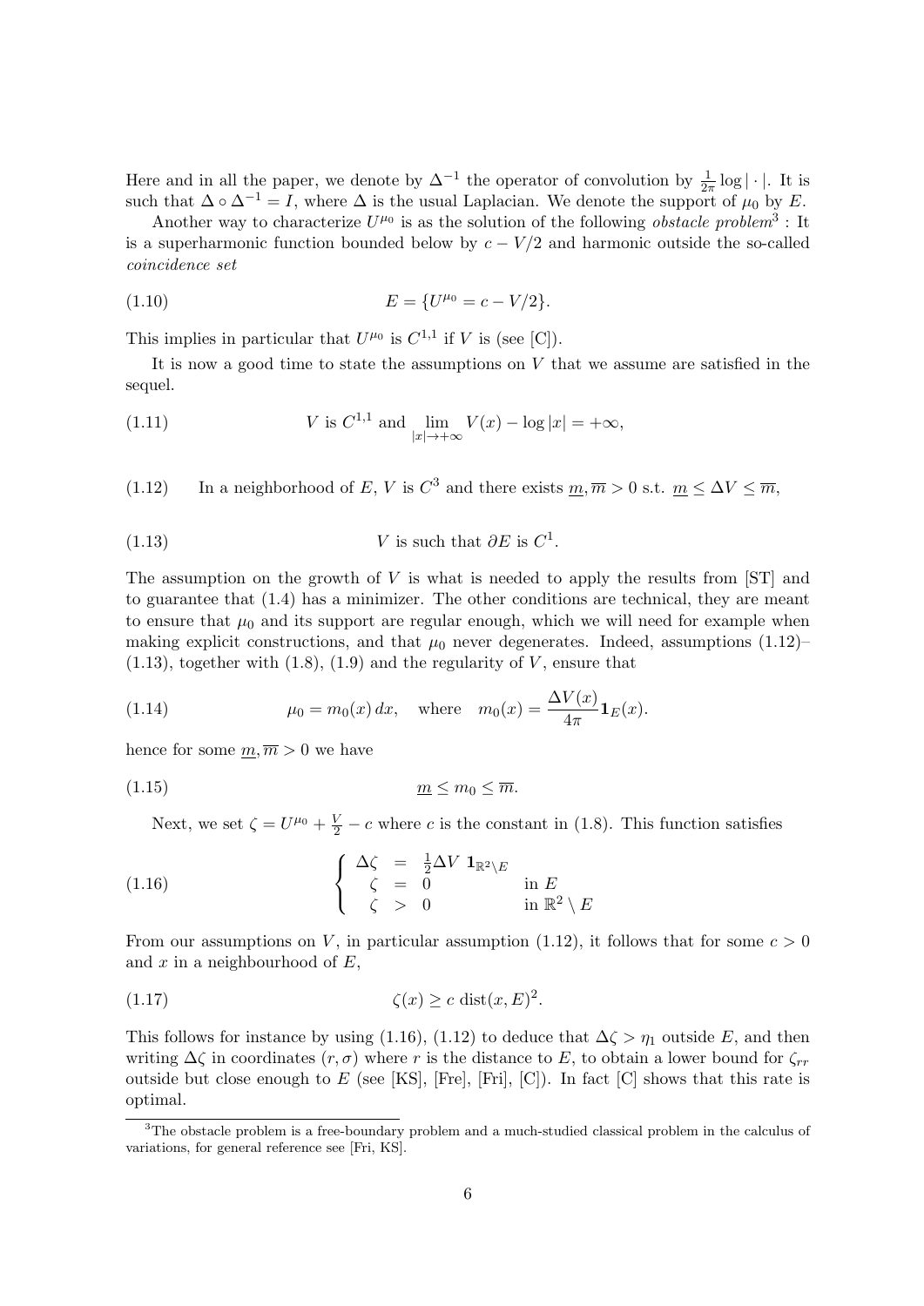Here and in all the paper, we denote by $\Delta^{-1}$ the operator of convolution by $\frac{1}{2\pi}\log|\cdot|$. It is such that $\Delta \circ \Delta^{-1} = I$, where $\Delta$ is the usual Laplacian. We denote the support of $\mu_0$ by $E$.

Another way to characterize $U^{\mu_0}$ is as the solution of the following *obstacle problem*[3] : It is a superharmonic function bounded below by $c - V/2$ and harmonic outside the so-called *coincidence set*

$$E = \{U^{\mu_0} = c - V/2\}. \tag{1.10}$$

This implies in particular that $U^{\mu_0}$ is $C^{1,1}$ if $V$ is (see [C]).

It is now a good time to state the assumptions on $V$ that we assume are satisfied in the sequel.

$$V \text{ is } C^{1,1} \text{ and } \lim_{|x|\to+\infty} V(x) - \log|x| = +\infty, \tag{1.11}$$

$$\text{In a neighborhood of } E,\ V \text{ is } C^3 \text{ and there exists } \underline{m}, \overline{m} > 0 \text{ s.t. } \underline{m} \le \Delta V \le \overline{m}, \tag{1.12}$$

$$V \text{ is such that } \partial E \text{ is } C^1. \tag{1.13}$$

The assumption on the growth of $V$ is what is needed to apply the results from [ST] and to guarantee that (1.4) has a minimizer. The other conditions are technical, they are meant to ensure that $\mu_0$ and its support are regular enough, which we will need for example when making explicit constructions, and that $\mu_0$ never degenerates. Indeed, assumptions (1.12)–(1.13), together with (1.8), (1.9) and the regularity of $V$, ensure that

$$\mu_0 = m_0(x)\,dx, \quad \text{where} \quad m_0(x) = \frac{\Delta V(x)}{4\pi}\mathbf{1}_E(x). \tag{1.14}$$

hence for some $\underline{m}, \overline{m} > 0$ we have

$$\underline{m} \le m_0 \le \overline{m}. \tag{1.15}$$

Next, we set $\zeta = U^{\mu_0} + \frac{V}{2} - c$ where $c$ is the constant in (1.8). This function satisfies

$$\begin{cases} \Delta\zeta &=& \frac{1}{2}\Delta V\ \mathbf{1}_{\mathbb{R}^2\setminus E} & \\ \zeta &=& 0 & \text{in } E \\ \zeta &>& 0 & \text{in } \mathbb{R}^2 \setminus E \end{cases} \tag{1.16}$$

From our assumptions on $V$, in particular assumption (1.12), it follows that for some $c > 0$ and $x$ in a neighbourhood of $E$,

$$\zeta(x) \ge c\ \mathrm{dist}(x, E)^2. \tag{1.17}$$

This follows for instance by using (1.16), (1.12) to deduce that $\Delta\zeta > \eta_1$ outside $E$, and then writing $\Delta\zeta$ in coordinates $(r, \sigma)$ where $r$ is the distance to $E$, to obtain a lower bound for $\zeta_{rr}$ outside but close enough to $E$ (see [KS], [Fre], [Fri], [C]). In fact [C] shows that this rate is optimal.

[3] The obstacle problem is a free-boundary problem and a much-studied classical problem in the calculus of variations, for general reference see [Fri, KS].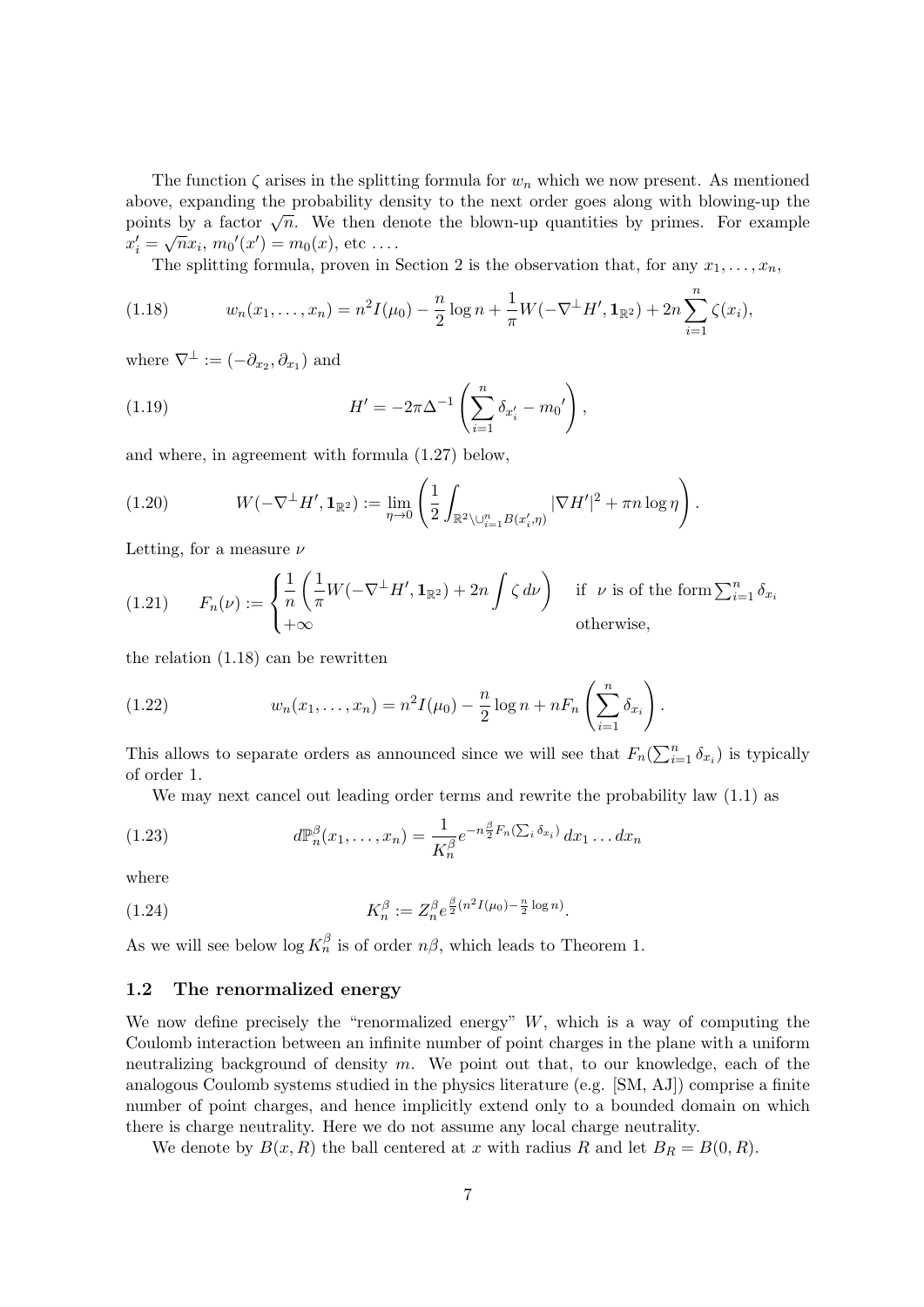The function $\zeta$ arises in the splitting formula for $w_n$ which we now present. As mentioned above, expanding the probability density to the next order goes along with blowing-up the points by a factor $\sqrt{n}$. We then denote the blown-up quantities by primes. For example $x_i' = \sqrt{n}x_i$, $m_0'(x') = m_0(x)$, etc ....

The splitting formula, proven in Section 2 is the observation that, for any $x_1, \dots, x_n$,

$$
w_n(x_1, \dots, x_n) = n^2 I(\mu_0) - \frac{n}{2}\log n + \frac{1}{\pi} W(-\nabla^\perp H', \mathbf{1}_{\mathbb{R}^2}) + 2n \sum_{i=1}^n \zeta(x_i), \tag{1.18}
$$

where $\nabla^\perp := (-\partial_{x_2}, \partial_{x_1})$ and

$$
H' = -2\pi \Delta^{-1}\left(\sum_{i=1}^n \delta_{x_i'} - {m_0}'\right), \tag{1.19}
$$

and where, in agreement with formula (1.27) below,

$$
W(-\nabla^\perp H', \mathbf{1}_{\mathbb{R}^2}) := \lim_{\eta \to 0}\left(\frac{1}{2}\int_{\mathbb{R}^2 \setminus \cup_{i=1}^n B(x_i', \eta)} |\nabla H'|^2 + \pi n \log \eta\right). \tag{1.20}
$$

Letting, for a measure $\nu$

$$
F_n(\nu) := \begin{cases} \dfrac{1}{n}\left(\dfrac{1}{\pi} W(-\nabla^\perp H', \mathbf{1}_{\mathbb{R}^2}) + 2n \displaystyle\int \zeta \, d\nu\right) & \text{if } \nu \text{ is of the form } \sum_{i=1}^n \delta_{x_i} \\ +\infty & \text{otherwise,} \end{cases} \tag{1.21}
$$

the relation (1.18) can be rewritten

$$
w_n(x_1, \dots, x_n) = n^2 I(\mu_0) - \frac{n}{2}\log n + n F_n\left(\sum_{i=1}^n \delta_{x_i}\right). \tag{1.22}
$$

This allows to separate orders as announced since we will see that $F_n(\sum_{i=1}^n \delta_{x_i})$ is typically of order 1.

We may next cancel out leading order terms and rewrite the probability law (1.1) as

$$
d\mathbb{P}_n^\beta(x_1, \dots, x_n) = \frac{1}{K_n^\beta} e^{-n\frac{\beta}{2}F_n(\sum_i \delta_{x_i})}\, dx_1 \dots dx_n \tag{1.23}
$$

where

$$
K_n^\beta := Z_n^\beta e^{\frac{\beta}{2}(n^2 I(\mu_0) - \frac{n}{2}\log n)}. \tag{1.24}
$$

As we will see below $\log K_n^\beta$ is of order $n\beta$, which leads to Theorem 1.

## 1.2 The renormalized energy

We now define precisely the "renormalized energy" $W$, which is a way of computing the Coulomb interaction between an infinite number of point charges in the plane with a uniform neutralizing background of density $m$. We point out that, to our knowledge, each of the analogous Coulomb systems studied in the physics literature (e.g. [SM, AJ]) comprise a finite number of point charges, and hence implicitly extend only to a bounded domain on which there is charge neutrality. Here we do not assume any local charge neutrality.

We denote by $B(x, R)$ the ball centered at $x$ with radius $R$ and let $B_R = B(0, R)$.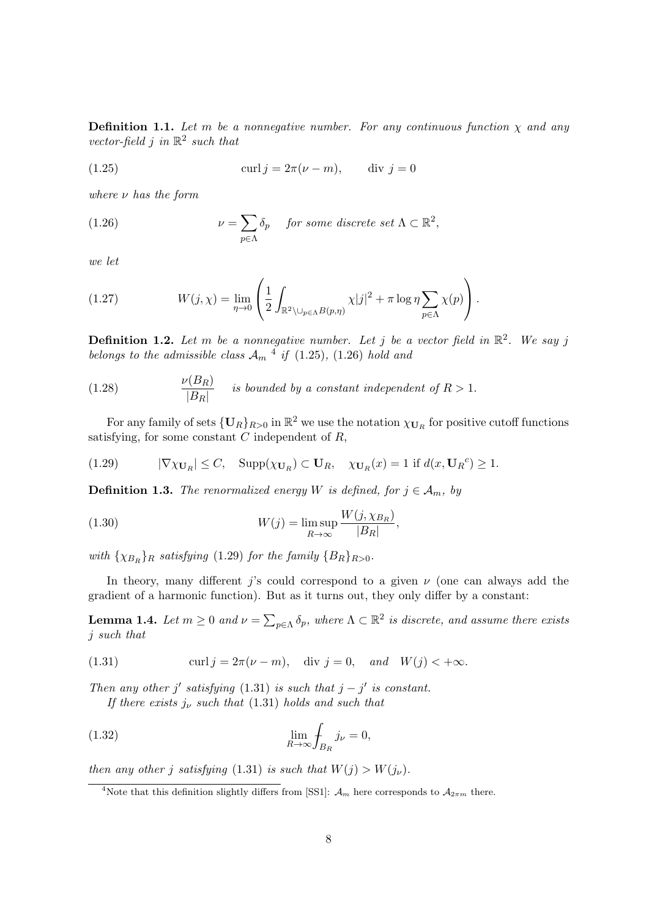**Definition 1.1.** *Let $m$ be a nonnegative number. For any continuous function $\chi$ and any vector-field $j$ in $\mathbb{R}^2$ such that*

$$\operatorname{curl} j = 2\pi(\nu - m), \qquad \operatorname{div}\, j = 0 \tag{1.25}$$

*where $\nu$ has the form*

$$\nu = \sum_{p\in\Lambda} \delta_p \quad \text{for some discrete set } \Lambda \subset \mathbb{R}^2, \tag{1.26}$$

*we let*

$$W(j,\chi) = \lim_{\eta\to 0} \left( \frac{1}{2} \int_{\mathbb{R}^2 \setminus \cup_{p\in\Lambda} B(p,\eta)} \chi |j|^2 + \pi \log \eta \sum_{p\in\Lambda} \chi(p) \right). \tag{1.27}$$

**Definition 1.2.** *Let $m$ be a nonnegative number. Let $j$ be a vector field in $\mathbb{R}^2$. We say $j$ belongs to the admissible class $\mathcal{A}_m$* [4] *if (1.25), (1.26) hold and*

$$\frac{\nu(B_R)}{|B_R|} \quad \text{is bounded by a constant independent of } R > 1. \tag{1.28}$$

For any family of sets $\{\mathbf{U}_R\}_{R>0}$ in $\mathbb{R}^2$ we use the notation $\chi_{\mathbf{U}_R}$ for positive cutoff functions satisfying, for some constant $C$ independent of $R$,

$$|\nabla \chi_{\mathbf{U}_R}| \le C, \quad \operatorname{Supp}(\chi_{\mathbf{U}_R}) \subset \mathbf{U}_R, \quad \chi_{\mathbf{U}_R}(x) = 1 \text{ if } d(x, {\mathbf{U}_R}^c) \ge 1. \tag{1.29}$$

**Definition 1.3.** *The renormalized energy $W$ is defined, for $j \in \mathcal{A}_m$, by*

$$W(j) = \limsup_{R\to\infty} \frac{W(j, \chi_{B_R})}{|B_R|}, \tag{1.30}$$

*with $\{\chi_{B_R}\}_R$ satisfying (1.29) for the family $\{B_R\}_{R>0}$.*

In theory, many different $j$'s could correspond to a given $\nu$ (one can always add the gradient of a harmonic function). But as it turns out, they only differ by a constant:

**Lemma 1.4.** *Let $m \ge 0$ and $\nu = \sum_{p\in\Lambda} \delta_p$, where $\Lambda \subset \mathbb{R}^2$ is discrete, and assume there exists $j$ such that*

$$\operatorname{curl} j = 2\pi(\nu - m), \quad \operatorname{div}\, j = 0, \quad \text{and} \quad W(j) < +\infty. \tag{1.31}$$

*Then any other $j'$ satisfying (1.31) is such that $j - j'$ is constant.*

*If there exists $j_\nu$ such that (1.31) holds and such that*

$$\lim_{R\to\infty} \fint_{B_R} j_\nu = 0, \tag{1.32}$$

*then any other $j$ satisfying (1.31) is such that $W(j) > W(j_\nu)$.*

---

[4] Note that this definition slightly differs from [SS1]: $\mathcal{A}_m$ here corresponds to $\mathcal{A}_{2\pi m}$ there.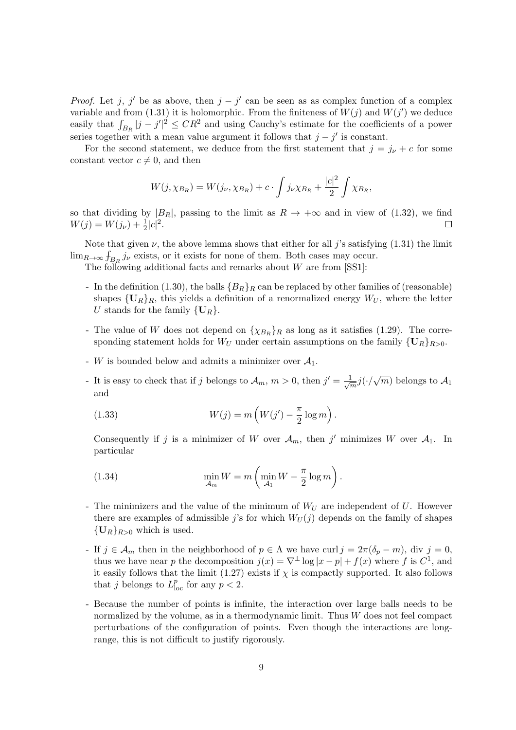*Proof.* Let $j$, $j'$ be as above, then $j - j'$ can be seen as as complex function of a complex variable and from (1.31) it is holomorphic. From the finiteness of $W(j)$ and $W(j')$ we deduce easily that $\int_{B_R} |j - j'|^2 \le CR^2$ and using Cauchy's estimate for the coefficients of a power series together with a mean value argument it follows that $j - j'$ is constant.

For the second statement, we deduce from the first statement that $j = j_\nu + c$ for some constant vector $c \neq 0$, and then

$$W(j, \chi_{B_R}) = W(j_\nu, \chi_{B_R}) + c \cdot \int j_\nu \chi_{B_R} + \frac{|c|^2}{2} \int \chi_{B_R},$$

so that dividing by $|B_R|$, passing to the limit as $R \to +\infty$ and in view of (1.32), we find $W(j) = W(j_\nu) + \frac{1}{2}|c|^2$. □

Note that given $\nu$, the above lemma shows that either for all $j$'s satisfying (1.31) the limit $\lim_{R\to\infty} \fint_{B_R} j_\nu$ exists, or it exists for none of them. Both cases may occur.

The following additional facts and remarks about $W$ are from [SS1]:

- In the definition (1.30), the balls $\{B_R\}_R$ can be replaced by other families of (reasonable) shapes $\{\mathbf{U}_R\}_R$, this yields a definition of a renormalized energy $W_U$, where the letter $U$ stands for the family $\{\mathbf{U}_R\}$.
- The value of $W$ does not depend on $\{\chi_{B_R}\}_R$ as long as it satisfies (1.29). The corresponding statement holds for $W_U$ under certain assumptions on the family $\{\mathbf{U}_R\}_{R>0}$.
- $W$ is bounded below and admits a minimizer over $\mathcal{A}_1$.
- It is easy to check that if $j$ belongs to $\mathcal{A}_m$, $m > 0$, then $j' = \frac{1}{\sqrt{m}} j(\cdot/\sqrt{m})$ belongs to $\mathcal{A}_1$ and

$$W(j) = m\left(W(j') - \frac{\pi}{2}\log m\right). \tag{1.33}$$

  Consequently if $j$ is a minimizer of $W$ over $\mathcal{A}_m$, then $j'$ minimizes $W$ over $\mathcal{A}_1$. In particular

$$\min_{\mathcal{A}_m} W = m\left(\min_{\mathcal{A}_1} W - \frac{\pi}{2}\log m\right). \tag{1.34}$$

- The minimizers and the value of the minimum of $W_U$ are independent of $U$. However there are examples of admissible $j$'s for which $W_U(j)$ depends on the family of shapes $\{\mathbf{U}_R\}_{R>0}$ which is used.
- If $j \in \mathcal{A}_m$ then in the neighborhood of $p \in \Lambda$ we have $\operatorname{curl} j = 2\pi(\delta_p - m)$, $\operatorname{div}\, j = 0$, thus we have near $p$ the decomposition $j(x) = \nabla^\perp \log|x - p| + f(x)$ where $f$ is $C^1$, and it easily follows that the limit (1.27) exists if $\chi$ is compactly supported. It also follows that $j$ belongs to $L^p_{\mathrm{loc}}$ for any $p < 2$.
- Because the number of points is infinite, the interaction over large balls needs to be normalized by the volume, as in a thermodynamic limit. Thus $W$ does not feel compact perturbations of the configuration of points. Even though the interactions are long-range, this is not difficult to justify rigorously.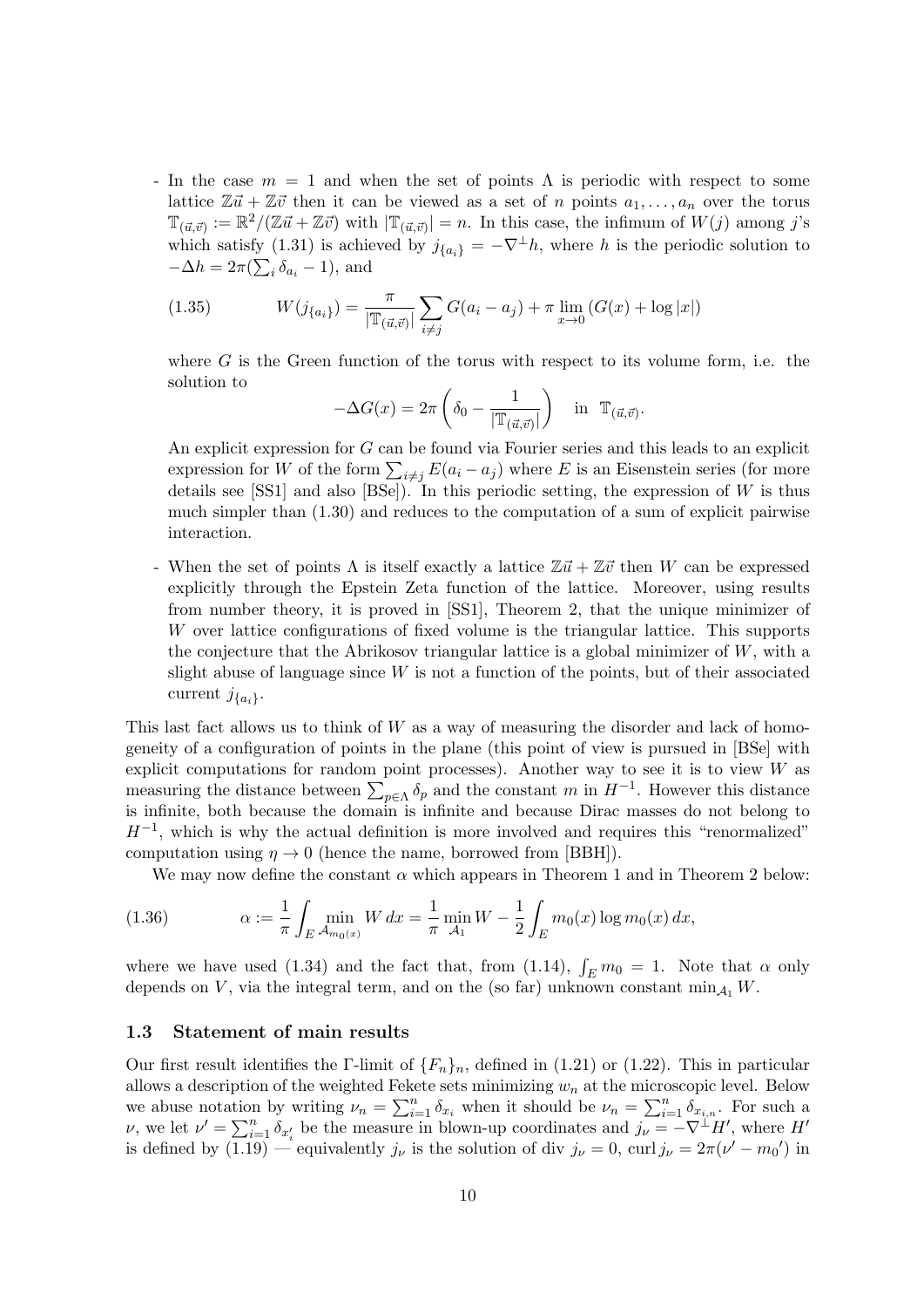- In the case $m = 1$ and when the set of points $\Lambda$ is periodic with respect to some lattice $\mathbb{Z}\vec{u} + \mathbb{Z}\vec{v}$ then it can be viewed as a set of $n$ points $a_1, \ldots, a_n$ over the torus $\mathbb{T}_{(\vec{u},\vec{v})} := \mathbb{R}^2/(\mathbb{Z}\vec{u} + \mathbb{Z}\vec{v})$ with $|\mathbb{T}_{(\vec{u},\vec{v})}| = n$. In this case, the infimum of $W(j)$ among $j$'s which satisfy (1.31) is achieved by $j_{\{a_i\}} = -\nabla^\perp h$, where $h$ is the periodic solution to $-\Delta h = 2\pi(\sum_i \delta_{a_i} - 1)$, and

$$W(j_{\{a_i\}}) = \frac{\pi}{|\mathbb{T}_{(\vec{u},\vec{v})}|} \sum_{i \neq j} G(a_i - a_j) + \pi \lim_{x \to 0} (G(x) + \log |x|) \tag{1.35}$$

where $G$ is the Green function of the torus with respect to its volume form, i.e. the solution to

$$-\Delta G(x) = 2\pi \left( \delta_0 - \frac{1}{|\mathbb{T}_{(\vec{u},\vec{v})}|} \right) \quad \text{in } \mathbb{T}_{(\vec{u},\vec{v})}.$$

An explicit expression for $G$ can be found via Fourier series and this leads to an explicit expression for $W$ of the form $\sum_{i \neq j} E(a_i - a_j)$ where $E$ is an Eisenstein series (for more details see [SS1] and also [BSe]). In this periodic setting, the expression of $W$ is thus much simpler than (1.30) and reduces to the computation of a sum of explicit pairwise interaction.

- When the set of points $\Lambda$ is itself exactly a lattice $\mathbb{Z}\vec{u} + \mathbb{Z}\vec{v}$ then $W$ can be expressed explicitly through the Epstein Zeta function of the lattice. Moreover, using results from number theory, it is proved in [SS1], Theorem 2, that the unique minimizer of $W$ over lattice configurations of fixed volume is the triangular lattice. This supports the conjecture that the Abrikosov triangular lattice is a global minimizer of $W$, with a slight abuse of language since $W$ is not a function of the points, but of their associated current $j_{\{a_i\}}$.

This last fact allows us to think of $W$ as a way of measuring the disorder and lack of homogeneity of a configuration of points in the plane (this point of view is pursued in [BSe] with explicit computations for random point processes). Another way to see it is to view $W$ as measuring the distance between $\sum_{p \in \Lambda} \delta_p$ and the constant $m$ in $H^{-1}$. However this distance is infinite, both because the domain is infinite and because Dirac masses do not belong to $H^{-1}$, which is why the actual definition is more involved and requires this "renormalized" computation using $\eta \to 0$ (hence the name, borrowed from [BBH]).

We may now define the constant $\alpha$ which appears in Theorem 1 and in Theorem 2 below:

$$\alpha := \frac{1}{\pi} \int_E \min_{\mathcal{A}_{m_0(x)}} W \, dx = \frac{1}{\pi} \min_{\mathcal{A}_1} W - \frac{1}{2} \int_E m_0(x) \log m_0(x) \, dx, \tag{1.36}$$

where we have used (1.34) and the fact that, from (1.14), $\int_E m_0 = 1$. Note that $\alpha$ only depends on $V$, via the integral term, and on the (so far) unknown constant $\min_{\mathcal{A}_1} W$.

### 1.3 Statement of main results

Our first result identifies the $\Gamma$-limit of $\{F_n\}_n$, defined in (1.21) or (1.22). This in particular allows a description of the weighted Fekete sets minimizing $w_n$ at the microscopic level. Below we abuse notation by writing $\nu_n = \sum_{i=1}^n \delta_{x_i}$ when it should be $\nu_n = \sum_{i=1}^n \delta_{x_{i,n}}$. For such a $\nu$, we let $\nu' = \sum_{i=1}^n \delta_{x'_i}$ be the measure in blown-up coordinates and $j_\nu = -\nabla^\perp H'$, where $H'$ is defined by (1.19) — equivalently $j_\nu$ is the solution of $\operatorname{div} j_\nu = 0$, $\operatorname{curl} j_\nu = 2\pi(\nu' - m_0')$ in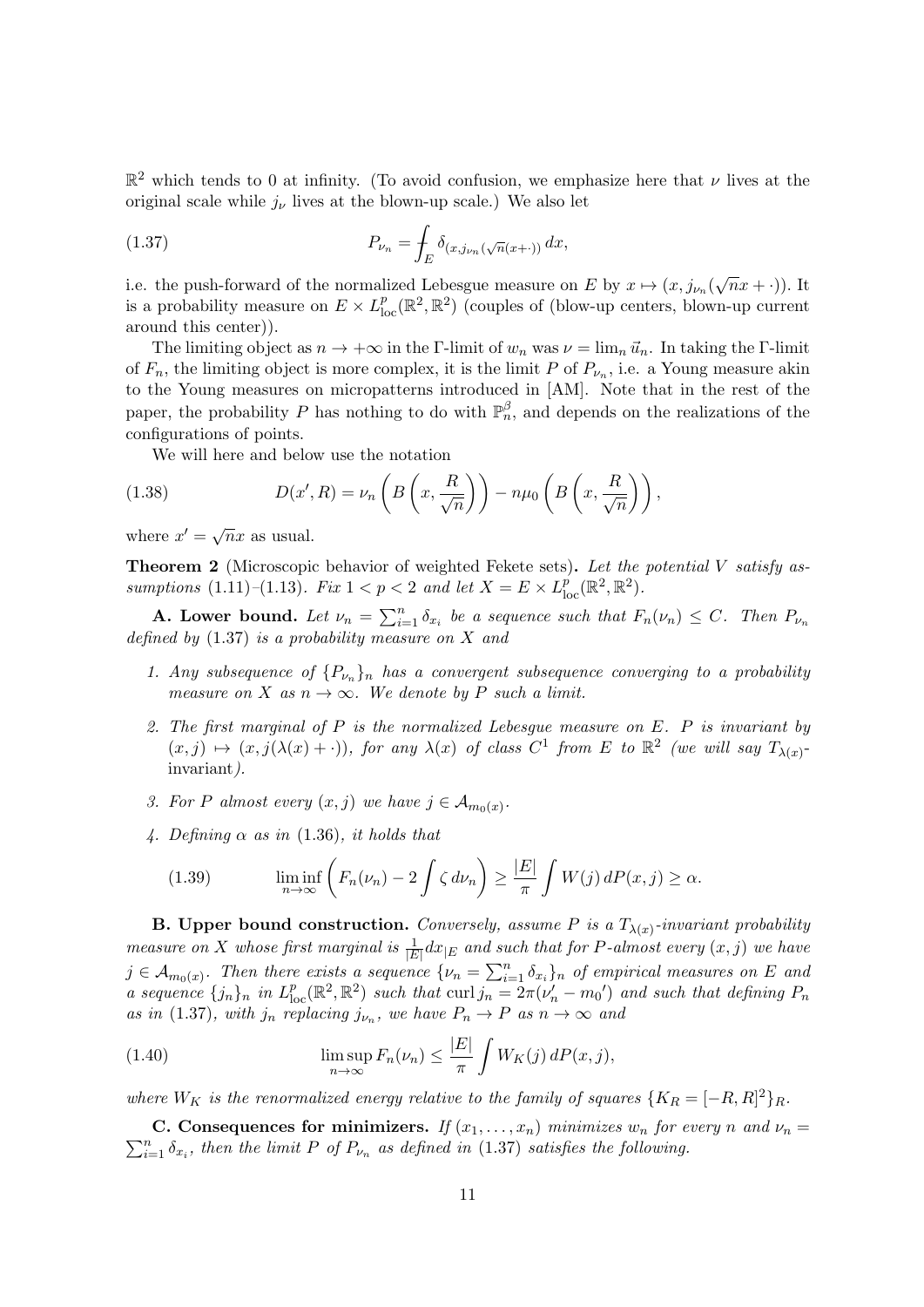$\mathbb{R}^2$ which tends to 0 at infinity. (To avoid confusion, we emphasize here that $\nu$ lives at the original scale while $j_\nu$ lives at the blown-up scale.) We also let

$$P_{\nu_n} = \fint_E \delta_{(x, j_{\nu_n}(\sqrt{n}(x+\cdot))}\, dx, \tag{1.37}$$

i.e. the push-forward of the normalized Lebesgue measure on $E$ by $x \mapsto (x, j_{\nu_n}(\sqrt{n}x + \cdot))$. It is a probability measure on $E \times L^p_{\text{loc}}(\mathbb{R}^2, \mathbb{R}^2)$ (couples of (blow-up centers, blown-up current around this center)).

The limiting object as $n \to +\infty$ in the $\Gamma$-limit of $w_n$ was $\nu = \lim_n \vec{u}_n$. In taking the $\Gamma$-limit of $F_n$, the limiting object is more complex, it is the limit $P$ of $P_{\nu_n}$, i.e. a Young measure akin to the Young measures on micropatterns introduced in [AM]. Note that in the rest of the paper, the probability $P$ has nothing to do with $\mathbb{P}_n^\beta$, and depends on the realizations of the configurations of points.

We will here and below use the notation

$$D(x', R) = \nu_n\left(B\left(x, \frac{R}{\sqrt{n}}\right)\right) - n\mu_0\left(B\left(x, \frac{R}{\sqrt{n}}\right)\right), \tag{1.38}$$

where $x' = \sqrt{n}x$ as usual.

**Theorem 2** (Microscopic behavior of weighted Fekete sets)**.** *Let the potential $V$ satisfy assumptions (1.11)–(1.13). Fix $1 < p < 2$ and let $X = E \times L^p_{\text{loc}}(\mathbb{R}^2, \mathbb{R}^2)$.*

**A. Lower bound.** *Let $\nu_n = \sum_{i=1}^n \delta_{x_i}$ be a sequence such that $F_n(\nu_n) \le C$. Then $P_{\nu_n}$ defined by (1.37) is a probability measure on $X$ and*

1. *Any subsequence of $\{P_{\nu_n}\}_n$ has a convergent subsequence converging to a probability measure on $X$ as $n \to \infty$. We denote by $P$ such a limit.*
2. *The first marginal of $P$ is the normalized Lebesgue measure on $E$. $P$ is invariant by $(x, j) \mapsto (x, j(\lambda(x) + \cdot))$, for any $\lambda(x)$ of class $C^1$ from $E$ to $\mathbb{R}^2$ (we will say $T_{\lambda(x)}$-*invariant*).*
3. *For $P$ almost every $(x, j)$ we have $j \in \mathcal{A}_{m_0(x)}$.*
4. *Defining $\alpha$ as in (1.36), it holds that*

$$\liminf_{n\to\infty} \left( F_n(\nu_n) - 2\int \zeta\, d\nu_n \right) \ge \frac{|E|}{\pi} \int W(j)\, dP(x, j) \ge \alpha. \tag{1.39}$$

**B. Upper bound construction.** *Conversely, assume $P$ is a $T_{\lambda(x)}$-invariant probability measure on $X$ whose first marginal is $\frac{1}{|E|}dx_{|E}$ and such that for $P$-almost every $(x, j)$ we have $j \in \mathcal{A}_{m_0(x)}$. Then there exists a sequence $\{\nu_n = \sum_{i=1}^n \delta_{x_i}\}_n$ of empirical measures on $E$ and a sequence $\{j_n\}_n$ in $L^p_{\text{loc}}(\mathbb{R}^2, \mathbb{R}^2)$ such that $\operatorname{curl} j_n = 2\pi(\nu_n' - m_0')$ and such that defining $P_n$ as in (1.37), with $j_n$ replacing $j_{\nu_n}$, we have $P_n \to P$ as $n \to \infty$ and*

$$\limsup_{n\to\infty} F_n(\nu_n) \le \frac{|E|}{\pi} \int W_K(j)\, dP(x, j), \tag{1.40}$$

*where $W_K$ is the renormalized energy relative to the family of squares $\{K_R = [-R, R]^2\}_R$.*

**C. Consequences for minimizers.** *If $(x_1, \dots, x_n)$ minimizes $w_n$ for every $n$ and $\nu_n = \sum_{i=1}^n \delta_{x_i}$, then the limit $P$ of $P_{\nu_n}$ as defined in (1.37) satisfies the following.*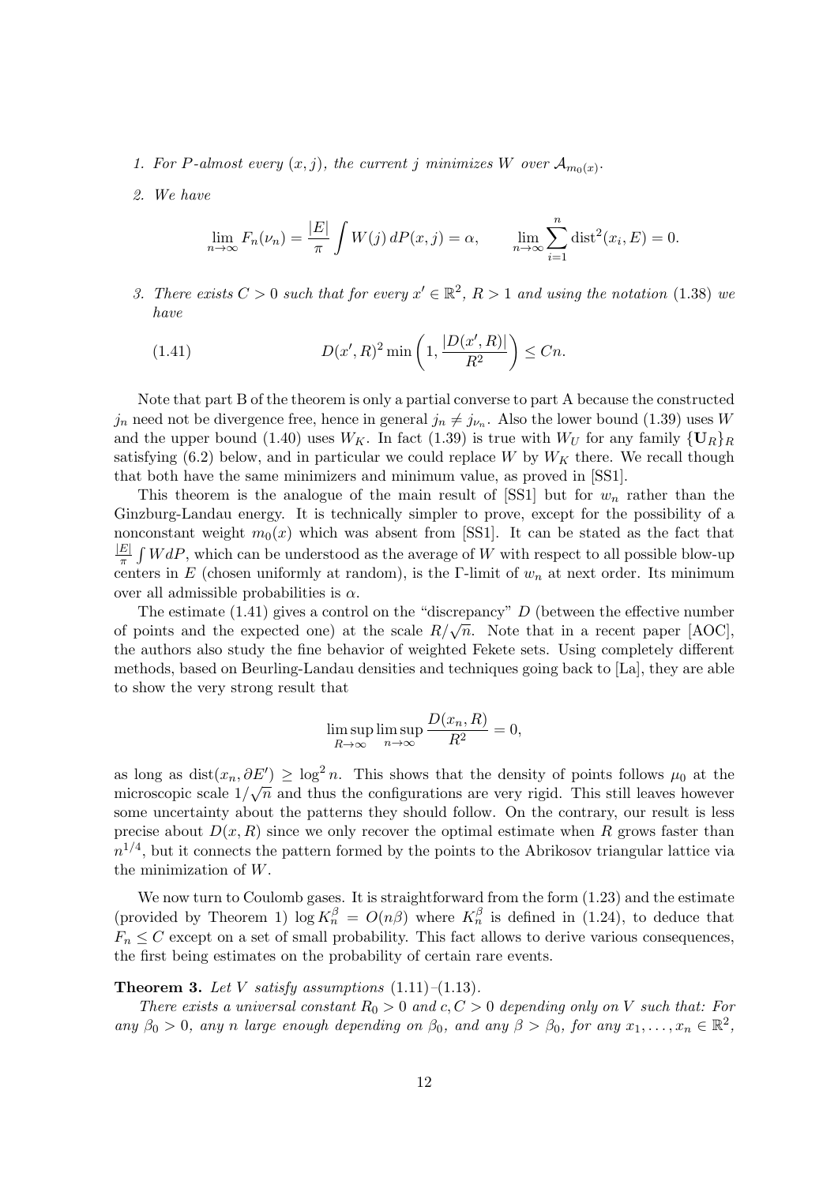1. *For $P$-almost every $(x, j)$, the current $j$ minimizes $W$ over $\mathcal{A}_{m_0(x)}$.*

2. *We have*

$$\lim_{n\to\infty} F_n(\nu_n) = \frac{|E|}{\pi}\int W(j)\, dP(x,j) = \alpha, \qquad \lim_{n\to\infty}\sum_{i=1}^n \operatorname{dist}^2(x_i, E) = 0.$$

3. *There exists $C > 0$ such that for every $x' \in \mathbb{R}^2$, $R > 1$ and using the notation (1.38) we have*

$$D(x', R)^2 \min\left(1, \frac{|D(x', R)|}{R^2}\right) \le Cn. \tag{1.41}$$

Note that part B of the theorem is only a partial converse to part A because the constructed $j_n$ need not be divergence free, hence in general $j_n \neq j_{\nu_n}$. Also the lower bound (1.39) uses $W$ and the upper bound (1.40) uses $W_K$. In fact (1.39) is true with $W_U$ for any family $\{\mathbf{U}_R\}_R$ satisfying (6.2) below, and in particular we could replace $W$ by $W_K$ there. We recall though that both have the same minimizers and minimum value, as proved in [SS1].

This theorem is the analogue of the main result of [SS1] but for $w_n$ rather than the Ginzburg-Landau energy. It is technically simpler to prove, except for the possibility of a nonconstant weight $m_0(x)$ which was absent from [SS1]. It can be stated as the fact that $\frac{|E|}{\pi}\int W dP$, which can be understood as the average of $W$ with respect to all possible blow-up centers in $E$ (chosen uniformly at random), is the $\Gamma$-limit of $w_n$ at next order. Its minimum over all admissible probabilities is $\alpha$.

The estimate (1.41) gives a control on the "discrepancy" $D$ (between the effective number of points and the expected one) at the scale $R/\sqrt{n}$. Note that in a recent paper [AOC], the authors also study the fine behavior of weighted Fekete sets. Using completely different methods, based on Beurling-Landau densities and techniques going back to [La], they are able to show the very strong result that

$$\limsup_{R\to\infty}\limsup_{n\to\infty}\frac{D(x_n, R)}{R^2} = 0,$$

as long as $\operatorname{dist}(x_n, \partial E') \ge \log^2 n$. This shows that the density of points follows $\mu_0$ at the microscopic scale $1/\sqrt{n}$ and thus the configurations are very rigid. This still leaves however some uncertainty about the patterns they should follow. On the contrary, our result is less precise about $D(x, R)$ since we only recover the optimal estimate when $R$ grows faster than $n^{1/4}$, but it connects the pattern formed by the points to the Abrikosov triangular lattice via the minimization of $W$.

We now turn to Coulomb gases. It is straightforward from the form (1.23) and the estimate (provided by Theorem 1) $\log K_n^\beta = O(n\beta)$ where $K_n^\beta$ is defined in (1.24), to deduce that $F_n \le C$ except on a set of small probability. This fact allows to derive various consequences, the first being estimates on the probability of certain rare events.

**Theorem 3.** *Let $V$ satisfy assumptions (1.11)–(1.13).*

*There exists a universal constant $R_0 > 0$ and $c, C > 0$ depending only on $V$ such that: For any $\beta_0 > 0$, any $n$ large enough depending on $\beta_0$, and any $\beta > \beta_0$, for any $x_1, \dots, x_n \in \mathbb{R}^2$,*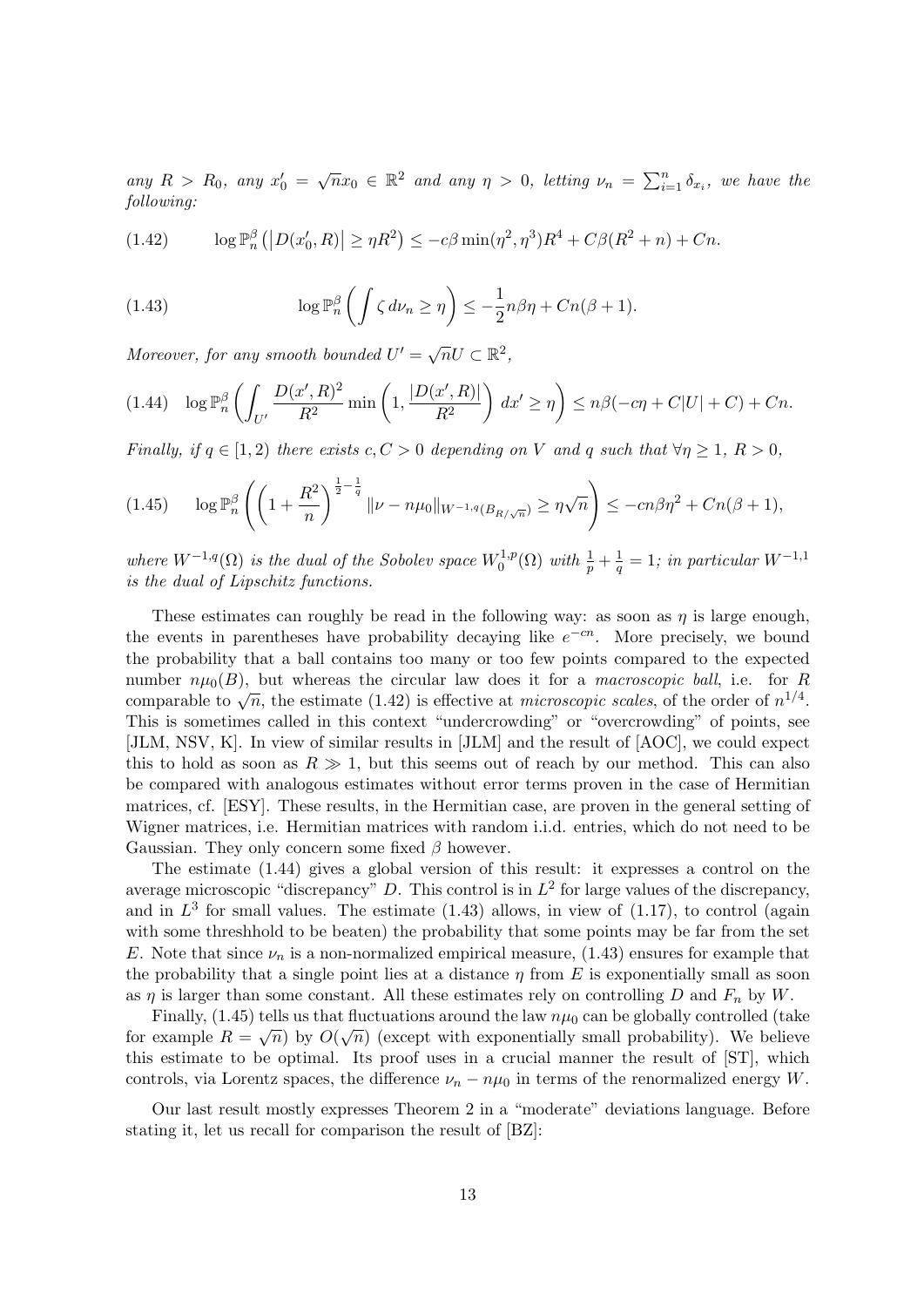*any $R > R_0$, any $x_0' = \sqrt{n}x_0 \in \mathbb{R}^2$ and any $\eta > 0$, letting $\nu_n = \sum_{i=1}^n \delta_{x_i}$, we have the following:*

$$\log \mathbb{P}_n^\beta\left(\left|D(x_0', R)\right| \geq \eta R^2\right) \leq -c\beta \min(\eta^2, \eta^3) R^4 + C\beta(R^2 + n) + Cn. \tag{1.42}$$

$$\log \mathbb{P}_n^\beta\left(\int \zeta \, d\nu_n \geq \eta\right) \leq -\frac{1}{2} n\beta\eta + Cn(\beta + 1). \tag{1.43}$$

*Moreover, for any smooth bounded $U' = \sqrt{n}U \subset \mathbb{R}^2$,*

$$\log \mathbb{P}_n^\beta\left(\int_{U'} \frac{D(x', R)^2}{R^2} \min\left(1, \frac{|D(x', R)|}{R^2}\right) dx' \geq \eta\right) \leq n\beta(-c\eta + C|U| + C) + Cn. \tag{1.44}$$

*Finally, if $q \in [1, 2)$ there exists $c, C > 0$ depending on $V$ and $q$ such that $\forall \eta \geq 1$, $R > 0$,*

$$\log \mathbb{P}_n^\beta\left(\left(1 + \frac{R^2}{n}\right)^{\frac{1}{2} - \frac{1}{q}} \|\nu - n\mu_0\|_{W^{-1,q}(B_{R/\sqrt{n}})} \geq \eta\sqrt{n}\right) \leq -cn\beta\eta^2 + Cn(\beta + 1), \tag{1.45}$$

*where $W^{-1,q}(\Omega)$ is the dual of the Sobolev space $W_0^{1,p}(\Omega)$ with $\frac{1}{p} + \frac{1}{q} = 1$; in particular $W^{-1,1}$ is the dual of Lipschitz functions.*

These estimates can roughly be read in the following way: as soon as $\eta$ is large enough, the events in parentheses have probability decaying like $e^{-cn}$. More precisely, we bound the probability that a ball contains too many or too few points compared to the expected number $n\mu_0(B)$, but whereas the circular law does it for a *macroscopic ball*, i.e. for $R$ comparable to $\sqrt{n}$, the estimate (1.42) is effective at *microscopic scales*, of the order of $n^{1/4}$. This is sometimes called in this context "undercrowding" or "overcrowding" of points, see [JLM, NSV, K]. In view of similar results in [JLM] and the result of [AOC], we could expect this to hold as soon as $R \gg 1$, but this seems out of reach by our method. This can also be compared with analogous estimates without error terms proven in the case of Hermitian matrices, cf. [ESY]. These results, in the Hermitian case, are proven in the general setting of Wigner matrices, i.e. Hermitian matrices with random i.i.d. entries, which do not need to be Gaussian. They only concern some fixed $\beta$ however.

The estimate (1.44) gives a global version of this result: it expresses a control on the average microscopic "discrepancy" $D$. This control is in $L^2$ for large values of the discrepancy, and in $L^3$ for small values. The estimate (1.43) allows, in view of (1.17), to control (again with some threshhold to be beaten) the probability that some points may be far from the set $E$. Note that since $\nu_n$ is a non-normalized empirical measure, (1.43) ensures for example that the probability that a single point lies at a distance $\eta$ from $E$ is exponentially small as soon as $\eta$ is larger than some constant. All these estimates rely on controlling $D$ and $F_n$ by $W$.

Finally, (1.45) tells us that fluctuations around the law $n\mu_0$ can be globally controlled (take for example $R = \sqrt{n}$) by $O(\sqrt{n})$ (except with exponentially small probability). We believe this estimate to be optimal. Its proof uses in a crucial manner the result of [ST], which controls, via Lorentz spaces, the difference $\nu_n - n\mu_0$ in terms of the renormalized energy $W$.

Our last result mostly expresses Theorem 2 in a "moderate" deviations language. Before stating it, let us recall for comparison the result of [BZ]: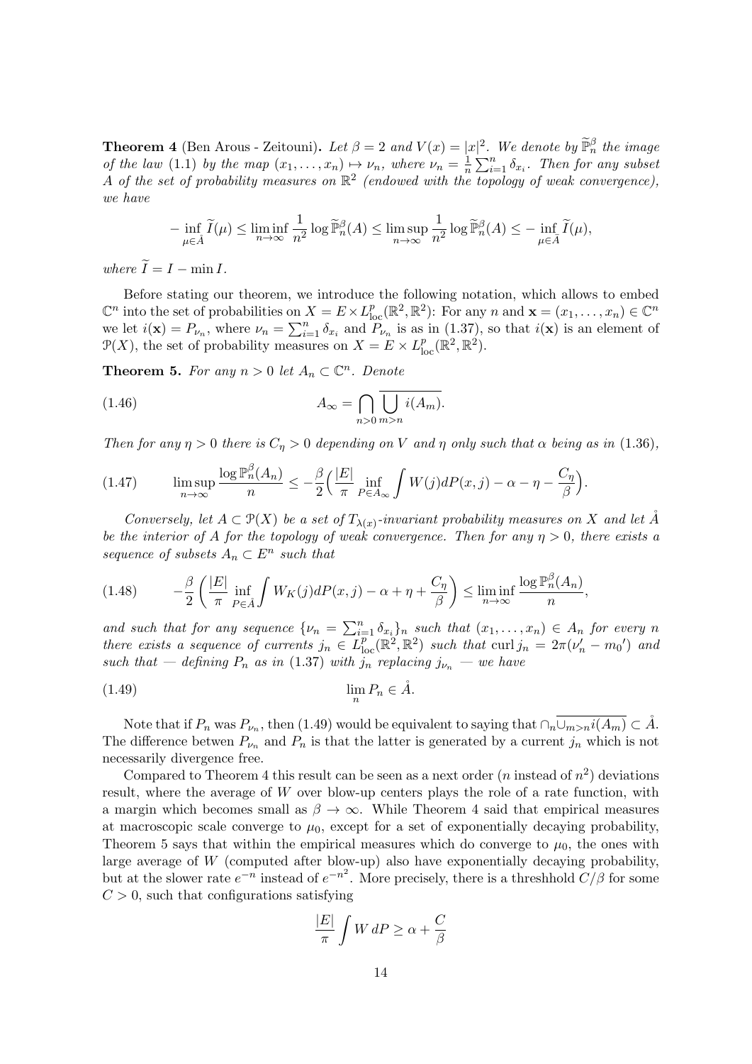**Theorem 4** (Ben Arous - Zeitouni)**.** *Let $\beta = 2$ and $V(x) = |x|^2$. We denote by $\widetilde{\mathbb{P}}_n^\beta$ the image of the law (1.1) by the map $(x_1, \ldots, x_n) \mapsto \nu_n$, where $\nu_n = \frac{1}{n}\sum_{i=1}^n \delta_{x_i}$. Then for any subset $A$ of the set of probability measures on $\mathbb{R}^2$ (endowed with the topology of weak convergence), we have*

$$-\inf_{\mu \in \mathring{A}} \widetilde{I}(\mu) \le \liminf_{n\to\infty} \frac{1}{n^2} \log \widetilde{\mathbb{P}}_n^\beta(A) \le \limsup_{n\to\infty} \frac{1}{n^2} \log \widetilde{\mathbb{P}}_n^\beta(A) \le -\inf_{\mu \in \bar{A}} \widetilde{I}(\mu),$$

*where $\widetilde{I} = I - \min I$.*

Before stating our theorem, we introduce the following notation, which allows to embed $\mathbb{C}^n$ into the set of probabilities on $X = E \times L^p_{\text{loc}}(\mathbb{R}^2, \mathbb{R}^2)$: For any $n$ and $\mathbf{x} = (x_1, \ldots, x_n) \in \mathbb{C}^n$ we let $i(\mathbf{x}) = P_{\nu_n}$, where $\nu_n = \sum_{i=1}^n \delta_{x_i}$ and $P_{\nu_n}$ is as in (1.37), so that $i(\mathbf{x})$ is an element of $\mathcal{P}(X)$, the set of probability measures on $X = E \times L^p_{\text{loc}}(\mathbb{R}^2, \mathbb{R}^2)$.

**Theorem 5.** *For any $n > 0$ let $A_n \subset \mathbb{C}^n$. Denote*

$$A_\infty = \bigcap_{n>0} \overline{\bigcup_{m>n} i(A_m)}. \tag{1.46}$$

*Then for any $\eta > 0$ there is $C_\eta > 0$ depending on $V$ and $\eta$ only such that $\alpha$ being as in (1.36),*

$$\limsup_{n\to\infty} \frac{\log \mathbb{P}_n^\beta(A_n)}{n} \le -\frac{\beta}{2}\Big(\frac{|E|}{\pi} \inf_{P \in A_\infty} \int W(j)\,dP(x,j) - \alpha - \eta - \frac{C_\eta}{\beta}\Big). \tag{1.47}$$

*Conversely, let $A \subset \mathcal{P}(X)$ be a set of $T_{\lambda(x)}$-invariant probability measures on $X$ and let $\mathring{A}$ be the interior of $A$ for the topology of weak convergence. Then for any $\eta > 0$, there exists a sequence of subsets $A_n \subset E^n$ such that*

$$-\frac{\beta}{2}\left(\frac{|E|}{\pi} \inf_{P \in \mathring{A}} \int W_K(j)\,dP(x,j) - \alpha + \eta + \frac{C_\eta}{\beta}\right) \le \liminf_{n\to\infty} \frac{\log \mathbb{P}_n^\beta(A_n)}{n}, \tag{1.48}$$

*and such that for any sequence $\{\nu_n = \sum_{i=1}^n \delta_{x_i}\}_n$ such that $(x_1, \ldots, x_n) \in A_n$ for every $n$ there exists a sequence of currents $j_n \in L^p_{\text{loc}}(\mathbb{R}^2, \mathbb{R}^2)$ such that $\operatorname{curl} j_n = 2\pi(\nu_n' - m_0')$ and such that — defining $P_n$ as in (1.37) with $j_n$ replacing $j_{\nu_n}$ — we have*

$$\lim_n P_n \in \mathring{A}. \tag{1.49}$$

Note that if $P_n$ was $P_{\nu_n}$, then (1.49) would be equivalent to saying that $\cap_n \overline{\cup_{m>n} i(A_m)} \subset \mathring{A}$. The difference betwen $P_{\nu_n}$ and $P_n$ is that the latter is generated by a current $j_n$ which is not necessarily divergence free.

Compared to Theorem 4 this result can be seen as a next order ($n$ instead of $n^2$) deviations result, where the average of $W$ over blow-up centers plays the role of a rate function, with a margin which becomes small as $\beta \to \infty$. While Theorem 4 said that empirical measures at macroscopic scale converge to $\mu_0$, except for a set of exponentially decaying probability, Theorem 5 says that within the empirical measures which do converge to $\mu_0$, the ones with large average of $W$ (computed after blow-up) also have exponentially decaying probability, but at the slower rate $e^{-n}$ instead of $e^{-n^2}$. More precisely, there is a threshhold $C/\beta$ for some $C > 0$, such that configurations satisfying

$$\frac{|E|}{\pi} \int W\,dP \ge \alpha + \frac{C}{\beta}$$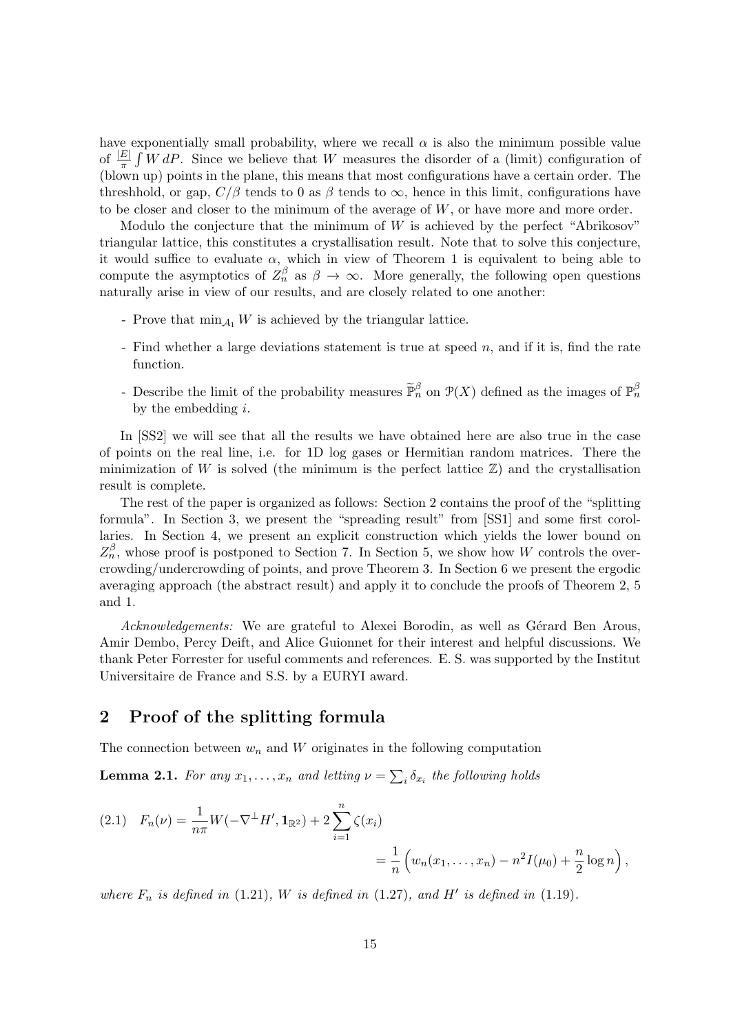have exponentially small probability, where we recall $\alpha$ is also the minimum possible value of $\frac{|E|}{\pi}\int W\,dP$. Since we believe that $W$ measures the disorder of a (limit) configuration of (blown up) points in the plane, this means that most configurations have a certain order. The threshhold, or gap, $C/\beta$ tends to 0 as $\beta$ tends to $\infty$, hence in this limit, configurations have to be closer and closer to the minimum of the average of $W$, or have more and more order.

Modulo the conjecture that the minimum of $W$ is achieved by the perfect "Abrikosov" triangular lattice, this constitutes a crystallisation result. Note that to solve this conjecture, it would suffice to evaluate $\alpha$, which in view of Theorem 1 is equivalent to being able to compute the asymptotics of $Z_n^\beta$ as $\beta \to \infty$. More generally, the following open questions naturally arise in view of our results, and are closely related to one another:

- Prove that $\min_{\mathcal{A}_1} W$ is achieved by the triangular lattice.
- Find whether a large deviations statement is true at speed $n$, and if it is, find the rate function.
- Describe the limit of the probability measures $\widetilde{\mathbb{P}}_n^\beta$ on $\mathcal{P}(X)$ defined as the images of $\mathbb{P}_n^\beta$ by the embedding $i$.

In [SS2] we will see that all the results we have obtained here are also true in the case of points on the real line, i.e. for 1D log gases or Hermitian random matrices. There the minimization of $W$ is solved (the minimum is the perfect lattice $\mathbb{Z}$) and the crystallisation result is complete.

The rest of the paper is organized as follows: Section 2 contains the proof of the "splitting formula". In Section 3, we present the "spreading result" from [SS1] and some first corollaries. In Section 4, we present an explicit construction which yields the lower bound on $Z_n^\beta$, whose proof is postponed to Section 7. In Section 5, we show how $W$ controls the overcrowding/undercrowding of points, and prove Theorem 3. In Section 6 we present the ergodic averaging approach (the abstract result) and apply it to conclude the proofs of Theorem 2, 5 and 1.

*Acknowledgements:* We are grateful to Alexei Borodin, as well as Gérard Ben Arous, Amir Dembo, Percy Deift, and Alice Guionnet for their interest and helpful discussions. We thank Peter Forrester for useful comments and references. E. S. was supported by the Institut Universitaire de France and S.S. by a EURYI award.

## 2 Proof of the splitting formula

The connection between $w_n$ and $W$ originates in the following computation

**Lemma 2.1.** *For any $x_1, \ldots, x_n$ and letting $\nu = \sum_i \delta_{x_i}$ the following holds*

$$
\begin{aligned}
(2.1) \quad F_n(\nu) &= \frac{1}{n\pi} W(-\nabla^\perp H', \mathbf{1}_{\mathbb{R}^2}) + 2\sum_{i=1}^n \zeta(x_i) \\
&= \frac{1}{n}\left(w_n(x_1,\ldots,x_n) - n^2 I(\mu_0) + \frac{n}{2}\log n\right),
\end{aligned}
$$

*where $F_n$ is defined in (1.21), $W$ is defined in (1.27), and $H'$ is defined in (1.19).*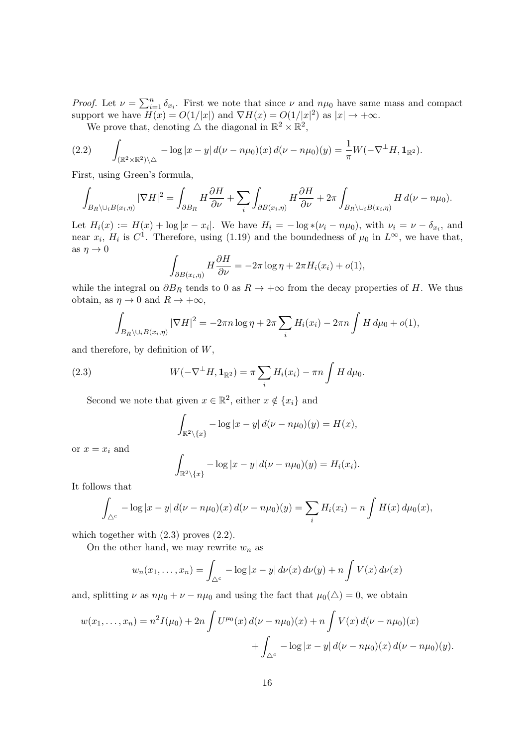*Proof.* Let $\nu = \sum_{i=1}^n \delta_{x_i}$. First we note that since $\nu$ and $n\mu_0$ have same mass and compact support we have $H(x) = O(1/|x|)$ and $\nabla H(x) = O(1/|x|^2)$ as $|x| \to +\infty$.

We prove that, denoting $\triangle$ the diagonal in $\mathbb{R}^2 \times \mathbb{R}^2$,

$$\int_{(\mathbb{R}^2\times\mathbb{R}^2)\setminus\triangle} -\log|x-y|\,d(\nu - n\mu_0)(x)\,d(\nu-n\mu_0)(y) = \frac{1}{\pi} W(-\nabla^\perp H, \mathbf{1}_{\mathbb{R}^2}). \tag{2.2}$$

First, using Green's formula,

$$\int_{B_R\setminus\cup_i B(x_i,\eta)} |\nabla H|^2 = \int_{\partial B_R} H\frac{\partial H}{\partial \nu} + \sum_i \int_{\partial B(x_i,\eta)} H\frac{\partial H}{\partial\nu} + 2\pi \int_{B_R\setminus\cup_i B(x_i,\eta)} H\,d(\nu - n\mu_0).$$

Let $H_i(x) := H(x) + \log|x-x_i|$. We have $H_i = -\log *(\nu_i - n\mu_0)$, with $\nu_i = \nu - \delta_{x_i}$, and near $x_i$, $H_i$ is $C^1$. Therefore, using (1.19) and the boundedness of $\mu_0$ in $L^\infty$, we have that, as $\eta \to 0$

$$\int_{\partial B(x_i,\eta)} H\frac{\partial H}{\partial\nu} = -2\pi\log\eta + 2\pi H_i(x_i) + o(1),$$

while the integral on $\partial B_R$ tends to 0 as $R\to+\infty$ from the decay properties of $H$. We thus obtain, as $\eta\to 0$ and $R\to+\infty$,

$$\int_{B_R\setminus\cup_i B(x_i,\eta)} |\nabla H|^2 = -2\pi n\log\eta + 2\pi\sum_i H_i(x_i) - 2\pi n\int H\,d\mu_0 + o(1),$$

and therefore, by definition of $W$,

$$W(-\nabla^\perp H, \mathbf{1}_{\mathbb{R}^2}) = \pi\sum_i H_i(x_i) - \pi n\int H\,d\mu_0. \tag{2.3}$$

Second we note that given $x\in\mathbb{R}^2$, either $x\notin\{x_i\}$ and

$$\int_{\mathbb{R}^2\setminus\{x\}} -\log|x-y|\,d(\nu-n\mu_0)(y) = H(x),$$

or $x = x_i$ and

$$\int_{\mathbb{R}^2\setminus\{x\}} -\log|x-y|\,d(\nu-n\mu_0)(y) = H_i(x_i).$$

It follows that

$$\int_{\triangle^c} -\log|x-y|\,d(\nu-n\mu_0)(x)\,d(\nu-n\mu_0)(y) = \sum_i H_i(x_i) - n\int H(x)\,d\mu_0(x),$$

which together with (2.3) proves (2.2).

On the other hand, we may rewrite $w_n$ as

$$w_n(x_1,\dots,x_n) = \int_{\triangle^c} -\log|x-y|\,d\nu(x)\,d\nu(y) + n\int V(x)\,d\nu(x)$$

and, splitting $\nu$ as $n\mu_0 + \nu - n\mu_0$ and using the fact that $\mu_0(\triangle) = 0$, we obtain

$$w(x_1,\dots,x_n) = n^2 I(\mu_0) + 2n\int U^{\mu_0}(x)\,d(\nu-n\mu_0)(x) + n\int V(x)\,d(\nu-n\mu_0)(x)$$
$$+ \int_{\triangle^c} -\log|x-y|\,d(\nu-n\mu_0)(x)\,d(\nu-n\mu_0)(y).$$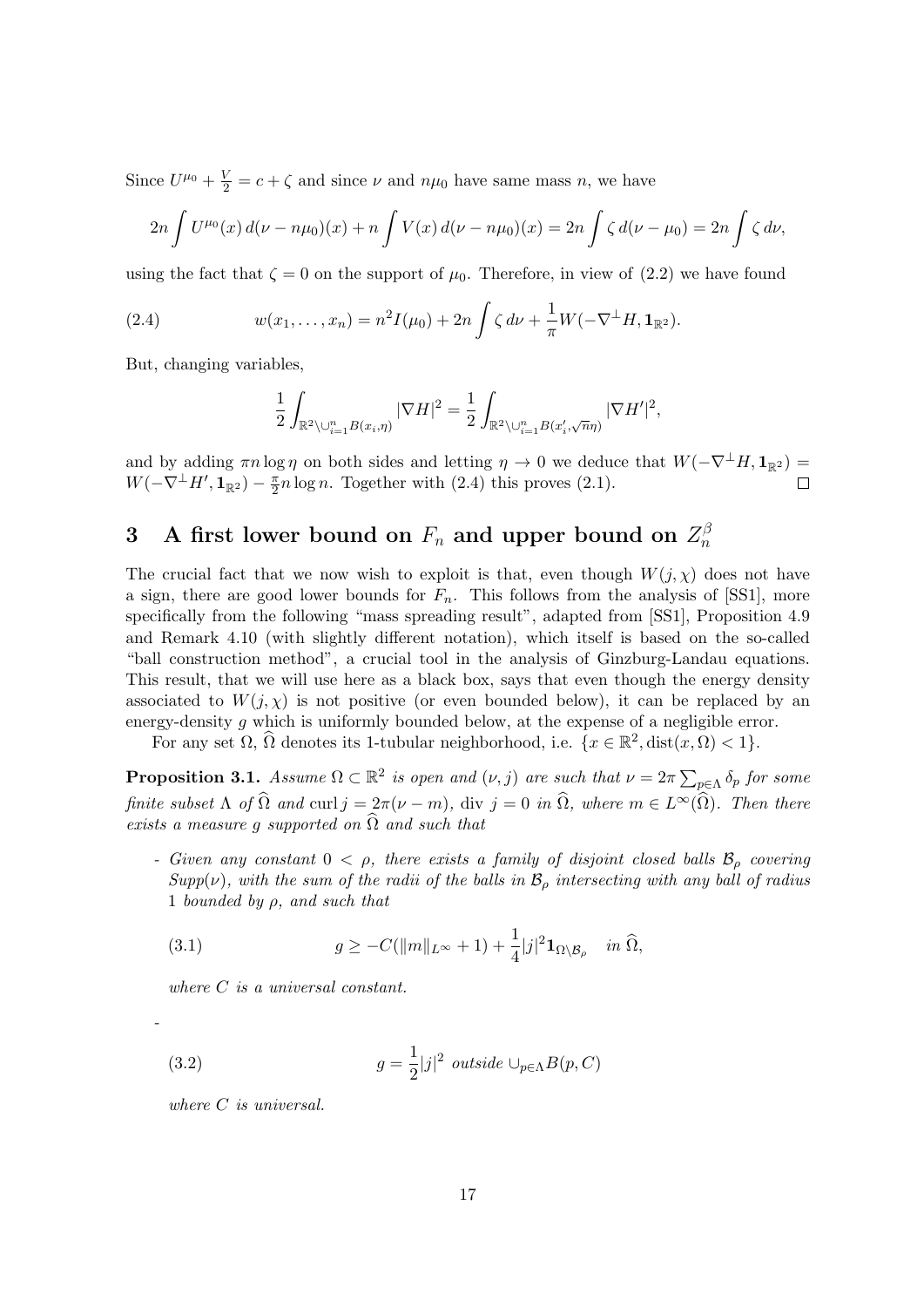Since $U^{\mu_0} + \frac{V}{2} = c + \zeta$ and since $\nu$ and $n\mu_0$ have same mass $n$, we have

$$2n \int U^{\mu_0}(x)\, d(\nu - n\mu_0)(x) + n \int V(x)\, d(\nu - n\mu_0)(x) = 2n \int \zeta\, d(\nu - \mu_0) = 2n \int \zeta\, d\nu,$$

using the fact that $\zeta = 0$ on the support of $\mu_0$. Therefore, in view of (2.2) we have found

$$w(x_1, \ldots, x_n) = n^2 I(\mu_0) + 2n \int \zeta\, d\nu + \frac{1}{\pi} W(-\nabla^\perp H, \mathbf{1}_{\mathbb{R}^2}). \tag{2.4}$$

But, changing variables,

$$\frac{1}{2} \int_{\mathbb{R}^2 \setminus \cup_{i=1}^n B(x_i, \eta)} |\nabla H|^2 = \frac{1}{2} \int_{\mathbb{R}^2 \setminus \cup_{i=1}^n B(x_i', \sqrt{n}\eta)} |\nabla H'|^2,$$

and by adding $\pi n \log \eta$ on both sides and letting $\eta \to 0$ we deduce that $W(-\nabla^\perp H, \mathbf{1}_{\mathbb{R}^2}) = W(-\nabla^\perp H', \mathbf{1}_{\mathbb{R}^2}) - \frac{\pi}{2} n \log n$. Together with (2.4) this proves (2.1). $\square$

# 3 A first lower bound on $F_n$ and upper bound on $Z_n^\beta$

The crucial fact that we now wish to exploit is that, even though $W(j, \chi)$ does not have a sign, there are good lower bounds for $F_n$. This follows from the analysis of [SS1], more specifically from the following "mass spreading result", adapted from [SS1], Proposition 4.9 and Remark 4.10 (with slightly different notation), which itself is based on the so-called "ball construction method", a crucial tool in the analysis of Ginzburg-Landau equations. This result, that we will use here as a black box, says that even though the energy density associated to $W(j, \chi)$ is not positive (or even bounded below), it can be replaced by an energy-density $g$ which is uniformly bounded below, at the expense of a negligible error.

For any set $\Omega$, $\widehat{\Omega}$ denotes its 1-tubular neighborhood, i.e. $\{x \in \mathbb{R}^2, \operatorname{dist}(x, \Omega) < 1\}$.

**Proposition 3.1.** *Assume $\Omega \subset \mathbb{R}^2$ is open and $(\nu, j)$ are such that $\nu = 2\pi \sum_{p \in \Lambda} \delta_p$ for some finite subset $\Lambda$ of $\widehat{\Omega}$ and $\operatorname{curl} j = 2\pi(\nu - m)$, $\operatorname{div} j = 0$ in $\widehat{\Omega}$, where $m \in L^\infty(\widehat{\Omega})$. Then there exists a measure $g$ supported on $\widehat{\Omega}$ and such that*

- *Given any constant $0 < \rho$, there exists a family of disjoint closed balls $\mathcal{B}_\rho$ covering $Supp(\nu)$, with the sum of the radii of the balls in $\mathcal{B}_\rho$ intersecting with any ball of radius 1 bounded by $\rho$, and such that*

$$g \geq -C(\|m\|_{L^\infty} + 1) + \frac{1}{4} |j|^2 \mathbf{1}_{\Omega \setminus \mathcal{B}_\rho} \quad \text{in } \widehat{\Omega}, \tag{3.1}$$

*where $C$ is a universal constant.*

-

$$g = \frac{1}{2} |j|^2 \text{ outside } \cup_{p \in \Lambda} B(p, C) \tag{3.2}$$

*where $C$ is universal.*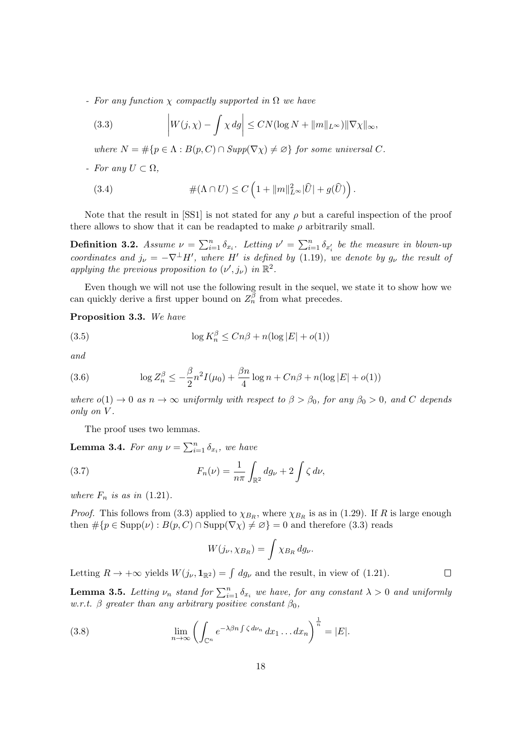- *For any function $\chi$ compactly supported in $\Omega$ we have*

$$\left|W(j,\chi) - \int \chi\, dg\right| \leq CN(\log N + \|m\|_{L^\infty})\|\nabla\chi\|_\infty, \tag{3.3}$$

*where $N = \#\{p \in \Lambda : B(p,C) \cap Supp(\nabla\chi) \neq \varnothing\}$ for some universal $C$.*

- *For any $U \subset \Omega$,*

$$\#(\Lambda \cap U) \leq C\left(1 + \|m\|_{L^\infty}^2 |\widehat{U}| + g(\widehat{U})\right). \tag{3.4}$$

Note that the result in [SS1] is not stated for any $\rho$ but a careful inspection of the proof there allows to show that it can be readapted to make $\rho$ arbitrarily small.

**Definition 3.2.** *Assume $\nu = \sum_{i=1}^n \delta_{x_i}$. Letting $\nu' = \sum_{i=1}^n \delta_{x_i'}$ be the measure in blown-up coordinates and $j_\nu = -\nabla^\perp H'$, where $H'$ is defined by (1.19), we denote by $g_\nu$ the result of applying the previous proposition to $(\nu', j_\nu)$ in $\mathbb{R}^2$.*

Even though we will not use the following result in the sequel, we state it to show how we can quickly derive a first upper bound on $Z_n^\beta$ from what precedes.

**Proposition 3.3.** *We have*

$$\log K_n^\beta \leq Cn\beta + n(\log|E| + o(1)) \tag{3.5}$$

*and*

$$\log Z_n^\beta \leq -\frac{\beta}{2}n^2 I(\mu_0) + \frac{\beta n}{4}\log n + Cn\beta + n(\log|E| + o(1)) \tag{3.6}$$

*where $o(1) \to 0$ as $n \to \infty$ uniformly with respect to $\beta > \beta_0$, for any $\beta_0 > 0$, and $C$ depends only on $V$.*

The proof uses two lemmas.

**Lemma 3.4.** *For any $\nu = \sum_{i=1}^n \delta_{x_i}$, we have*

$$F_n(\nu) = \frac{1}{n\pi}\int_{\mathbb{R}^2} dg_\nu + 2\int \zeta\, d\nu, \tag{3.7}$$

*where $F_n$ is as in (1.21).*

*Proof.* This follows from (3.3) applied to $\chi_{B_R}$, where $\chi_{B_R}$ is as in (1.29). If $R$ is large enough then $\#\{p \in \mathrm{Supp}(\nu) : B(p,C) \cap \mathrm{Supp}(\nabla\chi) \neq \varnothing\} = 0$ and therefore (3.3) reads

$$W(j_\nu, \chi_{B_R}) = \int \chi_{B_R}\, dg_\nu.$$

Letting $R \to +\infty$ yields $W(j_\nu, \mathbf{1}_{\mathbb{R}^2}) = \int dg_\nu$ and the result, in view of (1.21). $\square$

**Lemma 3.5.** *Letting $\nu_n$ stand for $\sum_{i=1}^n \delta_{x_i}$ we have, for any constant $\lambda > 0$ and uniformly w.r.t. $\beta$ greater than any arbitrary positive constant $\beta_0$,*

$$\lim_{n\to\infty}\left(\int_{\mathbb{C}^n} e^{-\lambda\beta n\int \zeta\, d\nu_n}\, dx_1 \ldots dx_n\right)^{\frac{1}{n}} = |E|. \tag{3.8}$$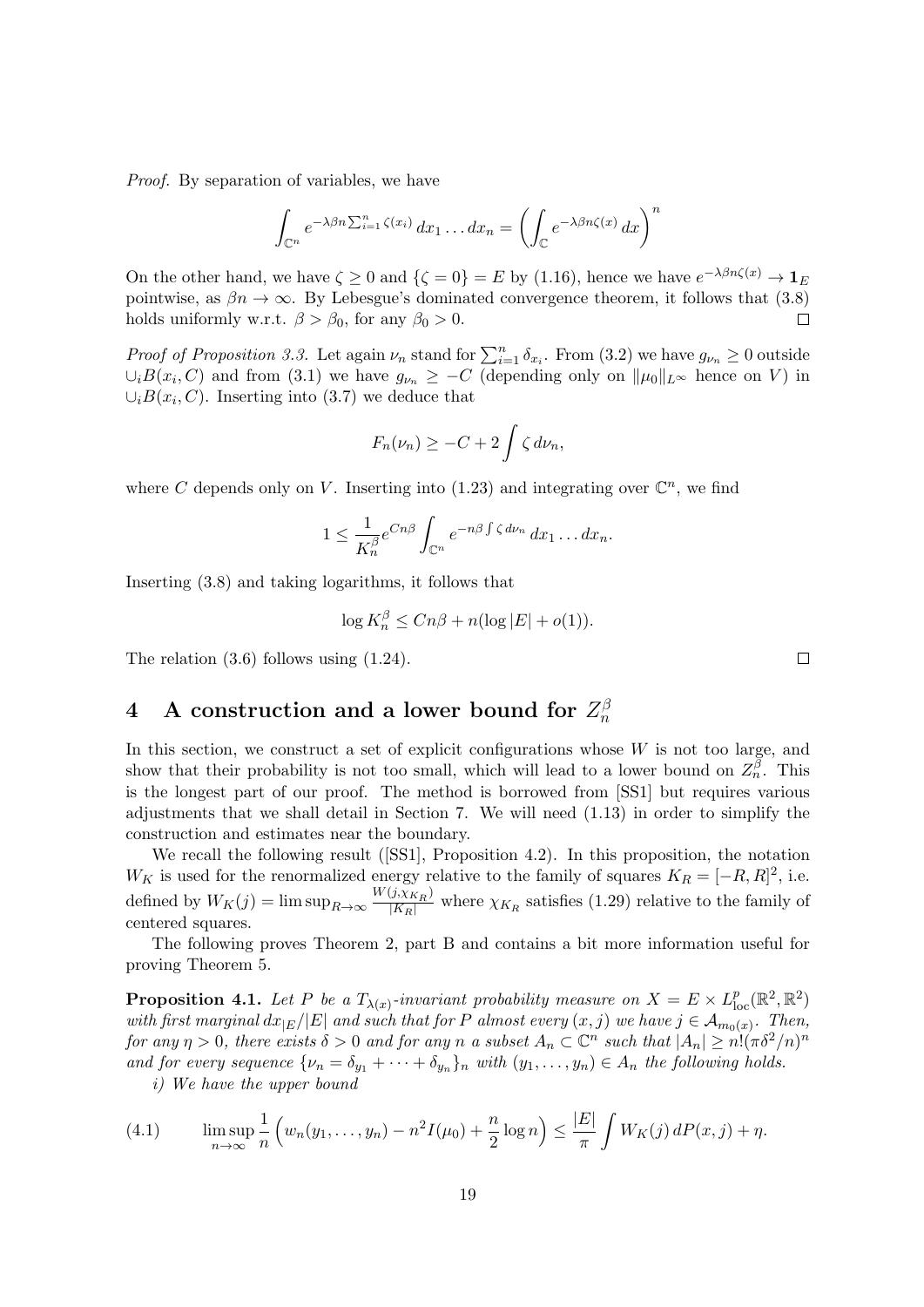*Proof.* By separation of variables, we have

$$\int_{\mathbb{C}^n} e^{-\lambda\beta n \sum_{i=1}^n \zeta(x_i)}\, dx_1 \dots dx_n = \left(\int_{\mathbb{C}} e^{-\lambda\beta n \zeta(x)}\, dx\right)^n$$

On the other hand, we have $\zeta \geq 0$ and $\{\zeta = 0\} = E$ by (1.16), hence we have $e^{-\lambda\beta n\zeta(x)} \to \mathbf{1}_E$ pointwise, as $\beta n \to \infty$. By Lebesgue's dominated convergence theorem, it follows that (3.8) holds uniformly w.r.t. $\beta > \beta_0$, for any $\beta_0 > 0$. □

*Proof of Proposition 3.3.* Let again $\nu_n$ stand for $\sum_{i=1}^n \delta_{x_i}$. From (3.2) we have $g_{\nu_n} \geq 0$ outside $\cup_i B(x_i, C)$ and from (3.1) we have $g_{\nu_n} \geq -C$ (depending only on $\|\mu_0\|_{L^\infty}$ hence on $V$) in $\cup_i B(x_i, C)$. Inserting into (3.7) we deduce that

$$F_n(\nu_n) \geq -C + 2\int \zeta\, d\nu_n,$$

where $C$ depends only on $V$. Inserting into (1.23) and integrating over $\mathbb{C}^n$, we find

$$1 \leq \frac{1}{K_n^\beta} e^{Cn\beta} \int_{\mathbb{C}^n} e^{-n\beta \int \zeta\, d\nu_n}\, dx_1 \dots dx_n.$$

Inserting (3.8) and taking logarithms, it follows that

$$\log K_n^\beta \leq Cn\beta + n(\log |E| + o(1)).$$

The relation (3.6) follows using (1.24). □

# 4 A construction and a lower bound for $Z_n^\beta$

In this section, we construct a set of explicit configurations whose $W$ is not too large, and show that their probability is not too small, which will lead to a lower bound on $Z_n^\beta$. This is the longest part of our proof. The method is borrowed from [SS1] but requires various adjustments that we shall detail in Section 7. We will need (1.13) in order to simplify the construction and estimates near the boundary.

We recall the following result ([SS1], Proposition 4.2). In this proposition, the notation $W_K$ is used for the renormalized energy relative to the family of squares $K_R = [-R, R]^2$, i.e. defined by $W_K(j) = \limsup_{R\to\infty} \frac{W(j, \chi_{K_R})}{|K_R|}$ where $\chi_{K_R}$ satisfies (1.29) relative to the family of centered squares.

The following proves Theorem 2, part B and contains a bit more information useful for proving Theorem 5.

**Proposition 4.1.** *Let $P$ be a $T_{\lambda(x)}$-invariant probability measure on $X = E \times L^p_{\mathrm{loc}}(\mathbb{R}^2, \mathbb{R}^2)$ with first marginal $dx_{|E}/|E|$ and such that for $P$ almost every $(x, j)$ we have $j \in \mathcal{A}_{m_0(x)}$. Then, for any $\eta > 0$, there exists $\delta > 0$ and for any $n$ a subset $A_n \subset \mathbb{C}^n$ such that $|A_n| \geq n!(\pi\delta^2/n)^n$ and for every sequence $\{\nu_n = \delta_{y_1} + \dots + \delta_{y_n}\}_n$ with $(y_1, \dots, y_n) \in A_n$ the following holds.*

*i) We have the upper bound*

$$\limsup_{n\to\infty} \frac{1}{n}\left(w_n(y_1, \dots, y_n) - n^2 I(\mu_0) + \frac{n}{2}\log n\right) \leq \frac{|E|}{\pi}\int W_K(j)\, dP(x, j) + \eta. \tag{4.1}$$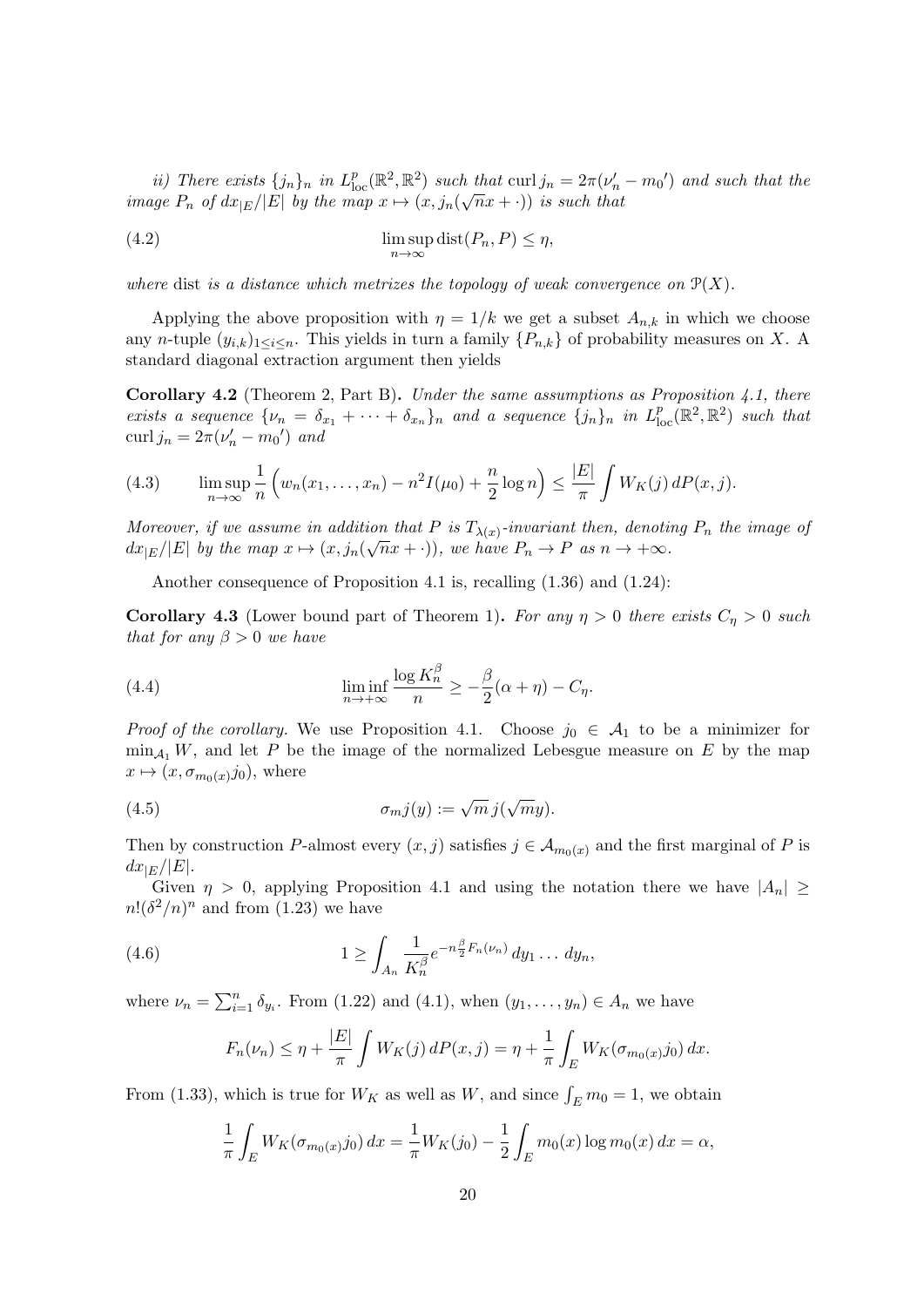*ii) There exists $\{j_n\}_n$ in $L^p_{\mathrm{loc}}(\mathbb{R}^2, \mathbb{R}^2)$ such that $\operatorname{curl} j_n = 2\pi(\nu_n' - m_0')$ and such that the image $P_n$ of $dx_{|E}/|E|$ by the map $x \mapsto (x, j_n(\sqrt{n}x + \cdot))$ is such that*

$$\limsup_{n\to\infty} \operatorname{dist}(P_n, P) \leq \eta, \tag{4.2}$$

*where* dist *is a distance which metrizes the topology of weak convergence on $\mathcal{P}(X)$.*

Applying the above proposition with $\eta = 1/k$ we get a subset $A_{n,k}$ in which we choose any $n$-tuple $(y_{i,k})_{1\leq i\leq n}$. This yields in turn a family $\{P_{n,k}\}$ of probability measures on $X$. A standard diagonal extraction argument then yields

**Corollary 4.2** (Theorem 2, Part B)**.** *Under the same assumptions as Proposition 4.1, there exists a sequence $\{\nu_n = \delta_{x_1} + \cdots + \delta_{x_n}\}_n$ and a sequence $\{j_n\}_n$ in $L^p_{\mathrm{loc}}(\mathbb{R}^2, \mathbb{R}^2)$ such that $\operatorname{curl} j_n = 2\pi(\nu_n' - m_0')$ and*

$$\limsup_{n\to\infty} \frac{1}{n}\left(w_n(x_1, \ldots, x_n) - n^2 I(\mu_0) + \frac{n}{2}\log n\right) \leq \frac{|E|}{\pi}\int W_K(j)\, dP(x,j). \tag{4.3}$$

*Moreover, if we assume in addition that $P$ is $T_{\lambda(x)}$-invariant then, denoting $P_n$ the image of $dx_{|E}/|E|$ by the map $x \mapsto (x, j_n(\sqrt{n}x + \cdot))$, we have $P_n \to P$ as $n \to +\infty$.*

Another consequence of Proposition 4.1 is, recalling (1.36) and (1.24):

**Corollary 4.3** (Lower bound part of Theorem 1)**.** *For any $\eta > 0$ there exists $C_\eta > 0$ such that for any $\beta > 0$ we have*

$$\liminf_{n\to+\infty} \frac{\log K_n^\beta}{n} \geq -\frac{\beta}{2}(\alpha + \eta) - C_\eta. \tag{4.4}$$

*Proof of the corollary.* We use Proposition 4.1. Choose $j_0 \in \mathcal{A}_1$ to be a minimizer for $\min_{\mathcal{A}_1} W$, and let $P$ be the image of the normalized Lebesgue measure on $E$ by the map $x \mapsto (x, \sigma_{m_0(x)} j_0)$, where

$$\sigma_m j(y) := \sqrt{m}\, j(\sqrt{m}y). \tag{4.5}$$

Then by construction $P$-almost every $(x,j)$ satisfies $j \in \mathcal{A}_{m_0(x)}$ and the first marginal of $P$ is $dx_{|E}/|E|$.

Given $\eta > 0$, applying Proposition 4.1 and using the notation there we have $|A_n| \geq n!(\delta^2/n)^n$ and from (1.23) we have

$$1 \geq \int_{A_n} \frac{1}{K_n^\beta} e^{-n\frac{\beta}{2}F_n(\nu_n)}\, dy_1 \ldots dy_n, \tag{4.6}$$

where $\nu_n = \sum_{i=1}^n \delta_{y_i}$. From (1.22) and (4.1), when $(y_1, \ldots, y_n) \in A_n$ we have

$$F_n(\nu_n) \leq \eta + \frac{|E|}{\pi}\int W_K(j)\, dP(x,j) = \eta + \frac{1}{\pi}\int_E W_K(\sigma_{m_0(x)} j_0)\, dx.$$

From (1.33), which is true for $W_K$ as well as $W$, and since $\int_E m_0 = 1$, we obtain

$$\frac{1}{\pi}\int_E W_K(\sigma_{m_0(x)} j_0)\, dx = \frac{1}{\pi} W_K(j_0) - \frac{1}{2}\int_E m_0(x)\log m_0(x)\, dx = \alpha,$$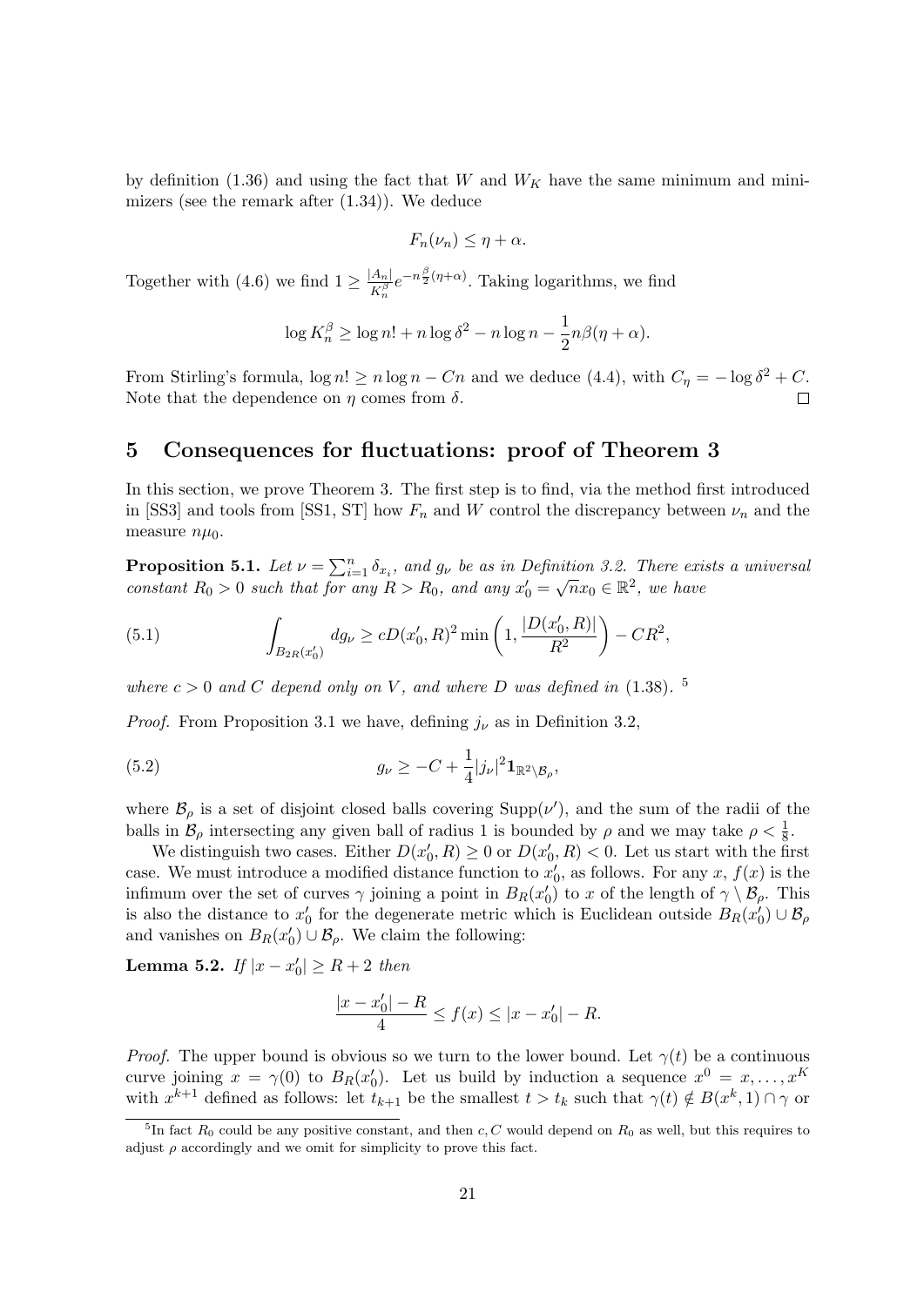by definition (1.36) and using the fact that $W$ and $W_K$ have the same minimum and minimizers (see the remark after (1.34)). We deduce

$$F_n(\nu_n) \le \eta + \alpha.$$

Together with (4.6) we find $1 \ge \frac{|A_n|}{K_n^\beta} e^{-n\frac{\beta}{2}(\eta+\alpha)}$. Taking logarithms, we find

$$\log K_n^\beta \ge \log n! + n \log \delta^2 - n \log n - \frac{1}{2} n\beta(\eta+\alpha).$$

From Stirling's formula, $\log n! \ge n \log n - Cn$ and we deduce (4.4), with $C_\eta = -\log \delta^2 + C$. Note that the dependence on $\eta$ comes from $\delta$. $\square$

## 5 Consequences for fluctuations: proof of Theorem 3

In this section, we prove Theorem 3. The first step is to find, via the method first introduced in [SS3] and tools from [SS1, ST] how $F_n$ and $W$ control the discrepancy between $\nu_n$ and the measure $n\mu_0$.

**Proposition 5.1.** *Let $\nu = \sum_{i=1}^n \delta_{x_i}$, and $g_\nu$ be as in Definition 3.2. There exists a universal constant $R_0 > 0$ such that for any $R > R_0$, and any $x_0' = \sqrt{n} x_0 \in \mathbb{R}^2$, we have*

$$\int_{B_{2R}(x_0')} dg_\nu \ge c D(x_0', R)^2 \min\left(1, \frac{|D(x_0', R)|}{R^2}\right) - CR^2, \tag{5.1}$$

*where $c > 0$ and $C$ depend only on $V$, and where $D$ was defined in (1.38).* [5]

*Proof.* From Proposition 3.1 we have, defining $j_\nu$ as in Definition 3.2,

$$g_\nu \ge -C + \frac{1}{4}|j_\nu|^2 \mathbf{1}_{\mathbb{R}^2 \setminus \mathcal{B}_\rho}, \tag{5.2}$$

where $\mathcal{B}_\rho$ is a set of disjoint closed balls covering $\mathrm{Supp}(\nu')$, and the sum of the radii of the balls in $\mathcal{B}_\rho$ intersecting any given ball of radius 1 is bounded by $\rho$ and we may take $\rho < \frac{1}{8}$.

We distinguish two cases. Either $D(x_0', R) \ge 0$ or $D(x_0', R) < 0$. Let us start with the first case. We must introduce a modified distance function to $x_0'$, as follows. For any $x$, $f(x)$ is the infimum over the set of curves $\gamma$ joining a point in $B_R(x_0')$ to $x$ of the length of $\gamma \setminus \mathcal{B}_\rho$. This is also the distance to $x_0'$ for the degenerate metric which is Euclidean outside $B_R(x_0') \cup \mathcal{B}_\rho$ and vanishes on $B_R(x_0') \cup \mathcal{B}_\rho$. We claim the following:

**Lemma 5.2.** *If $|x - x_0'| \ge R + 2$ then*

$$\frac{|x - x_0'| - R}{4} \le f(x) \le |x - x_0'| - R.$$

*Proof.* The upper bound is obvious so we turn to the lower bound. Let $\gamma(t)$ be a continuous curve joining $x = \gamma(0)$ to $B_R(x_0')$. Let us build by induction a sequence $x^0 = x, \ldots, x^K$ with $x^{k+1}$ defined as follows: let $t_{k+1}$ be the smallest $t > t_k$ such that $\gamma(t) \notin B(x^k, 1) \cap \gamma$ or

[5] In fact $R_0$ could be any positive constant, and then $c, C$ would depend on $R_0$ as well, but this requires to adjust $\rho$ accordingly and we omit for simplicity to prove this fact.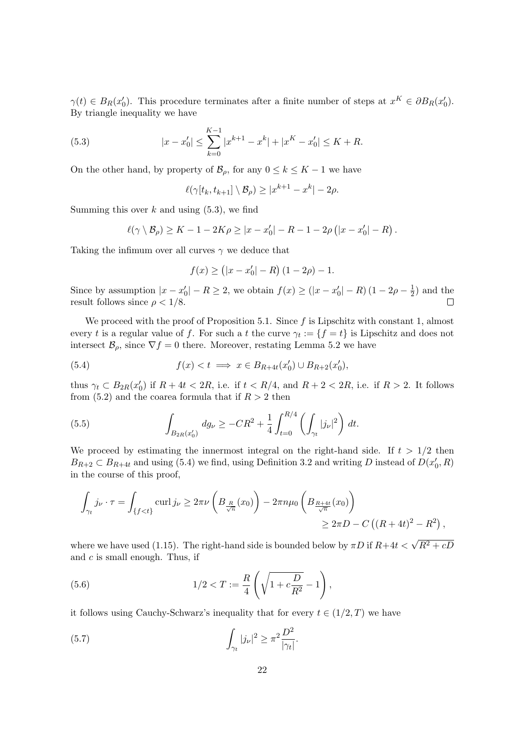$\gamma(t) \in B_R(x_0')$. This procedure terminates after a finite number of steps at $x^K \in \partial B_R(x_0')$. By triangle inequality we have

$$
|x - x_0'| \le \sum_{k=0}^{K-1} |x^{k+1} - x^k| + |x^K - x_0'| \le K + R. \tag{5.3}
$$

On the other hand, by property of $\mathcal{B}_\rho$, for any $0 \le k \le K-1$ we have

$$
\ell(\gamma[t_k, t_{k+1}] \setminus \mathcal{B}_\rho) \ge |x^{k+1} - x^k| - 2\rho.
$$

Summing this over $k$ and using (5.3), we find

$$
\ell(\gamma \setminus \mathcal{B}_\rho) \ge K - 1 - 2K\rho \ge |x - x_0'| - R - 1 - 2\rho\left(|x - x_0'| - R\right).
$$

Taking the infimum over all curves $\gamma$ we deduce that

$$
f(x) \ge \left(|x - x_0'| - R\right)(1 - 2\rho) - 1.
$$

Since by assumption $|x - x_0'| - R \ge 2$, we obtain $f(x) \ge (|x - x_0'| - R)\,(1 - 2\rho - \frac{1}{2})$ and the result follows since $\rho < 1/8$. $\square$

We proceed with the proof of Proposition 5.1. Since $f$ is Lipschitz with constant 1, almost every $t$ is a regular value of $f$. For such a $t$ the curve $\gamma_t := \{f = t\}$ is Lipschitz and does not intersect $\mathcal{B}_\rho$, since $\nabla f = 0$ there. Moreover, restating Lemma 5.2 we have

$$
f(x) < t \implies x \in B_{R+4t}(x_0') \cup B_{R+2}(x_0'), \tag{5.4}
$$

thus $\gamma_t \subset B_{2R}(x_0')$ if $R + 4t < 2R$, i.e. if $t < R/4$, and $R + 2 < 2R$, i.e. if $R > 2$. It follows from (5.2) and the coarea formula that if $R > 2$ then

$$
\int_{B_{2R}(x_0')} dg_\nu \ge -CR^2 + \frac{1}{4}\int_{t=0}^{R/4} \left(\int_{\gamma_t} |j_\nu|^2\right) dt. \tag{5.5}
$$

We proceed by estimating the innermost integral on the right-hand side. If $t > 1/2$ then $B_{R+2} \subset B_{R+4t}$ and using (5.4) we find, using Definition 3.2 and writing $D$ instead of $D(x_0', R)$ in the course of this proof,

$$
\begin{aligned}
\int_{\gamma_t} j_\nu \cdot \tau = \int_{\{f<t\}} \operatorname{curl} j_\nu \ge 2\pi\nu\left(B_{\frac{R}{\sqrt{n}}}(x_0)\right) - 2\pi n\mu_0\left(B_{\frac{R+4t}{\sqrt{n}}}(x_0)\right)& \\
\ge 2\pi D - C\left((R+4t)^2 - R^2\right)&,
\end{aligned}
$$

where we have used (1.15). The right-hand side is bounded below by $\pi D$ if $R + 4t < \sqrt{R^2 + cD}$ and $c$ is small enough. Thus, if

$$
1/2 < T := \frac{R}{4}\left(\sqrt{1 + c\frac{D}{R^2}} - 1\right), \tag{5.6}
$$

it follows using Cauchy-Schwarz's inequality that for every $t \in (1/2, T)$ we have

$$
\int_{\gamma_t} |j_\nu|^2 \ge \pi^2 \frac{D^2}{|\gamma_t|}. \tag{5.7}
$$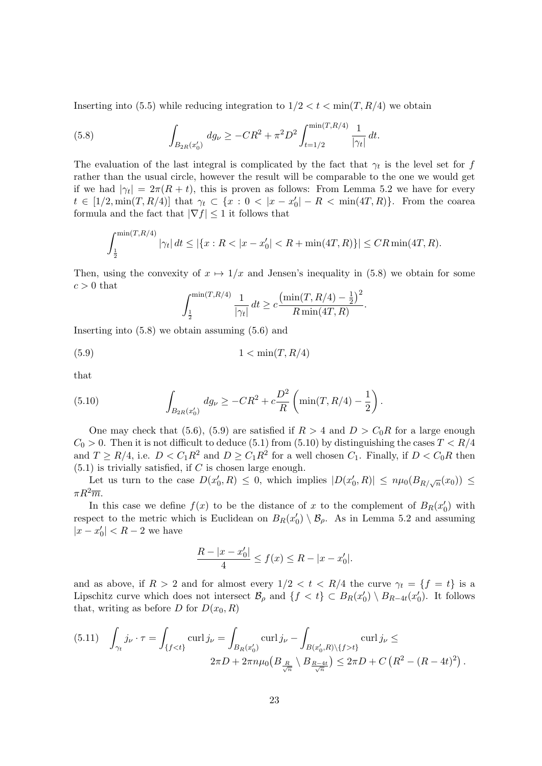Inserting into (5.5) while reducing integration to $1/2 < t < \min(T, R/4)$ we obtain

$$\int_{B_{2R}(x_0')} dg_\nu \geq -CR^2 + \pi^2 D^2 \int_{t=1/2}^{\min(T,R/4)} \frac{1}{|\gamma_t|}\, dt. \tag{5.8}$$

The evaluation of the last integral is complicated by the fact that $\gamma_t$ is the level set for $f$ rather than the usual circle, however the result will be comparable to the one we would get if we had $|\gamma_t| = 2\pi(R+t)$, this is proven as follows: From Lemma 5.2 we have for every $t \in [1/2, \min(T, R/4)]$ that $\gamma_t \subset \{x : 0 < |x - x_0'| - R < \min(4T, R)\}$. From the coarea formula and the fact that $|\nabla f| \leq 1$ it follows that

$$\int_{\frac{1}{2}}^{\min(T,R/4)} |\gamma_t|\, dt \leq |\{x : R < |x - x_0'| < R + \min(4T, R)\}| \leq CR\min(4T, R).$$

Then, using the convexity of $x \mapsto 1/x$ and Jensen's inequality in (5.8) we obtain for some $c > 0$ that

$$\int_{\frac{1}{2}}^{\min(T,R/4)} \frac{1}{|\gamma_t|}\, dt \geq c\frac{\left(\min(T, R/4) - \frac{1}{2}\right)^2}{R\min(4T, R)}.$$

Inserting into (5.8) we obtain assuming (5.6) and

$$1 < \min(T, R/4) \tag{5.9}$$

that

$$\int_{B_{2R}(x_0')} dg_\nu \geq -CR^2 + c\frac{D^2}{R}\left(\min(T, R/4) - \frac{1}{2}\right). \tag{5.10}$$

One may check that (5.6), (5.9) are satisfied if $R > 4$ and $D > C_0 R$ for a large enough $C_0 > 0$. Then it is not difficult to deduce (5.1) from (5.10) by distinguishing the cases $T < R/4$ and $T \geq R/4$, i.e. $D < C_1 R^2$ and $D \geq C_1 R^2$ for a well chosen $C_1$. Finally, if $D < C_0 R$ then (5.1) is trivially satisfied, if $C$ is chosen large enough.

Let us turn to the case $D(x_0', R) \leq 0$, which implies $|D(x_0', R)| \leq n\mu_0(B_{R/\sqrt{n}}(x_0)) \leq \pi R^2 \overline{m}$.

In this case we define $f(x)$ to be the distance of $x$ to the complement of $B_R(x_0')$ with respect to the metric which is Euclidean on $B_R(x_0') \setminus \mathcal{B}_\rho$. As in Lemma 5.2 and assuming $|x - x_0'| < R - 2$ we have

$$\frac{R - |x - x_0'|}{4} \leq f(x) \leq R - |x - x_0'|.$$

and as above, if $R > 2$ and for almost every $1/2 < t < R/4$ the curve $\gamma_t = \{f = t\}$ is a Lipschitz curve which does not intersect $\mathcal{B}_\rho$ and $\{f < t\} \subset B_R(x_0') \setminus B_{R-4t}(x_0')$. It follows that, writing as before $D$ for $D(x_0, R)$

$$\int_{\gamma_t} j_\nu \cdot \tau = \int_{\{f<t\}} \operatorname{curl} j_\nu = \int_{B_R(x_0')} \operatorname{curl} j_\nu - \int_{B(x_0',R)\setminus\{f>t\}} \operatorname{curl} j_\nu \leq 2\pi D + 2\pi n\mu_0\big(B_{\frac{R}{\sqrt{n}}} \setminus B_{\frac{R-4t}{\sqrt{n}}}\big) \leq 2\pi D + C\left(R^2 - (R-4t)^2\right). \tag{5.11}$$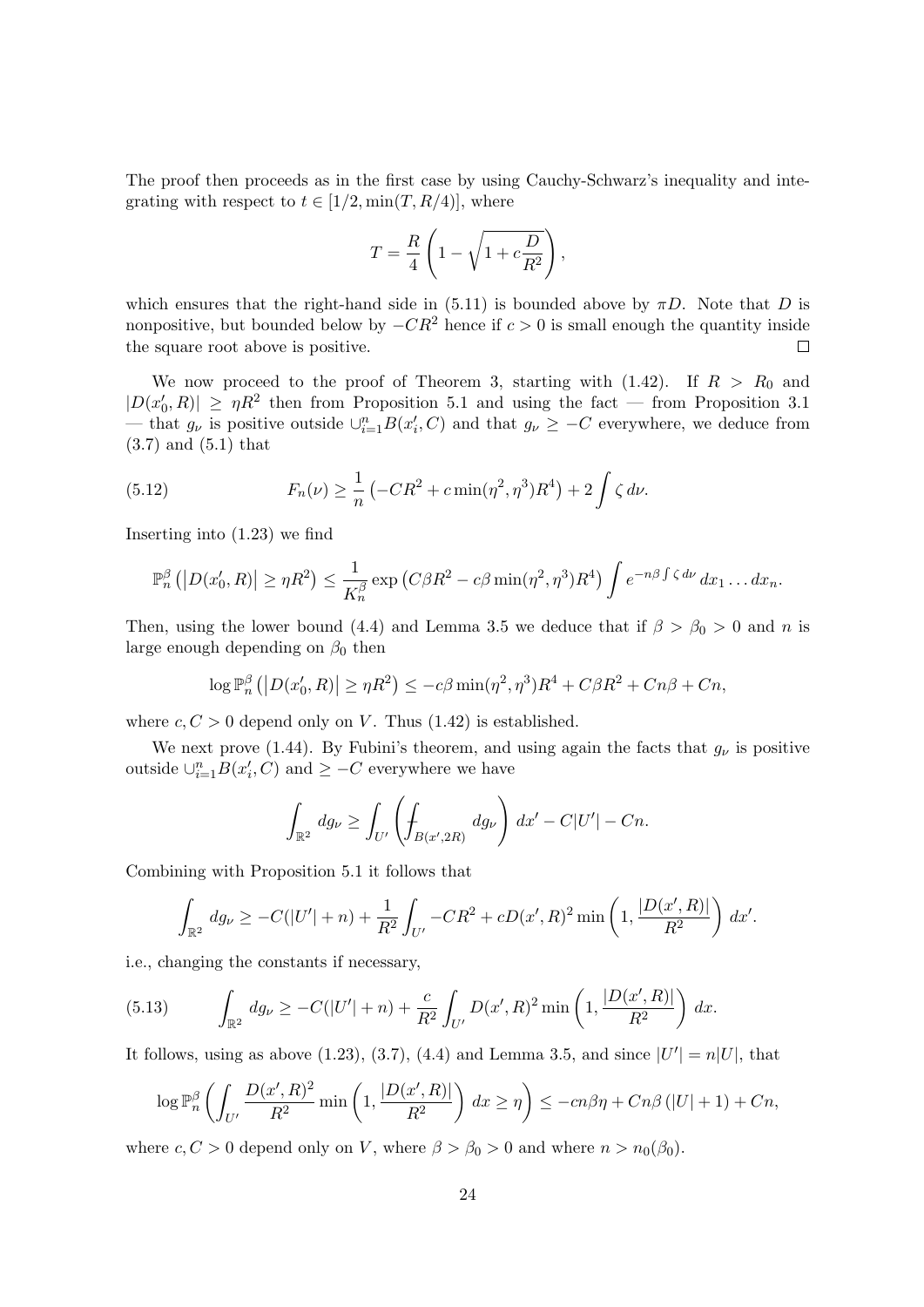The proof then proceeds as in the first case by using Cauchy-Schwarz's inequality and integrating with respect to $t \in [1/2, \min(T, R/4)]$, where

$$T = \frac{R}{4}\left(1 - \sqrt{1 + c\frac{D}{R^2}}\right),$$

which ensures that the right-hand side in (5.11) is bounded above by $\pi D$. Note that $D$ is nonpositive, but bounded below by $-CR^2$ hence if $c > 0$ is small enough the quantity inside the square root above is positive. $\square$

We now proceed to the proof of Theorem 3, starting with (1.42). If $R > R_0$ and $|D(x_0', R)| \geq \eta R^2$ then from Proposition 5.1 and using the fact — from Proposition 3.1 — that $g_\nu$ is positive outside $\cup_{i=1}^n B(x_i', C)$ and that $g_\nu \geq -C$ everywhere, we deduce from (3.7) and (5.1) that

$$F_n(\nu) \geq \frac{1}{n}\left(-CR^2 + c\min(\eta^2, \eta^3)R^4\right) + 2\int \zeta \, d\nu. \tag{5.12}$$

Inserting into (1.23) we find

$$\mathbb{P}_n^\beta\left(\left|D(x_0', R)\right| \geq \eta R^2\right) \leq \frac{1}{K_n^\beta}\exp\left(C\beta R^2 - c\beta\min(\eta^2, \eta^3)R^4\right)\int e^{-n\beta\int \zeta\, d\nu}\, dx_1 \dots dx_n.$$

Then, using the lower bound (4.4) and Lemma 3.5 we deduce that if $\beta > \beta_0 > 0$ and $n$ is large enough depending on $\beta_0$ then

$$\log \mathbb{P}_n^\beta\left(\left|D(x_0', R)\right| \geq \eta R^2\right) \leq -c\beta\min(\eta^2, \eta^3)R^4 + C\beta R^2 + Cn\beta + Cn,$$

where $c, C > 0$ depend only on $V$. Thus (1.42) is established.

We next prove (1.44). By Fubini's theorem, and using again the facts that $g_\nu$ is positive outside $\cup_{i=1}^n B(x_i', C)$ and $\geq -C$ everywhere we have

$$\int_{\mathbb{R}^2} dg_\nu \geq \int_{U'}\left(\fint_{B(x', 2R)} dg_\nu\right) dx' - C|U'| - Cn.$$

Combining with Proposition 5.1 it follows that

$$\int_{\mathbb{R}^2} dg_\nu \geq -C(|U'| + n) + \frac{1}{R^2}\int_{U'} -CR^2 + cD(x', R)^2\min\left(1, \frac{|D(x', R)|}{R^2}\right) dx'.$$

i.e., changing the constants if necessary,

$$\int_{\mathbb{R}^2} dg_\nu \geq -C(|U'| + n) + \frac{c}{R^2}\int_{U'} D(x', R)^2\min\left(1, \frac{|D(x', R)|}{R^2}\right) dx. \tag{5.13}$$

It follows, using as above (1.23), (3.7), (4.4) and Lemma 3.5, and since $|U'| = n|U|$, that

$$\log \mathbb{P}_n^\beta\left(\int_{U'} \frac{D(x', R)^2}{R^2}\min\left(1, \frac{|D(x', R)|}{R^2}\right) dx \geq \eta\right) \leq -cn\beta\eta + Cn\beta\left(|U| + 1\right) + Cn,$$

where $c, C > 0$ depend only on $V$, where $\beta > \beta_0 > 0$ and where $n > n_0(\beta_0)$.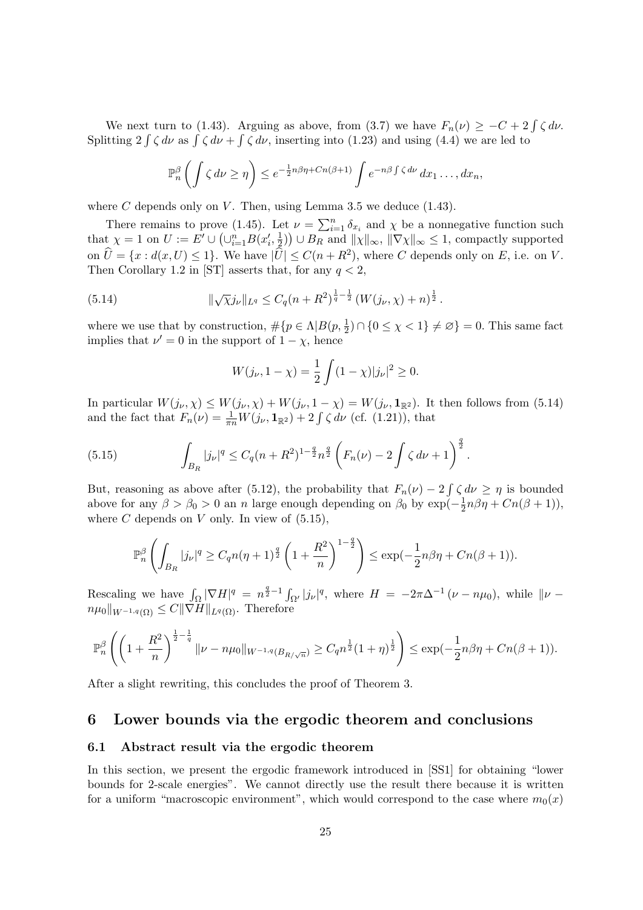We next turn to (1.43). Arguing as above, from (3.7) we have $F_n(\nu) \geq -C + 2\int \zeta\, d\nu$. Splitting $2\int \zeta\, d\nu$ as $\int \zeta\, d\nu + \int \zeta\, d\nu$, inserting into (1.23) and using (4.4) we are led to

$$\mathbb{P}_n^\beta \left( \int \zeta\, d\nu \geq \eta \right) \leq e^{-\frac{1}{2}n\beta\eta + Cn(\beta+1)} \int e^{-n\beta \int \zeta\, d\nu}\, dx_1 \ldots, dx_n,$$

where $C$ depends only on $V$. Then, using Lemma 3.5 we deduce (1.43).

There remains to prove (1.45). Let $\nu = \sum_{i=1}^n \delta_{x_i}$ and $\chi$ be a nonnegative function such that $\chi = 1$ on $U := E' \cup \left(\cup_{i=1}^n B(x_i', \frac{1}{2})\right) \cup B_R$ and $\|\chi\|_\infty$, $\|\nabla\chi\|_\infty \leq 1$, compactly supported on $\widehat{U} = \{x : d(x, U) \leq 1\}$. We have $|\widehat{U}| \leq C(n + R^2)$, where $C$ depends only on $E$, i.e. on $V$. Then Corollary 1.2 in [ST] asserts that, for any $q < 2$,

$$\|\sqrt{\chi} j_\nu\|_{L^q} \leq C_q (n+R^2)^{\frac{1}{q}-\frac{1}{2}} \left(W(j_\nu, \chi) + n\right)^{\frac{1}{2}}. \tag{5.14}$$

where we use that by construction, $\#\{p \in \Lambda | B(p, \frac{1}{2}) \cap \{0 \leq \chi < 1\} \neq \varnothing\} = 0$. This same fact implies that $\nu' = 0$ in the support of $1 - \chi$, hence

$$W(j_\nu, 1-\chi) = \frac{1}{2}\int (1-\chi)|j_\nu|^2 \geq 0.$$

In particular $W(j_\nu, \chi) \leq W(j_\nu, \chi) + W(j_\nu, 1-\chi) = W(j_\nu, \mathbf{1}_{\mathbb{R}^2})$. It then follows from (5.14) and the fact that $F_n(\nu) = \frac{1}{\pi n} W(j_\nu, \mathbf{1}_{\mathbb{R}^2}) + 2\int \zeta\, d\nu$ (cf. (1.21)), that

$$\int_{B_R} |j_\nu|^q \leq C_q (n+R^2)^{1-\frac{q}{2}} n^{\frac{q}{2}} \left( F_n(\nu) - 2\int \zeta\, d\nu + 1 \right)^{\frac{q}{2}}. \tag{5.15}$$

But, reasoning as above after (5.12), the probability that $F_n(\nu) - 2\int \zeta\, d\nu \geq \eta$ is bounded above for any $\beta > \beta_0 > 0$ an $n$ large enough depending on $\beta_0$ by $\exp(-\frac{1}{2}n\beta\eta + Cn(\beta+1))$, where $C$ depends on $V$ only. In view of (5.15),

$$\mathbb{P}_n^\beta \left( \int_{B_R} |j_\nu|^q \geq C_q n (\eta+1)^{\frac{q}{2}} \left(1 + \frac{R^2}{n}\right)^{1-\frac{q}{2}} \right) \leq \exp(-\frac{1}{2}n\beta\eta + Cn(\beta+1)).$$

Rescaling we have $\int_\Omega |\nabla H|^q = n^{\frac{q}{2}-1} \int_{\Omega'} |j_\nu|^q$, where $H = -2\pi\Delta^{-1}(\nu - n\mu_0)$, while $\|\nu - n\mu_0\|_{W^{-1,q}(\Omega)} \leq C\|\nabla H\|_{L^q(\Omega)}$. Therefore

$$\mathbb{P}_n^\beta \left( \left(1 + \frac{R^2}{n}\right)^{\frac{1}{2}-\frac{1}{q}} \|\nu - n\mu_0\|_{W^{-1,q}(B_{R/\sqrt{n}})} \geq C_q n^{\frac{1}{2}} (1+\eta)^{\frac{1}{2}} \right) \leq \exp(-\frac{1}{2}n\beta\eta + Cn(\beta+1)).$$

After a slight rewriting, this concludes the proof of Theorem 3.

# 6 Lower bounds via the ergodic theorem and conclusions

## 6.1 Abstract result via the ergodic theorem

In this section, we present the ergodic framework introduced in [SS1] for obtaining "lower bounds for 2-scale energies". We cannot directly use the result there because it is written for a uniform "macroscopic environment", which would correspond to the case where $m_0(x)$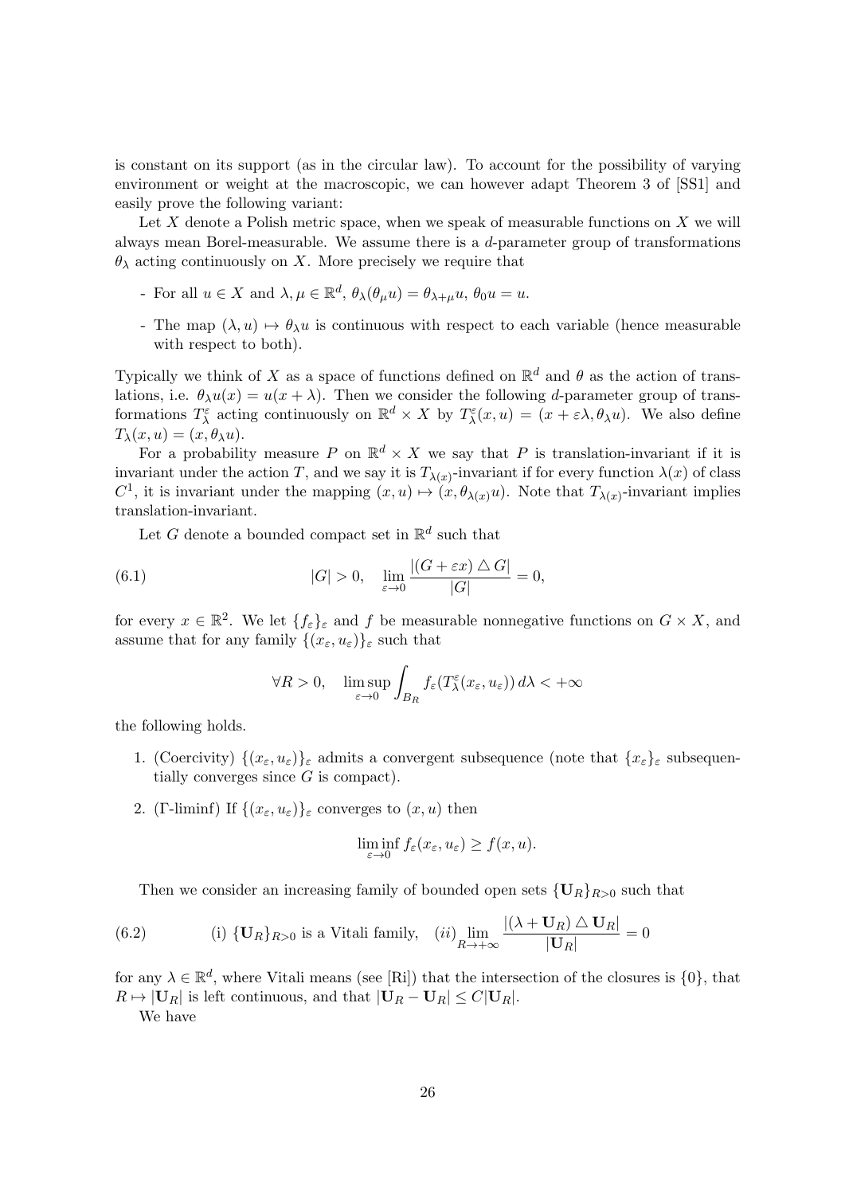is constant on its support (as in the circular law). To account for the possibility of varying environment or weight at the macroscopic, we can however adapt Theorem 3 of [SS1] and easily prove the following variant:

Let $X$ denote a Polish metric space, when we speak of measurable functions on $X$ we will always mean Borel-measurable. We assume there is a $d$-parameter group of transformations $\theta_\lambda$ acting continuously on $X$. More precisely we require that

- For all $u \in X$ and $\lambda, \mu \in \mathbb{R}^d$, $\theta_\lambda(\theta_\mu u) = \theta_{\lambda+\mu} u$, $\theta_0 u = u$.
- The map $(\lambda, u) \mapsto \theta_\lambda u$ is continuous with respect to each variable (hence measurable with respect to both).

Typically we think of $X$ as a space of functions defined on $\mathbb{R}^d$ and $\theta$ as the action of translations, i.e. $\theta_\lambda u(x) = u(x+\lambda)$. Then we consider the following $d$-parameter group of transformations $T_\lambda^\varepsilon$ acting continuously on $\mathbb{R}^d \times X$ by $T_\lambda^\varepsilon(x,u) = (x + \varepsilon\lambda, \theta_\lambda u)$. We also define $T_\lambda(x,u) = (x, \theta_\lambda u)$.

For a probability measure $P$ on $\mathbb{R}^d \times X$ we say that $P$ is translation-invariant if it is invariant under the action $T$, and we say it is $T_{\lambda(x)}$-invariant if for every function $\lambda(x)$ of class $C^1$, it is invariant under the mapping $(x,u) \mapsto (x, \theta_{\lambda(x)} u)$. Note that $T_{\lambda(x)}$-invariant implies translation-invariant.

Let $G$ denote a bounded compact set in $\mathbb{R}^d$ such that

$$
|G| > 0, \quad \lim_{\varepsilon \to 0} \frac{|(G + \varepsilon x) \triangle G|}{|G|} = 0, \tag{6.1}
$$

for every $x \in \mathbb{R}^2$. We let $\{f_\varepsilon\}_\varepsilon$ and $f$ be measurable nonnegative functions on $G \times X$, and assume that for any family $\{(x_\varepsilon, u_\varepsilon)\}_\varepsilon$ such that

$$
\forall R > 0, \quad \limsup_{\varepsilon \to 0} \int_{B_R} f_\varepsilon(T_\lambda^\varepsilon(x_\varepsilon, u_\varepsilon))\, d\lambda < +\infty
$$

the following holds.

1. (Coercivity) $\{(x_\varepsilon, u_\varepsilon)\}_\varepsilon$ admits a convergent subsequence (note that $\{x_\varepsilon\}_\varepsilon$ subsequentially converges since $G$ is compact).
2. ($\Gamma$-liminf) If $\{(x_\varepsilon, u_\varepsilon)\}_\varepsilon$ converges to $(x,u)$ then

$$
\liminf_{\varepsilon \to 0} f_\varepsilon(x_\varepsilon, u_\varepsilon) \geq f(x,u).
$$

Then we consider an increasing family of bounded open sets $\{\mathbf{U}_R\}_{R>0}$ such that

$$
\text{(i) } \{\mathbf{U}_R\}_{R>0} \text{ is a Vitali family,} \quad (ii) \lim_{R \to +\infty} \frac{|(\lambda + \mathbf{U}_R) \triangle \mathbf{U}_R|}{|\mathbf{U}_R|} = 0 \tag{6.2}
$$

for any $\lambda \in \mathbb{R}^d$, where Vitali means (see [Ri]) that the intersection of the closures is $\{0\}$, that $R \mapsto |\mathbf{U}_R|$ is left continuous, and that $|\mathbf{U}_R - \mathbf{U}_R| \leq C|\mathbf{U}_R|$.

We have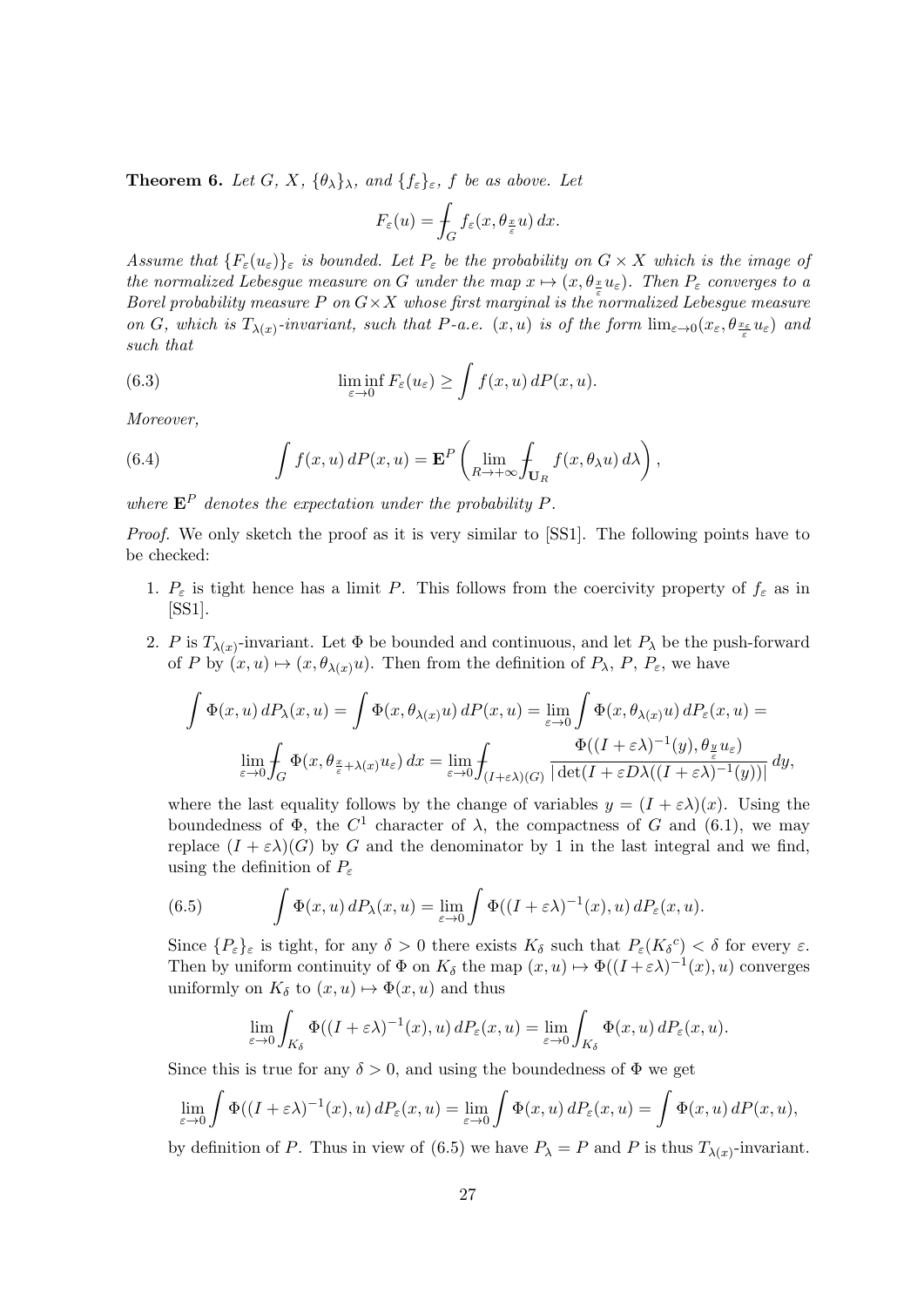**Theorem 6.** *Let $G$, $X$, $\{\theta_\lambda\}_\lambda$, and $\{f_\varepsilon\}_\varepsilon$, $f$ be as above. Let*

$$F_\varepsilon(u) = \fint_G f_\varepsilon(x, \theta_{\frac{x}{\varepsilon}} u)\, dx.$$

*Assume that $\{F_\varepsilon(u_\varepsilon)\}_\varepsilon$ is bounded. Let $P_\varepsilon$ be the probability on $G \times X$ which is the image of the normalized Lebesgue measure on $G$ under the map $x \mapsto (x, \theta_{\frac{x}{\varepsilon}} u_\varepsilon)$. Then $P_\varepsilon$ converges to a Borel probability measure $P$ on $G\times X$ whose first marginal is the normalized Lebesgue measure on $G$, which is $T_{\lambda(x)}$-invariant, such that $P$-a.e. $(x,u)$ is of the form $\lim_{\varepsilon\to 0}(x_\varepsilon, \theta_{\frac{x_\varepsilon}{\varepsilon}} u_\varepsilon)$ and such that*

$$\liminf_{\varepsilon\to 0} F_\varepsilon(u_\varepsilon) \geq \int f(x,u)\, dP(x,u). \tag{6.3}$$

*Moreover,*

$$\int f(x,u)\, dP(x,u) = \mathbf{E}^P\left(\lim_{R\to+\infty} \fint_{\mathbf{U}_R} f(x, \theta_\lambda u)\, d\lambda\right), \tag{6.4}$$

*where $\mathbf{E}^P$ denotes the expectation under the probability $P$.*

*Proof.* We only sketch the proof as it is very similar to [SS1]. The following points have to be checked:

1. $P_\varepsilon$ is tight hence has a limit $P$. This follows from the coercivity property of $f_\varepsilon$ as in [SS1].

2. $P$ is $T_{\lambda(x)}$-invariant. Let $\Phi$ be bounded and continuous, and let $P_\lambda$ be the push-forward of $P$ by $(x,u)\mapsto (x, \theta_{\lambda(x)}u)$. Then from the definition of $P_\lambda$, $P$, $P_\varepsilon$, we have

$$\int \Phi(x,u)\, dP_\lambda(x,u) = \int \Phi(x, \theta_{\lambda(x)}u)\, dP(x,u) = \lim_{\varepsilon\to 0}\int \Phi(x,\theta_{\lambda(x)}u)\, dP_\varepsilon(x,u) =$$
$$\lim_{\varepsilon\to 0}\fint_G \Phi(x, \theta_{\frac{x}{\varepsilon}+\lambda(x)} u_\varepsilon)\, dx = \lim_{\varepsilon\to 0}\fint_{(I+\varepsilon\lambda)(G)} \frac{\Phi((I+\varepsilon\lambda)^{-1}(y), \theta_{\frac{y}{\varepsilon}} u_\varepsilon)}{|\det(I+\varepsilon D\lambda((I+\varepsilon\lambda)^{-1}(y))|}\, dy,$$

where the last equality follows by the change of variables $y = (I+\varepsilon\lambda)(x)$. Using the boundedness of $\Phi$, the $C^1$ character of $\lambda$, the compactness of $G$ and (6.1), we may replace $(I+\varepsilon\lambda)(G)$ by $G$ and the denominator by 1 in the last integral and we find, using the definition of $P_\varepsilon$

$$\int \Phi(x,u)\, dP_\lambda(x,u) = \lim_{\varepsilon\to 0}\int \Phi((I+\varepsilon\lambda)^{-1}(x), u)\, dP_\varepsilon(x,u). \tag{6.5}$$

Since $\{P_\varepsilon\}_\varepsilon$ is tight, for any $\delta>0$ there exists $K_\delta$ such that $P_\varepsilon({K_\delta}^c)<\delta$ for every $\varepsilon$. Then by uniform continuity of $\Phi$ on $K_\delta$ the map $(x,u)\mapsto \Phi((I+\varepsilon\lambda)^{-1}(x),u)$ converges uniformly on $K_\delta$ to $(x,u)\mapsto\Phi(x,u)$ and thus

$$\lim_{\varepsilon\to 0}\int_{K_\delta} \Phi((I+\varepsilon\lambda)^{-1}(x), u)\, dP_\varepsilon(x,u) = \lim_{\varepsilon\to 0}\int_{K_\delta}\Phi(x,u)\, dP_\varepsilon(x,u).$$

Since this is true for any $\delta>0$, and using the boundedness of $\Phi$ we get

$$\lim_{\varepsilon\to 0}\int \Phi((I+\varepsilon\lambda)^{-1}(x), u)\, dP_\varepsilon(x,u) = \lim_{\varepsilon\to 0}\int \Phi(x,u)\, dP_\varepsilon(x,u) = \int\Phi(x,u)\, dP(x,u),$$

by definition of $P$. Thus in view of (6.5) we have $P_\lambda = P$ and $P$ is thus $T_{\lambda(x)}$-invariant.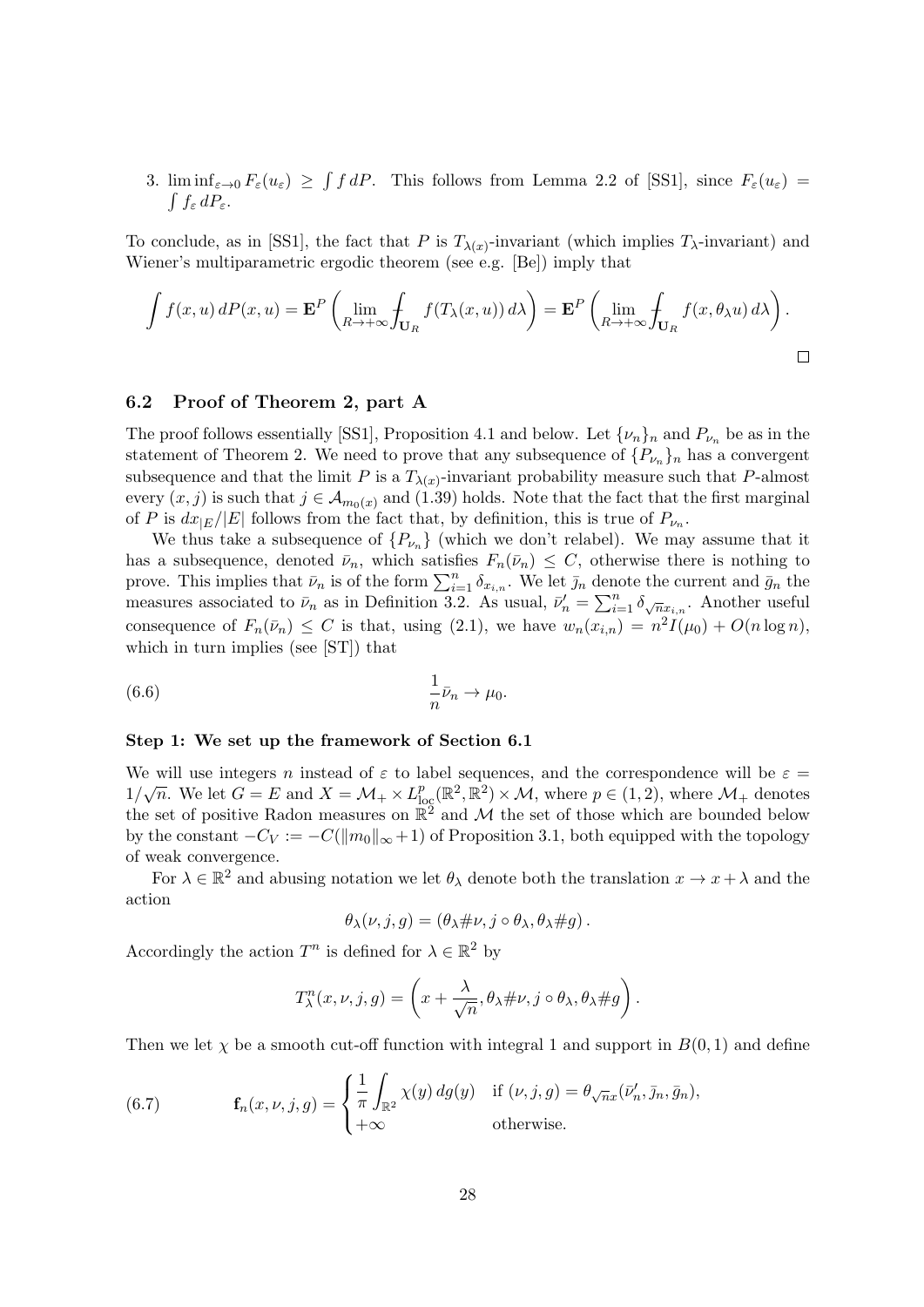3. $\liminf_{\varepsilon\to 0} F_\varepsilon(u_\varepsilon) \geq \int f\,dP$. This follows from Lemma 2.2 of [SS1], since $F_\varepsilon(u_\varepsilon) = \int f_\varepsilon\,dP_\varepsilon$.

To conclude, as in [SS1], the fact that $P$ is $T_{\lambda(x)}$-invariant (which implies $T_\lambda$-invariant) and Wiener's multiparametric ergodic theorem (see e.g. [Be]) imply that

$$\int f(x,u)\,dP(x,u) = \mathbf{E}^P\left(\lim_{R\to+\infty} \fint_{\mathbf{U}_R} f(T_\lambda(x,u))\,d\lambda\right) = \mathbf{E}^P\left(\lim_{R\to+\infty} \fint_{\mathbf{U}_R} f(x,\theta_\lambda u)\,d\lambda\right).$$

□

## 6.2 Proof of Theorem 2, part A

The proof follows essentially [SS1], Proposition 4.1 and below. Let $\{\nu_n\}_n$ and $P_{\nu_n}$ be as in the statement of Theorem 2. We need to prove that any subsequence of $\{P_{\nu_n}\}_n$ has a convergent subsequence and that the limit $P$ is a $T_{\lambda(x)}$-invariant probability measure such that $P$-almost every $(x,j)$ is such that $j \in \mathcal{A}_{m_0(x)}$ and (1.39) holds. Note that the fact that the first marginal of $P$ is $dx_{|E}/|E|$ follows from the fact that, by definition, this is true of $P_{\nu_n}$.

We thus take a subsequence of $\{P_{\nu_n}\}$ (which we don't relabel). We may assume that it has a subsequence, denoted $\bar\nu_n$, which satisfies $F_n(\bar\nu_n) \leq C$, otherwise there is nothing to prove. This implies that $\bar\nu_n$ is of the form $\sum_{i=1}^n \delta_{x_{i,n}}$. We let $\bar j_n$ denote the current and $\bar g_n$ the measures associated to $\bar\nu_n$ as in Definition 3.2. As usual, $\bar\nu_n' = \sum_{i=1}^n \delta_{\sqrt{n}x_{i,n}}$. Another useful consequence of $F_n(\bar\nu_n) \leq C$ is that, using (2.1), we have $w_n(x_{i,n}) = n^2 I(\mu_0) + O(n\log n)$, which in turn implies (see [ST]) that

$$\frac{1}{n}\bar\nu_n \to \mu_0. \tag{6.6}$$

**Step 1: We set up the framework of Section 6.1**

We will use integers $n$ instead of $\varepsilon$ to label sequences, and the correspondence will be $\varepsilon = 1/\sqrt{n}$. We let $G = E$ and $X = \mathcal{M}_+ \times L^p_{\text{loc}}(\mathbb{R}^2,\mathbb{R}^2) \times \mathcal{M}$, where $p \in (1,2)$, where $\mathcal{M}_+$ denotes the set of positive Radon measures on $\mathbb{R}^2$ and $\mathcal{M}$ the set of those which are bounded below by the constant $-C_V := -C(\|m_0\|_\infty + 1)$ of Proposition 3.1, both equipped with the topology of weak convergence.

For $\lambda \in \mathbb{R}^2$ and abusing notation we let $\theta_\lambda$ denote both the translation $x \to x + \lambda$ and the action

$$\theta_\lambda(\nu, j, g) = (\theta_\lambda \# \nu, j \circ \theta_\lambda, \theta_\lambda \# g).$$

Accordingly the action $T^n$ is defined for $\lambda \in \mathbb{R}^2$ by

$$T^n_\lambda(x,\nu,j,g) = \left(x + \frac{\lambda}{\sqrt{n}}, \theta_\lambda \# \nu, j \circ \theta_\lambda, \theta_\lambda \# g\right).$$

Then we let $\chi$ be a smooth cut-off function with integral 1 and support in $B(0,1)$ and define

$$\mathbf{f}_n(x,\nu,j,g) = \begin{cases} \dfrac{1}{\pi}\displaystyle\int_{\mathbb{R}^2} \chi(y)\,dg(y) & \text{if } (\nu,j,g) = \theta_{\sqrt{n}x}(\bar\nu_n', \bar j_n, \bar g_n), \\ +\infty & \text{otherwise.} \end{cases} \tag{6.7}$$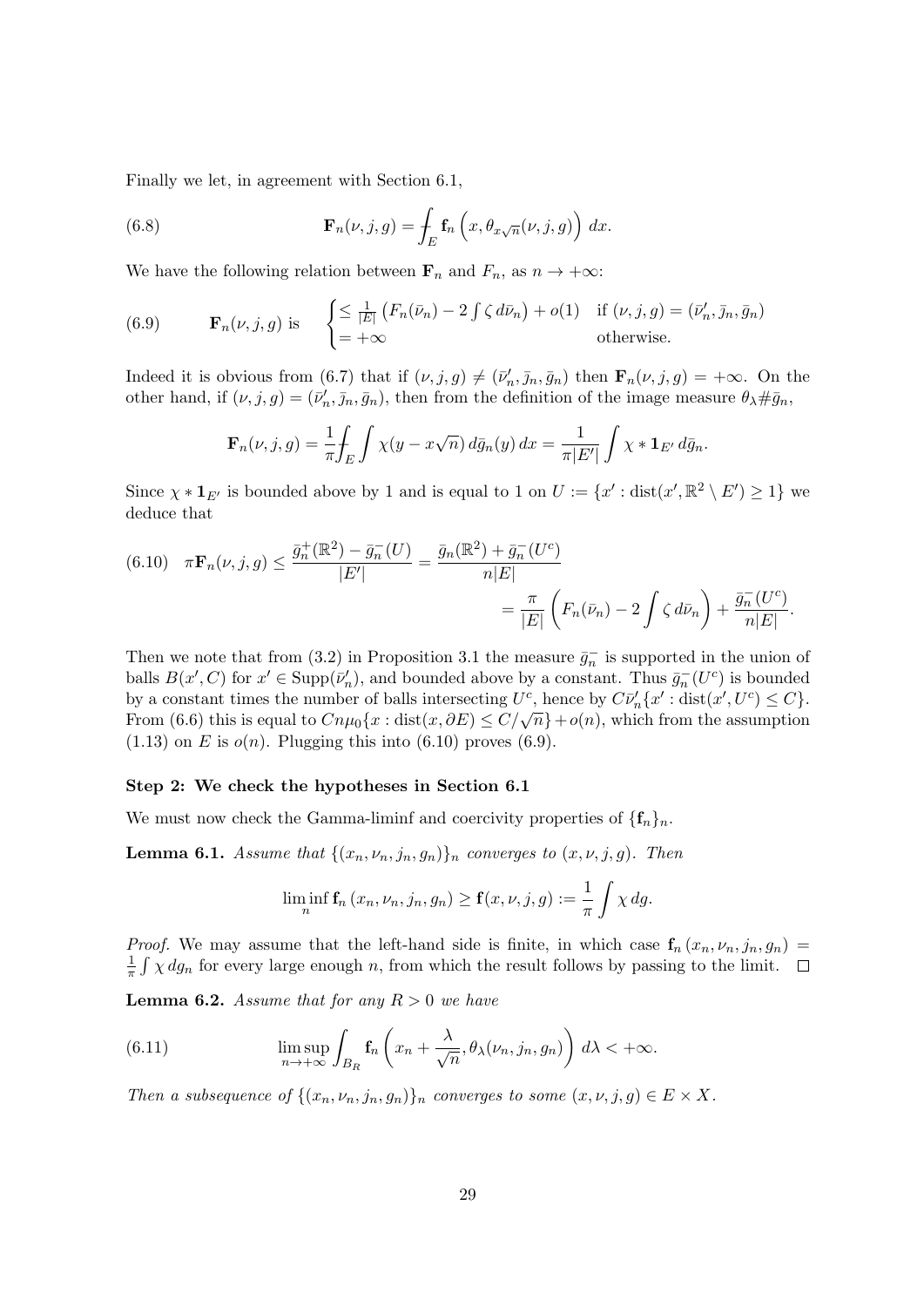Finally we let, in agreement with Section 6.1,

$$\mathbf{F}_n(\nu, j, g) = \fint_E \mathbf{f}_n\left(x, \theta_{x\sqrt{n}}(\nu, j, g)\right)\, dx. \tag{6.8}$$

We have the following relation between $\mathbf{F}_n$ and $F_n$, as $n \to +\infty$:

$$\mathbf{F}_n(\nu, j, g) \text{ is } \quad \begin{cases} \le \frac{1}{|E|}\left(F_n(\bar\nu_n) - 2\int \zeta\, d\bar\nu_n\right) + o(1) & \text{if } (\nu, j, g) = (\bar\nu_n', \bar j_n, \bar g_n) \\ = +\infty & \text{otherwise.} \end{cases} \tag{6.9}$$

Indeed it is obvious from (6.7) that if $(\nu, j, g) \neq (\bar\nu_n', \bar j_n, \bar g_n)$ then $\mathbf{F}_n(\nu, j, g) = +\infty$. On the other hand, if $(\nu, j, g) = (\bar\nu_n', \bar j_n, \bar g_n)$, then from the definition of the image measure $\theta_\lambda \# \bar g_n$,

$$\mathbf{F}_n(\nu, j, g) = \frac{1}{\pi}\fint_E \int \chi(y - x\sqrt{n})\, d\bar g_n(y)\, dx = \frac{1}{\pi|E'|}\int \chi * \mathbf{1}_{E'}\, d\bar g_n.$$

Since $\chi * \mathbf{1}_{E'}$ is bounded above by 1 and is equal to 1 on $U := \{x' : \mathrm{dist}(x', \mathbb{R}^2 \setminus E') \ge 1\}$ we deduce that

$$\begin{aligned}\pi \mathbf{F}_n(\nu, j, g) \le \frac{\bar g_n^+(\mathbb{R}^2) - \bar g_n^-(U)}{|E'|} &= \frac{\bar g_n(\mathbb{R}^2) + \bar g_n^-(U^c)}{n|E|} \\ &= \frac{\pi}{|E|}\left(F_n(\bar\nu_n) - 2\int \zeta\, d\bar\nu_n\right) + \frac{\bar g_n^-(U^c)}{n|E|}.\end{aligned} \tag{6.10}$$

Then we note that from (3.2) in Proposition 3.1 the measure $\bar g_n^-$ is supported in the union of balls $B(x', C)$ for $x' \in \mathrm{Supp}(\bar\nu_n')$, and bounded above by a constant. Thus $\bar g_n^-(U^c)$ is bounded by a constant times the number of balls intersecting $U^c$, hence by $C\bar\nu_n'\{x' : \mathrm{dist}(x', U^c) \le C\}$. From (6.6) this is equal to $Cn\mu_0\{x : \mathrm{dist}(x, \partial E) \le C/\sqrt{n}\} + o(n)$, which from the assumption (1.13) on $E$ is $o(n)$. Plugging this into (6.10) proves (6.9).

#### Step 2: We check the hypotheses in Section 6.1

We must now check the Gamma-liminf and coercivity properties of $\{\mathbf{f}_n\}_n$.

**Lemma 6.1.** *Assume that $\{(x_n, \nu_n, j_n, g_n)\}_n$ converges to $(x, \nu, j, g)$. Then*

$$\liminf_n \mathbf{f}_n(x_n, \nu_n, j_n, g_n) \ge \mathbf{f}(x, \nu, j, g) := \frac{1}{\pi}\int \chi\, dg.$$

*Proof.* We may assume that the left-hand side is finite, in which case $\mathbf{f}_n(x_n, \nu_n, j_n, g_n) = \frac{1}{\pi}\int \chi\, dg_n$ for every large enough $n$, from which the result follows by passing to the limit. $\square$

**Lemma 6.2.** *Assume that for any $R > 0$ we have*

$$\limsup_{n\to+\infty} \int_{B_R} \mathbf{f}_n\left(x_n + \frac{\lambda}{\sqrt{n}}, \theta_\lambda(\nu_n, j_n, g_n)\right)\, d\lambda < +\infty. \tag{6.11}$$

*Then a subsequence of $\{(x_n, \nu_n, j_n, g_n)\}_n$ converges to some $(x, \nu, j, g) \in E \times X$.*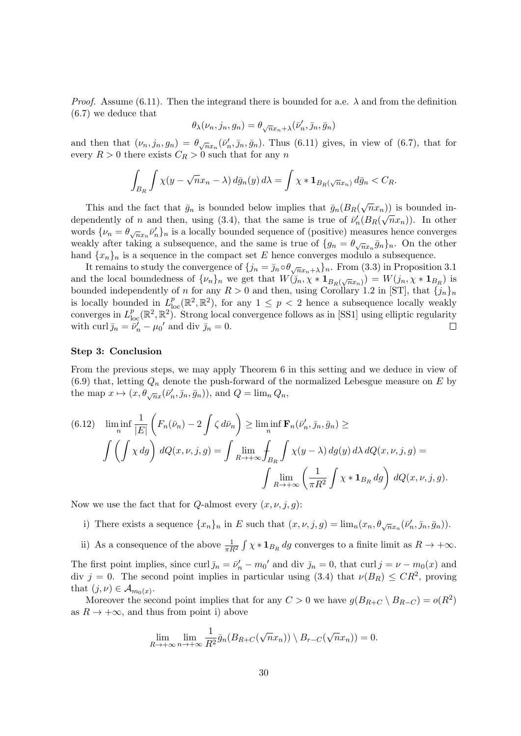*Proof.* Assume (6.11). Then the integrand there is bounded for a.e. $\lambda$ and from the definition (6.7) we deduce that

$$\theta_\lambda(\nu_n, j_n, g_n) = \theta_{\sqrt{n}x_n+\lambda}(\bar\nu'_n, \bar j_n, \bar g_n)$$

and then that $(\nu_n, j_n, g_n) = \theta_{\sqrt{n}x_n}(\bar\nu'_n, \bar j_n, \bar g_n)$. Thus (6.11) gives, in view of (6.7), that for every $R > 0$ there exists $C_R > 0$ such that for any $n$

$$\int_{B_R} \int \chi(y - \sqrt{n}x_n - \lambda)\, d\bar g_n(y)\, d\lambda = \int \chi * \mathbf{1}_{B_R(\sqrt{n}x_n)}\, d\bar g_n < C_R.$$

This and the fact that $\bar g_n$ is bounded below implies that $\bar g_n(B_R(\sqrt{n}x_n))$ is bounded independently of $n$ and then, using (3.4), that the same is true of $\bar\nu'_n(B_R(\sqrt{n}x_n))$. In other words $\{\nu_n = \theta_{\sqrt{n}x_n}\bar\nu'_n\}_n$ is a locally bounded sequence of (positive) measures hence converges weakly after taking a subsequence, and the same is true of $\{g_n = \theta_{\sqrt{n}x_n}\bar g_n\}_n$. On the other hand $\{x_n\}_n$ is a sequence in the compact set $E$ hence converges modulo a subsequence.

It remains to study the convergence of $\{j_n = \bar j_n \circ \theta_{\sqrt{n}x_n+\lambda}\}_n$. From (3.3) in Proposition 3.1 and the local boundedness of $\{\nu_n\}_n$ we get that $W(\bar j_n, \chi * \mathbf{1}_{B_R(\sqrt{n}x_n)}) = W(j_n, \chi * \mathbf{1}_{B_R})$ is bounded independently of $n$ for any $R > 0$ and then, using Corollary 1.2 in [ST], that $\{j_n\}_n$ is locally bounded in $L^p_{\text{loc}}(\mathbb{R}^2, \mathbb{R}^2)$, for any $1 \le p < 2$ hence a subsequence locally weakly converges in $L^p_{\text{loc}}(\mathbb{R}^2, \mathbb{R}^2)$. Strong local convergence follows as in [SS1] using elliptic regularity with $\operatorname{curl} \bar j_n = \bar\nu'_n - {\mu_0}'$ and $\operatorname{div} \bar j_n = 0$. $\square$

**Step 3: Conclusion**

From the previous steps, we may apply Theorem 6 in this setting and we deduce in view of (6.9) that, letting $Q_n$ denote the push-forward of the normalized Lebesgue measure on $E$ by the map $x \mapsto (x, \theta_{\sqrt{n}x}(\bar\nu'_n, \bar j_n, \bar g_n))$, and $Q = \lim_n Q_n$,

$$\begin{aligned}
(6.12) \quad \liminf_n \frac{1}{|E|}\left(F_n(\bar\nu_n) - 2\int \zeta\, d\bar\nu_n\right) &\ge \liminf_n \mathbf{F}_n(\bar\nu'_n, \bar j_n, \bar g_n) \ge \\
\int \left(\int \chi\, dg\right) dQ(x, \nu, j, g) &= \int \lim_{R\to+\infty} \fint_{B_R} \int \chi(y - \lambda)\, dg(y)\, d\lambda\, dQ(x, \nu, j, g) = \\
&\int \lim_{R\to+\infty} \left(\frac{1}{\pi R^2}\int \chi * \mathbf{1}_{B_R}\, dg\right) dQ(x, \nu, j, g).
\end{aligned}$$

Now we use the fact that for $Q$-almost every $(x, \nu, j, g)$:

i) There exists a sequence $\{x_n\}_n$ in $E$ such that $(x, \nu, j, g) = \lim_n(x_n, \theta_{\sqrt{n}x_n}(\bar\nu'_n, \bar j_n, \bar g_n))$.

ii) As a consequence of the above $\frac{1}{\pi R^2}\int \chi * \mathbf{1}_{B_R}\, dg$ converges to a finite limit as $R \to +\infty$.

The first point implies, since $\operatorname{curl} \bar j_n = \bar\nu'_n - {m_0}'$ and $\operatorname{div} \bar j_n = 0$, that $\operatorname{curl} j = \nu - m_0(x)$ and $\operatorname{div} j = 0$. The second point implies in particular using (3.4) that $\nu(B_R) \le CR^2$, proving that $(j, \nu) \in \mathcal{A}_{m_0(x)}$.

Moreover the second point implies that for any $C > 0$ we have $g(B_{R+C} \setminus B_{R-C}) = o(R^2)$ as $R \to +\infty$, and thus from point i) above

$$\lim_{R\to+\infty} \lim_{n\to+\infty} \frac{1}{R^2} \bar g_n(B_{R+C}(\sqrt{n}x_n)) \setminus B_{r-C}(\sqrt{n}x_n)) = 0.$$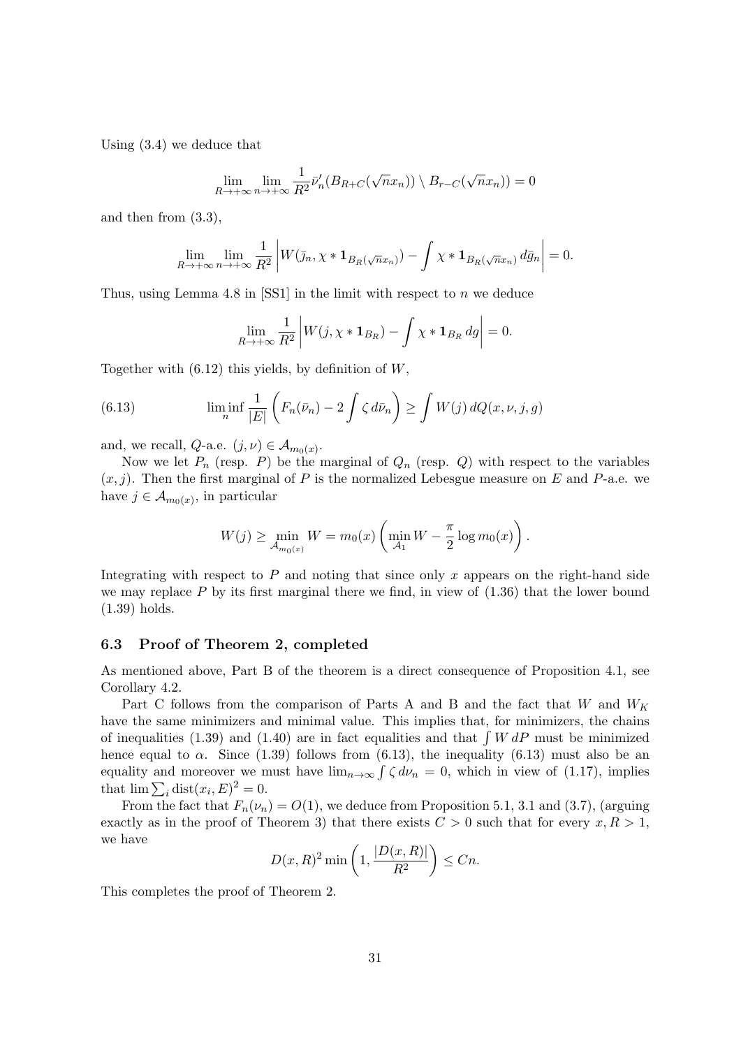Using (3.4) we deduce that

$$\lim_{R\to+\infty}\lim_{n\to+\infty}\frac{1}{R^2}\bar{\nu}_n'(B_{R+C}(\sqrt{n}x_n))\setminus B_{r-C}(\sqrt{n}x_n))=0$$

and then from (3.3),

$$\lim_{R\to+\infty}\lim_{n\to+\infty}\frac{1}{R^2}\left|W(\bar{j}_n,\chi*\mathbf{1}_{B_R(\sqrt{n}x_n)})-\int\chi*\mathbf{1}_{B_R(\sqrt{n}x_n)}\,d\bar{g}_n\right|=0.$$

Thus, using Lemma 4.8 in [SS1] in the limit with respect to $n$ we deduce

$$\lim_{R\to+\infty}\frac{1}{R^2}\left|W(j,\chi*\mathbf{1}_{B_R})-\int\chi*\mathbf{1}_{B_R}\,dg\right|=0.$$

Together with (6.12) this yields, by definition of $W$,

$$\liminf_n\frac{1}{|E|}\left(F_n(\bar{\nu}_n)-2\int\zeta\,d\bar{\nu}_n\right)\geq\int W(j)\,dQ(x,\nu,j,g)\tag{6.13}$$

and, we recall, $Q$-a.e. $(j,\nu)\in\mathcal{A}_{m_0(x)}$.

Now we let $P_n$ (resp. $P$) be the marginal of $Q_n$ (resp. $Q$) with respect to the variables $(x,j)$. Then the first marginal of $P$ is the normalized Lebesgue measure on $E$ and $P$-a.e. we have $j\in\mathcal{A}_{m_0(x)}$, in particular

$$W(j)\geq\min_{\mathcal{A}_{m_0(x)}}W=m_0(x)\left(\min_{\mathcal{A}_1}W-\frac{\pi}{2}\log m_0(x)\right).$$

Integrating with respect to $P$ and noting that since only $x$ appears on the right-hand side we may replace $P$ by its first marginal there we find, in view of (1.36) that the lower bound (1.39) holds.

### 6.3 Proof of Theorem 2, completed

As mentioned above, Part B of the theorem is a direct consequence of Proposition 4.1, see Corollary 4.2.

Part C follows from the comparison of Parts A and B and the fact that $W$ and $W_K$ have the same minimizers and minimal value. This implies that, for minimizers, the chains of inequalities (1.39) and (1.40) are in fact equalities and that $\int W\,dP$ must be minimized hence equal to $\alpha$. Since (1.39) follows from (6.13), the inequality (6.13) must also be an equality and moreover we must have $\lim_{n\to\infty}\int\zeta\,d\nu_n=0$, which in view of (1.17), implies that $\lim\sum_i\mathrm{dist}(x_i,E)^2=0$.

From the fact that $F_n(\nu_n)=O(1)$, we deduce from Proposition 5.1, 3.1 and (3.7), (arguing exactly as in the proof of Theorem 3) that there exists $C>0$ such that for every $x,R>1$, we have

$$D(x,R)^2\min\left(1,\frac{|D(x,R)|}{R^2}\right)\leq Cn.$$

This completes the proof of Theorem 2.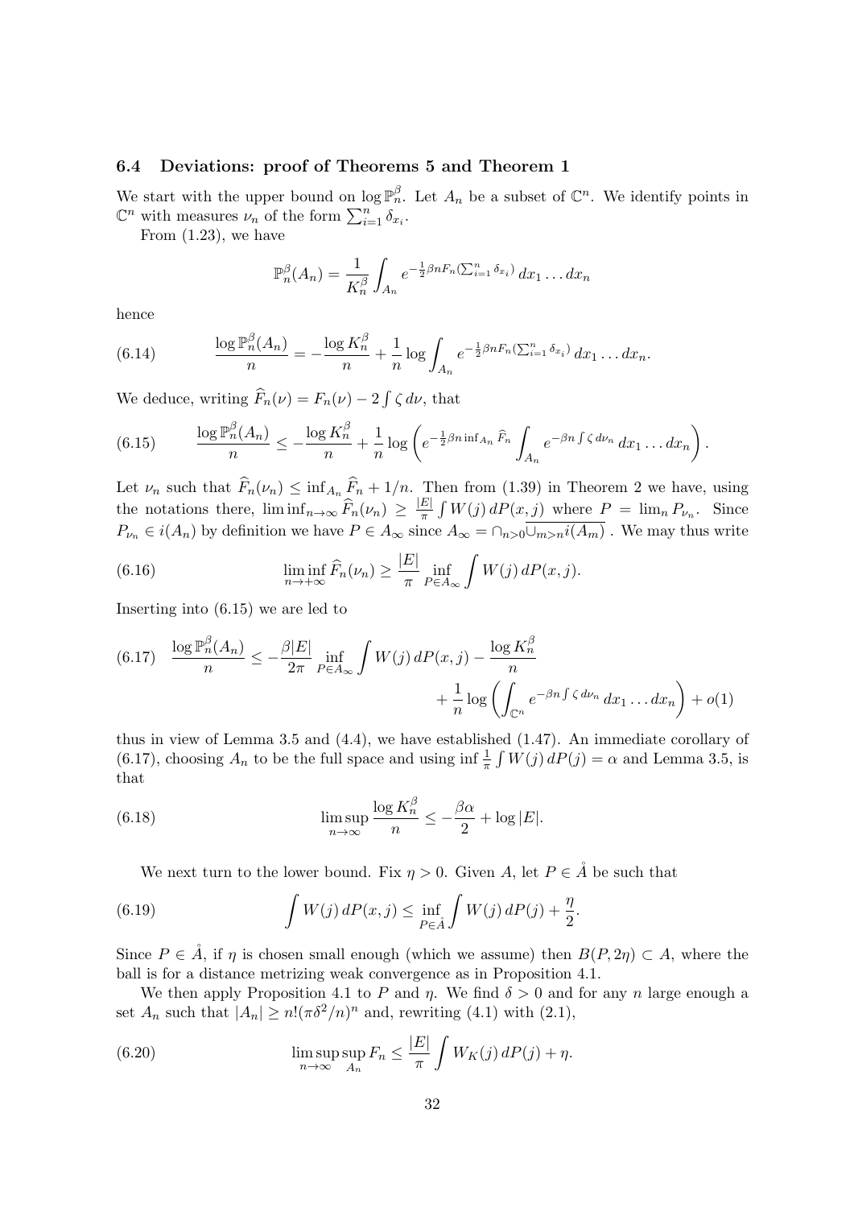### 6.4 Deviations: proof of Theorems 5 and Theorem 1

We start with the upper bound on $\log \mathbb{P}_n^\beta$. Let $A_n$ be a subset of $\mathbb{C}^n$. We identify points in $\mathbb{C}^n$ with measures $\nu_n$ of the form $\sum_{i=1}^n \delta_{x_i}$.

From (1.23), we have

$$\mathbb{P}_n^\beta(A_n) = \frac{1}{K_n^\beta} \int_{A_n} e^{-\frac{1}{2}\beta n F_n(\sum_{i=1}^n \delta_{x_i})}\, dx_1 \dots dx_n$$

hence

$$\frac{\log \mathbb{P}_n^\beta(A_n)}{n} = -\frac{\log K_n^\beta}{n} + \frac{1}{n}\log \int_{A_n} e^{-\frac{1}{2}\beta n F_n(\sum_{i=1}^n \delta_{x_i})}\, dx_1 \dots dx_n. \tag{6.14}$$

We deduce, writing $\widehat{F}_n(\nu) = F_n(\nu) - 2\int \zeta\, d\nu$, that

$$\frac{\log \mathbb{P}_n^\beta(A_n)}{n} \le -\frac{\log K_n^\beta}{n} + \frac{1}{n}\log\left( e^{-\frac{1}{2}\beta n \inf_{A_n} \widehat{F}_n} \int_{A_n} e^{-\beta n \int \zeta\, d\nu_n}\, dx_1 \dots dx_n \right). \tag{6.15}$$

Let $\nu_n$ such that $\widehat{F}_n(\nu_n) \le \inf_{A_n} \widehat{F}_n + 1/n$. Then from (1.39) in Theorem 2 we have, using the notations there, $\liminf_{n\to\infty} \widehat{F}_n(\nu_n) \ge \frac{|E|}{\pi}\int W(j)\, dP(x,j)$ where $P = \lim_n P_{\nu_n}$. Since $P_{\nu_n} \in i(A_n)$ by definition we have $P \in A_\infty$ since $A_\infty = \cap_{n>0}\overline{\cup_{m>n} i(A_m)}$ . We may thus write

$$\liminf_{n\to+\infty} \widehat{F}_n(\nu_n) \ge \frac{|E|}{\pi} \inf_{P\in A_\infty} \int W(j)\, dP(x,j). \tag{6.16}$$

Inserting into (6.15) we are led to

$$\frac{\log \mathbb{P}_n^\beta(A_n)}{n} \le -\frac{\beta |E|}{2\pi} \inf_{P\in A_\infty} \int W(j)\, dP(x,j) - \frac{\log K_n^\beta}{n} + \frac{1}{n}\log\left(\int_{\mathbb{C}^n} e^{-\beta n \int \zeta\, d\nu_n}\, dx_1 \dots dx_n\right) + o(1) \tag{6.17}$$

thus in view of Lemma 3.5 and (4.4), we have established (1.47). An immediate corollary of (6.17), choosing $A_n$ to be the full space and using $\inf \frac{1}{\pi}\int W(j)\, dP(j) = \alpha$ and Lemma 3.5, is that

$$\limsup_{n\to\infty} \frac{\log K_n^\beta}{n} \le -\frac{\beta\alpha}{2} + \log |E|. \tag{6.18}$$

We next turn to the lower bound. Fix $\eta > 0$. Given $A$, let $P \in \mathring{A}$ be such that

$$\int W(j)\, dP(x,j) \le \inf_{P\in\mathring{A}} \int W(j)\, dP(j) + \frac{\eta}{2}. \tag{6.19}$$

Since $P \in \mathring{A}$, if $\eta$ is chosen small enough (which we assume) then $B(P, 2\eta) \subset A$, where the ball is for a distance metrizing weak convergence as in Proposition 4.1.

We then apply Proposition 4.1 to $P$ and $\eta$. We find $\delta > 0$ and for any $n$ large enough a set $A_n$ such that $|A_n| \ge n!(\pi\delta^2/n)^n$ and, rewriting (4.1) with (2.1),

$$\limsup_{n\to\infty} \sup_{A_n} F_n \le \frac{|E|}{\pi} \int W_K(j)\, dP(j) + \eta. \tag{6.20}$$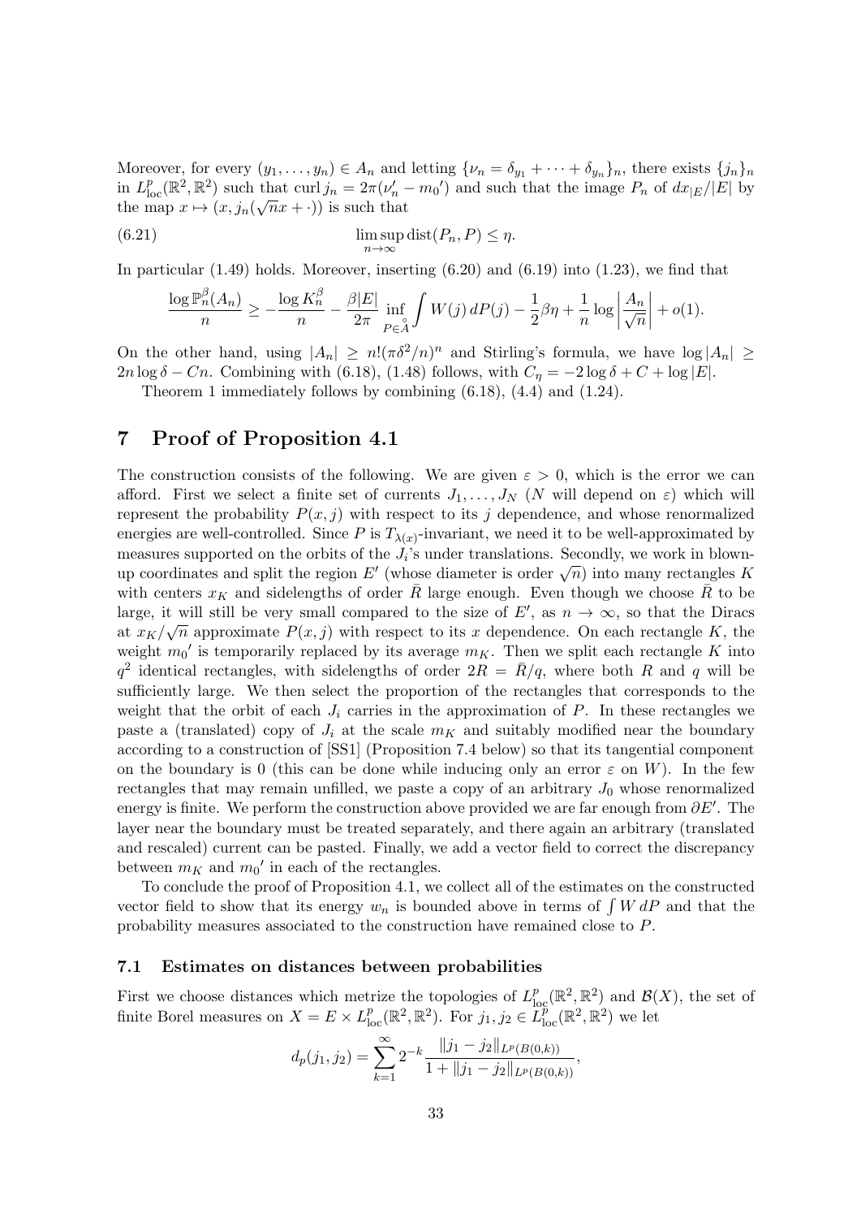Moreover, for every $(y_1, \dots, y_n) \in A_n$ and letting $\{\nu_n = \delta_{y_1} + \cdots + \delta_{y_n}\}_n$, there exists $\{j_n\}_n$ in $L^p_{\text{loc}}(\mathbb{R}^2, \mathbb{R}^2)$ such that $\operatorname{curl} j_n = 2\pi(\nu_n' - m_0')$ and such that the image $P_n$ of $dx_{|E}/|E|$ by the map $x \mapsto (x, j_n(\sqrt{n}x + \cdot))$ is such that

$$\limsup_{n\to\infty} \operatorname{dist}(P_n, P) \le \eta. \tag{6.21}$$

In particular (1.49) holds. Moreover, inserting (6.20) and (6.19) into (1.23), we find that

$$\frac{\log \mathbb{P}_n^\beta(A_n)}{n} \ge -\frac{\log K_n^\beta}{n} - \frac{\beta|E|}{2\pi} \inf_{P\in \mathring{A}} \int W(j)\, dP(j) - \frac{1}{2}\beta\eta + \frac{1}{n}\log\left|\frac{A_n}{\sqrt{n}}\right| + o(1).$$

On the other hand, using $|A_n| \ge n!(\pi\delta^2/n)^n$ and Stirling's formula, we have $\log|A_n| \ge 2n\log\delta - Cn$. Combining with (6.18), (1.48) follows, with $C_\eta = -2\log\delta + C + \log|E|$.

Theorem 1 immediately follows by combining (6.18), (4.4) and (1.24).

# 7 Proof of Proposition 4.1

The construction consists of the following. We are given $\varepsilon > 0$, which is the error we can afford. First we select a finite set of currents $J_1, \dots, J_N$ ($N$ will depend on $\varepsilon$) which will represent the probability $P(x, j)$ with respect to its $j$ dependence, and whose renormalized energies are well-controlled. Since $P$ is $T_{\lambda(x)}$-invariant, we need it to be well-approximated by measures supported on the orbits of the $J_i$'s under translations. Secondly, we work in blown-up coordinates and split the region $E'$ (whose diameter is order $\sqrt{n}$) into many rectangles $K$ with centers $x_K$ and sidelengths of order $\bar{R}$ large enough. Even though we choose $\bar{R}$ to be large, it will still be very small compared to the size of $E'$, as $n \to \infty$, so that the Diracs at $x_K/\sqrt{n}$ approximate $P(x, j)$ with respect to its $x$ dependence. On each rectangle $K$, the weight $m_0'$ is temporarily replaced by its average $m_K$. Then we split each rectangle $K$ into $q^2$ identical rectangles, with sidelengths of order $2R = \bar{R}/q$, where both $R$ and $q$ will be sufficiently large. We then select the proportion of the rectangles that corresponds to the weight that the orbit of each $J_i$ carries in the approximation of $P$. In these rectangles we paste a (translated) copy of $J_i$ at the scale $m_K$ and suitably modified near the boundary according to a construction of [SS1] (Proposition 7.4 below) so that its tangential component on the boundary is 0 (this can be done while inducing only an error $\varepsilon$ on $W$). In the few rectangles that may remain unfilled, we paste a copy of an arbitrary $J_0$ whose renormalized energy is finite. We perform the construction above provided we are far enough from $\partial E'$. The layer near the boundary must be treated separately, and there again an arbitrary (translated and rescaled) current can be pasted. Finally, we add a vector field to correct the discrepancy between $m_K$ and $m_0'$ in each of the rectangles.

To conclude the proof of Proposition 4.1, we collect all of the estimates on the constructed vector field to show that its energy $w_n$ is bounded above in terms of $\int W\, dP$ and that the probability measures associated to the construction have remained close to $P$.

## 7.1 Estimates on distances between probabilities

First we choose distances which metrize the topologies of $L^p_{\text{loc}}(\mathbb{R}^2, \mathbb{R}^2)$ and $\mathcal{B}(X)$, the set of finite Borel measures on $X = E \times L^p_{\text{loc}}(\mathbb{R}^2, \mathbb{R}^2)$. For $j_1, j_2 \in L^p_{\text{loc}}(\mathbb{R}^2, \mathbb{R}^2)$ we let

$$d_p(j_1, j_2) = \sum_{k=1}^\infty 2^{-k} \frac{\|j_1 - j_2\|_{L^p(B(0,k))}}{1 + \|j_1 - j_2\|_{L^p(B(0,k))}},$$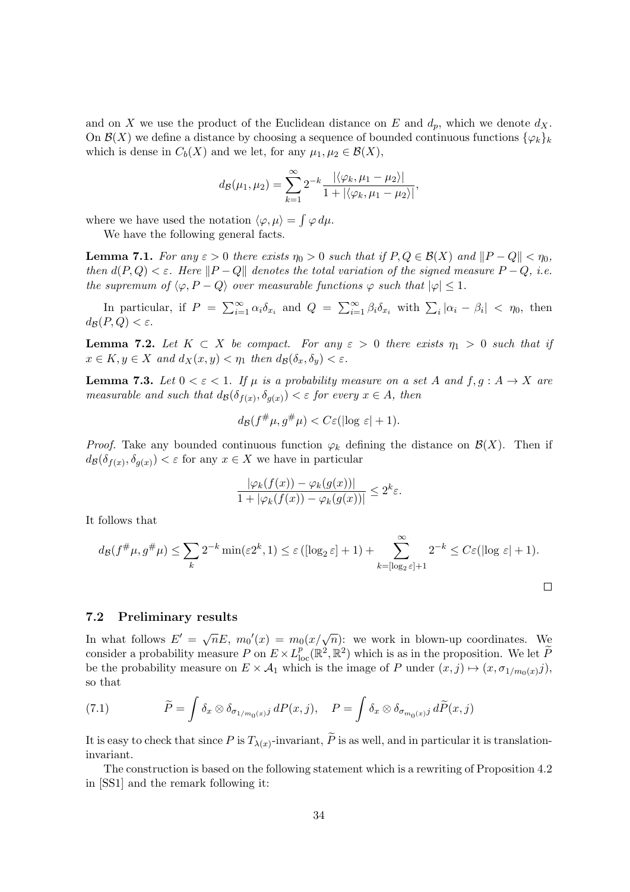and on $X$ we use the product of the Euclidean distance on $E$ and $d_p$, which we denote $d_X$. On $\mathcal{B}(X)$ we define a distance by choosing a sequence of bounded continuous functions $\{\varphi_k\}_k$ which is dense in $C_b(X)$ and we let, for any $\mu_1, \mu_2 \in \mathcal{B}(X)$,

$$d_{\mathcal{B}}(\mu_1, \mu_2) = \sum_{k=1}^{\infty} 2^{-k} \frac{|\langle \varphi_k, \mu_1 - \mu_2 \rangle|}{1 + |\langle \varphi_k, \mu_1 - \mu_2 \rangle|},$$

where we have used the notation $\langle \varphi, \mu \rangle = \int \varphi \, d\mu$.

We have the following general facts.

**Lemma 7.1.** *For any $\varepsilon > 0$ there exists $\eta_0 > 0$ such that if $P, Q \in \mathcal{B}(X)$ and $\|P - Q\| < \eta_0$, then $d(P, Q) < \varepsilon$. Here $\|P - Q\|$ denotes the total variation of the signed measure $P - Q$, i.e. the supremum of $\langle \varphi, P - Q \rangle$ over measurable functions $\varphi$ such that $|\varphi| \leq 1$.*

In particular, if $P = \sum_{i=1}^{\infty} \alpha_i \delta_{x_i}$ and $Q = \sum_{i=1}^{\infty} \beta_i \delta_{x_i}$ with $\sum_i |\alpha_i - \beta_i| < \eta_0$, then $d_{\mathcal{B}}(P, Q) < \varepsilon$.

**Lemma 7.2.** *Let $K \subset X$ be compact. For any $\varepsilon > 0$ there exists $\eta_1 > 0$ such that if $x \in K, y \in X$ and $d_X(x, y) < \eta_1$ then $d_{\mathcal{B}}(\delta_x, \delta_y) < \varepsilon$.*

**Lemma 7.3.** *Let $0 < \varepsilon < 1$. If $\mu$ is a probability measure on a set $A$ and $f, g : A \to X$ are measurable and such that $d_{\mathcal{B}}(\delta_{f(x)}, \delta_{g(x)}) < \varepsilon$ for every $x \in A$, then*

$$d_{\mathcal{B}}(f^{\#}\mu, g^{\#}\mu) < C\varepsilon(|\log \varepsilon| + 1).$$

*Proof.* Take any bounded continuous function $\varphi_k$ defining the distance on $\mathcal{B}(X)$. Then if $d_{\mathcal{B}}(\delta_{f(x)}, \delta_{g(x)}) < \varepsilon$ for any $x \in X$ we have in particular

$$\frac{|\varphi_k(f(x)) - \varphi_k(g(x))|}{1 + |\varphi_k(f(x)) - \varphi_k(g(x))|} \leq 2^k \varepsilon.$$

It follows that

$$d_{\mathcal{B}}(f^{\#}\mu, g^{\#}\mu) \leq \sum_k 2^{-k} \min(\varepsilon 2^k, 1) \leq \varepsilon \left([\log_2 \varepsilon] + 1\right) + \sum_{k=[\log_2 \varepsilon]+1}^{\infty} 2^{-k} \leq C\varepsilon(|\log \varepsilon| + 1).$$

$\square$

### 7.2 Preliminary results

In what follows $E' = \sqrt{n}E$, $m_0{}'(x) = m_0(x/\sqrt{n})$: we work in blown-up coordinates. We consider a probability measure $P$ on $E \times L^p_{\text{loc}}(\mathbb{R}^2, \mathbb{R}^2)$ which is as in the proposition. We let $\widetilde{P}$ be the probability measure on $E \times \mathcal{A}_1$ which is the image of $P$ under $(x, j) \mapsto (x, \sigma_{1/m_0(x)} j)$, so that

$$\widetilde{P} = \int \delta_x \otimes \delta_{\sigma_{1/m_0(x)} j} \, dP(x, j), \quad P = \int \delta_x \otimes \delta_{\sigma_{m_0(x)} j} \, d\widetilde{P}(x, j) \tag{7.1}$$

It is easy to check that since $P$ is $T_{\lambda(x)}$-invariant, $\widetilde{P}$ is as well, and in particular it is translation-invariant.

The construction is based on the following statement which is a rewriting of Proposition 4.2 in [SS1] and the remark following it: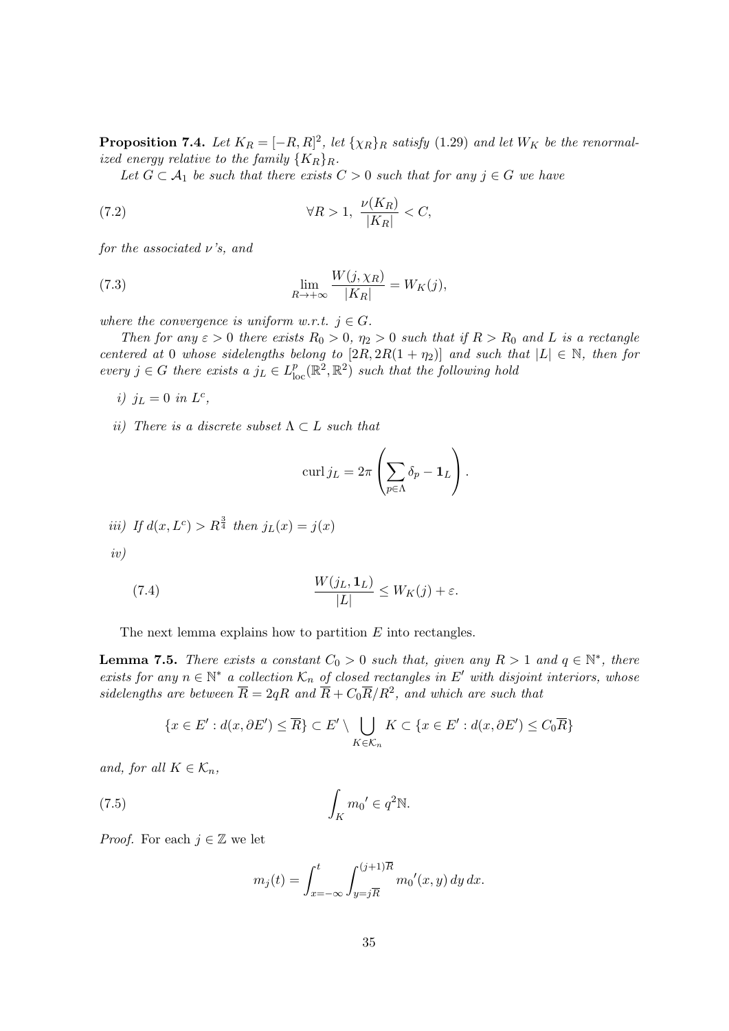**Proposition 7.4.** *Let $K_R = [-R, R]^2$, let $\{\chi_R\}_R$ satisfy (1.29) and let $W_K$ be the renormalized energy relative to the family $\{K_R\}_R$.*

*Let $G \subset \mathcal{A}_1$ be such that there exists $C > 0$ such that for any $j \in G$ we have*

$$\forall R > 1, \ \frac{\nu(K_R)}{|K_R|} < C, \tag{7.2}$$

*for the associated $\nu$'s, and*

$$\lim_{R \to +\infty} \frac{W(j, \chi_R)}{|K_R|} = W_K(j), \tag{7.3}$$

*where the convergence is uniform w.r.t. $j \in G$.*

*Then for any $\varepsilon > 0$ there exists $R_0 > 0$, $\eta_2 > 0$ such that if $R > R_0$ and $L$ is a rectangle centered at 0 whose sidelengths belong to $[2R, 2R(1 + \eta_2)]$ and such that $|L| \in \mathbb{N}$, then for every $j \in G$ there exists a $j_L \in L^p_{\text{loc}}(\mathbb{R}^2, \mathbb{R}^2)$ such that the following hold*

*i) $j_L = 0$ in $L^c$,*

*ii) There is a discrete subset $\Lambda \subset L$ such that*

$$\operatorname{curl} j_L = 2\pi \left( \sum_{p \in \Lambda} \delta_p - \mathbf{1}_L \right).$$

*iii) If $d(x, L^c) > R^{\frac{3}{4}}$ then $j_L(x) = j(x)$*

*iv)*

$$\frac{W(j_L, \mathbf{1}_L)}{|L|} \leq W_K(j) + \varepsilon. \tag{7.4}$$

The next lemma explains how to partition $E$ into rectangles.

**Lemma 7.5.** *There exists a constant $C_0 > 0$ such that, given any $R > 1$ and $q \in \mathbb{N}^*$, there exists for any $n \in \mathbb{N}^*$ a collection $\mathcal{K}_n$ of closed rectangles in $E'$ with disjoint interiors, whose sidelengths are between $\overline{R} = 2qR$ and $\overline{R} + C_0\overline{R}/R^2$, and which are such that*

$$\{x \in E' : d(x, \partial E') \leq \overline{R}\} \subset E' \setminus \bigcup_{K \in \mathcal{K}_n} K \subset \{x \in E' : d(x, \partial E') \leq C_0 \overline{R}\}$$

*and, for all $K \in \mathcal{K}_n$,*

$$\int_K {m_0}' \in q^2 \mathbb{N}. \tag{7.5}$$

*Proof.* For each $j \in \mathbb{Z}$ we let

$$m_j(t) = \int_{x=-\infty}^{t} \int_{y=j\overline{R}}^{(j+1)\overline{R}} {m_0}'(x, y) \, dy \, dx.$$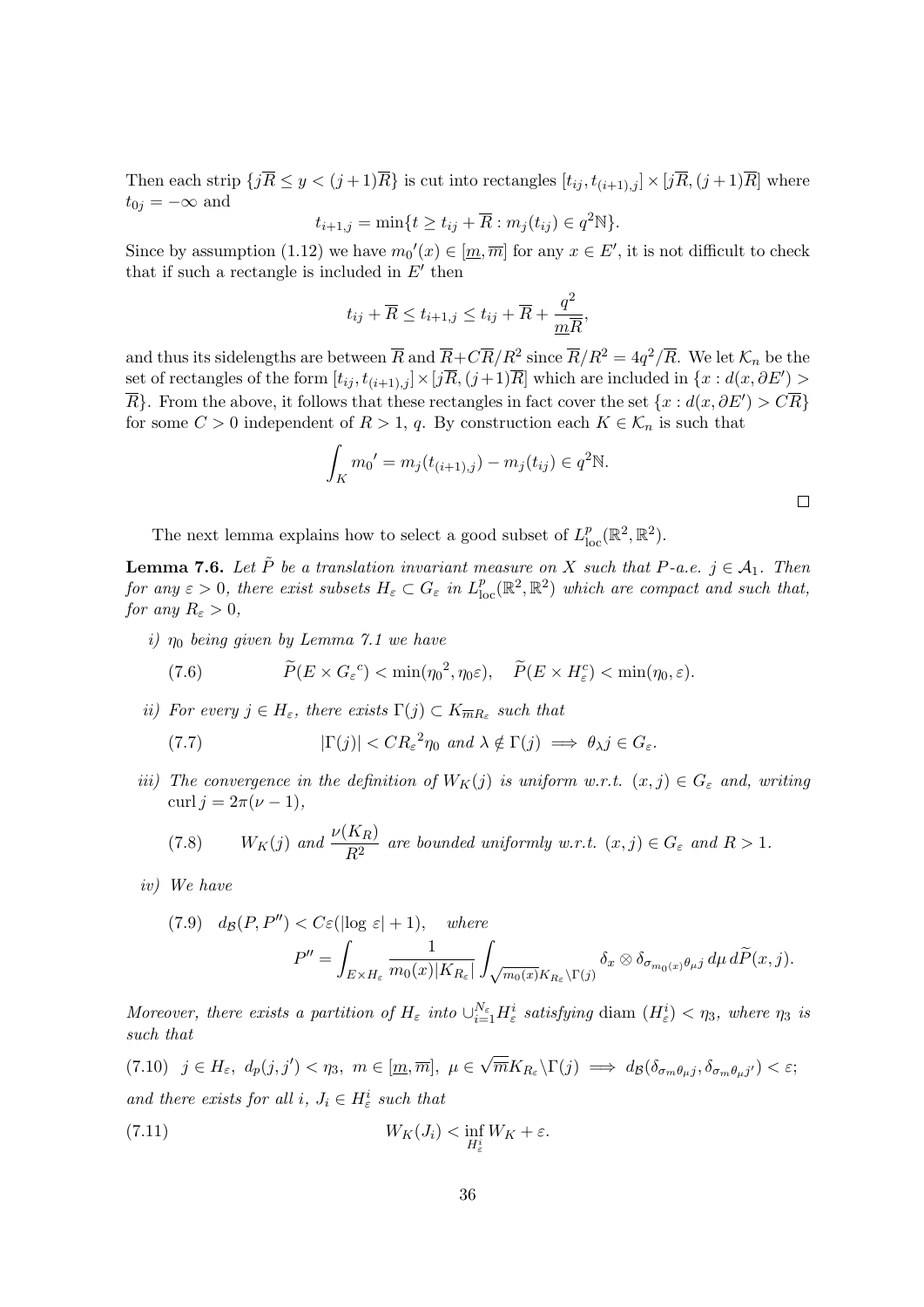Then each strip $\{j\overline{R} \le y < (j+1)\overline{R}\}$ is cut into rectangles $[t_{ij}, t_{(i+1),j}] \times [j\overline{R}, (j+1)\overline{R}]$ where $t_{0j} = -\infty$ and

$$t_{i+1,j} = \min\{t \ge t_{ij} + \overline{R} : m_j(t_{ij}) \in q^2\mathbb{N}\}.$$

Since by assumption (1.12) we have $m_0{}'(x) \in [\underline{m}, \overline{m}]$ for any $x \in E'$, it is not difficult to check that if such a rectangle is included in $E'$ then

$$t_{ij} + \overline{R} \le t_{i+1,j} \le t_{ij} + \overline{R} + \frac{q^2}{\underline{m}\overline{R}},$$

and thus its sidelengths are between $\overline{R}$ and $\overline{R} + C\overline{R}/R^2$ since $\overline{R}/R^2 = 4q^2/\overline{R}$. We let $\mathcal{K}_n$ be the set of rectangles of the form $[t_{ij}, t_{(i+1),j}] \times [j\overline{R}, (j+1)\overline{R}]$ which are included in $\{x : d(x, \partial E') > \overline{R}\}$. From the above, it follows that these rectangles in fact cover the set $\{x : d(x, \partial E') > C\overline{R}\}$ for some $C > 0$ independent of $R > 1$, $q$. By construction each $K \in \mathcal{K}_n$ is such that

$$\int_K m_0{}' = m_j(t_{(i+1),j}) - m_j(t_{ij}) \in q^2\mathbb{N}.$$

□

The next lemma explains how to select a good subset of $L^p_{\mathrm{loc}}(\mathbb{R}^2, \mathbb{R}^2)$.

**Lemma 7.6.** *Let $\tilde{P}$ be a translation invariant measure on $X$ such that $P$-a.e. $j \in \mathcal{A}_1$. Then for any $\varepsilon > 0$, there exist subsets $H_\varepsilon \subset G_\varepsilon$ in $L^p_{\mathrm{loc}}(\mathbb{R}^2, \mathbb{R}^2)$ which are compact and such that, for any $R_\varepsilon > 0$,*

*i) $\eta_0$ being given by Lemma 7.1 we have*

$$\widetilde{P}(E \times G_\varepsilon{}^c) < \min(\eta_0{}^2, \eta_0\varepsilon), \quad \widetilde{P}(E \times H_\varepsilon^c) < \min(\eta_0, \varepsilon). \tag{7.6}$$

*ii) For every $j \in H_\varepsilon$, there exists $\Gamma(j) \subset K_{\overline{m}R_\varepsilon}$ such that*

$$|\Gamma(j)| < C{R_\varepsilon}^2\eta_0 \text{ and } \lambda \notin \Gamma(j) \implies \theta_\lambda j \in G_\varepsilon. \tag{7.7}$$

*iii) The convergence in the definition of $W_K(j)$ is uniform w.r.t. $(x, j) \in G_\varepsilon$ and, writing $\operatorname{curl} j = 2\pi(\nu - 1)$,*

$$W_K(j) \text{ and } \frac{\nu(K_R)}{R^2} \text{ are bounded uniformly w.r.t. } (x, j) \in G_\varepsilon \text{ and } R > 1. \tag{7.8}$$

*iv) We have*

$$d_{\mathcal{B}}(P, P'') < C\varepsilon(|\log\varepsilon| + 1), \quad \text{where} \tag{7.9}$$
$$P'' = \int_{E \times H_\varepsilon} \frac{1}{m_0(x)|K_{R_\varepsilon}|} \int_{\sqrt{m_0(x)}K_{R_\varepsilon} \setminus \Gamma(j)} \delta_x \otimes \delta_{\sigma_{m_0(x)}\theta_\mu j} \, d\mu \, d\widetilde{P}(x, j).$$

*Moreover, there exists a partition of $H_\varepsilon$ into $\cup_{i=1}^{N_\varepsilon} H_\varepsilon^i$ satisfying* $\operatorname{diam}(H_\varepsilon^i) < \eta_3$, *where $\eta_3$ is such that*

$$j \in H_\varepsilon,\ d_p(j, j') < \eta_3,\ m \in [\underline{m}, \overline{m}],\ \mu \in \sqrt{\overline{m}}K_{R_\varepsilon} \setminus \Gamma(j) \implies d_{\mathcal{B}}(\delta_{\sigma_m\theta_\mu j}, \delta_{\sigma_m\theta_\mu j'}) < \varepsilon; \tag{7.10}$$

*and there exists for all $i$, $J_i \in H_\varepsilon^i$ such that*

$$W_K(J_i) < \inf_{H_\varepsilon^i} W_K + \varepsilon. \tag{7.11}$$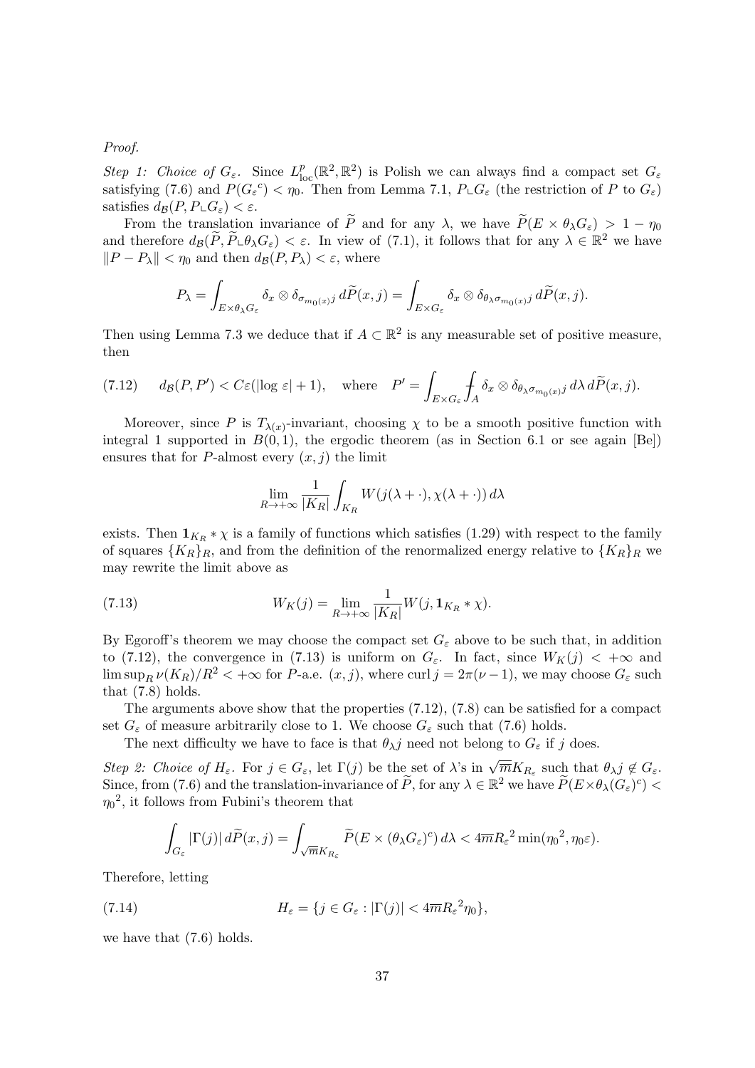*Proof.*

*Step 1: Choice of $G_\varepsilon$.* Since $L^p_{\rm loc}(\mathbb{R}^2,\mathbb{R}^2)$ is Polish we can always find a compact set $G_\varepsilon$ satisfying (7.6) and $P({G_\varepsilon}^c) < \eta_0$. Then from Lemma 7.1, $P\llcorner G_\varepsilon$ (the restriction of $P$ to $G_\varepsilon$) satisfies $d_{\mathcal{B}}(P, P\llcorner G_\varepsilon) < \varepsilon$.

From the translation invariance of $\widetilde{P}$ and for any $\lambda$, we have $\widetilde{P}(E \times \theta_\lambda G_\varepsilon) > 1 - \eta_0$ and therefore $d_{\mathcal{B}}(\widetilde{P}, \widetilde{P}\llcorner\theta_\lambda G_\varepsilon) < \varepsilon$. In view of (7.1), it follows that for any $\lambda \in \mathbb{R}^2$ we have $\|P - P_\lambda\| < \eta_0$ and then $d_{\mathcal{B}}(P, P_\lambda) < \varepsilon$, where

$$P_\lambda = \int_{E\times\theta_\lambda G_\varepsilon} \delta_x \otimes \delta_{\sigma_{m_0(x)}j}\, d\widetilde{P}(x,j) = \int_{E\times G_\varepsilon} \delta_x \otimes \delta_{\theta_\lambda\sigma_{m_0(x)}j}\, d\widetilde{P}(x,j).$$

Then using Lemma 7.3 we deduce that if $A \subset \mathbb{R}^2$ is any measurable set of positive measure, then

$$d_{\mathcal{B}}(P,P') < C\varepsilon(|\log\varepsilon| + 1), \quad \text{where} \quad P' = \int_{E\times G_\varepsilon} \fint_A \delta_x \otimes \delta_{\theta_\lambda\sigma_{m_0(x)}j}\, d\lambda\, d\widetilde{P}(x,j). \tag{7.12}$$

Moreover, since $P$ is $T_{\lambda(x)}$-invariant, choosing $\chi$ to be a smooth positive function with integral 1 supported in $B(0,1)$, the ergodic theorem (as in Section 6.1 or see again [Be]) ensures that for $P$-almost every $(x,j)$ the limit

$$\lim_{R\to+\infty} \frac{1}{|K_R|}\int_{K_R} W(j(\lambda + \cdot), \chi(\lambda+\cdot))\, d\lambda$$

exists. Then $\mathbf{1}_{K_R} * \chi$ is a family of functions which satisfies (1.29) with respect to the family of squares $\{K_R\}_R$, and from the definition of the renormalized energy relative to $\{K_R\}_R$ we may rewrite the limit above as

$$W_K(j) = \lim_{R\to+\infty}\frac{1}{|K_R|} W(j, \mathbf{1}_{K_R} * \chi). \tag{7.13}$$

By Egoroff's theorem we may choose the compact set $G_\varepsilon$ above to be such that, in addition to (7.12), the convergence in (7.13) is uniform on $G_\varepsilon$. In fact, since $W_K(j) < +\infty$ and $\limsup_R \nu(K_R)/R^2 < +\infty$ for $P$-a.e. $(x,j)$, where $\operatorname{curl} j = 2\pi(\nu - 1)$, we may choose $G_\varepsilon$ such that (7.8) holds.

The arguments above show that the properties (7.12), (7.8) can be satisfied for a compact set $G_\varepsilon$ of measure arbitrarily close to 1. We choose $G_\varepsilon$ such that (7.6) holds.

The next difficulty we have to face is that $\theta_\lambda j$ need not belong to $G_\varepsilon$ if $j$ does.

*Step 2: Choice of $H_\varepsilon$.* For $j \in G_\varepsilon$, let $\Gamma(j)$ be the set of $\lambda$'s in $\sqrt{\overline{m}}K_{R_\varepsilon}$ such that $\theta_\lambda j \notin G_\varepsilon$. Since, from (7.6) and the translation-invariance of $\widetilde{P}$, for any $\lambda \in \mathbb{R}^2$ we have $\widetilde{P}(E \times \theta_\lambda(G_\varepsilon)^c) < {\eta_0}^2$, it follows from Fubini's theorem that

$$\int_{G_\varepsilon} |\Gamma(j)|\, d\widetilde{P}(x,j) = \int_{\sqrt{\overline{m}}K_{R_\varepsilon}} \widetilde{P}(E \times (\theta_\lambda G_\varepsilon)^c)\, d\lambda < 4\overline{m}{R_\varepsilon}^2 \min({\eta_0}^2, \eta_0\varepsilon).$$

Therefore, letting

$$H_\varepsilon = \{j \in G_\varepsilon : |\Gamma(j)| < 4\overline{m}{R_\varepsilon}^2\eta_0\}, \tag{7.14}$$

we have that (7.6) holds.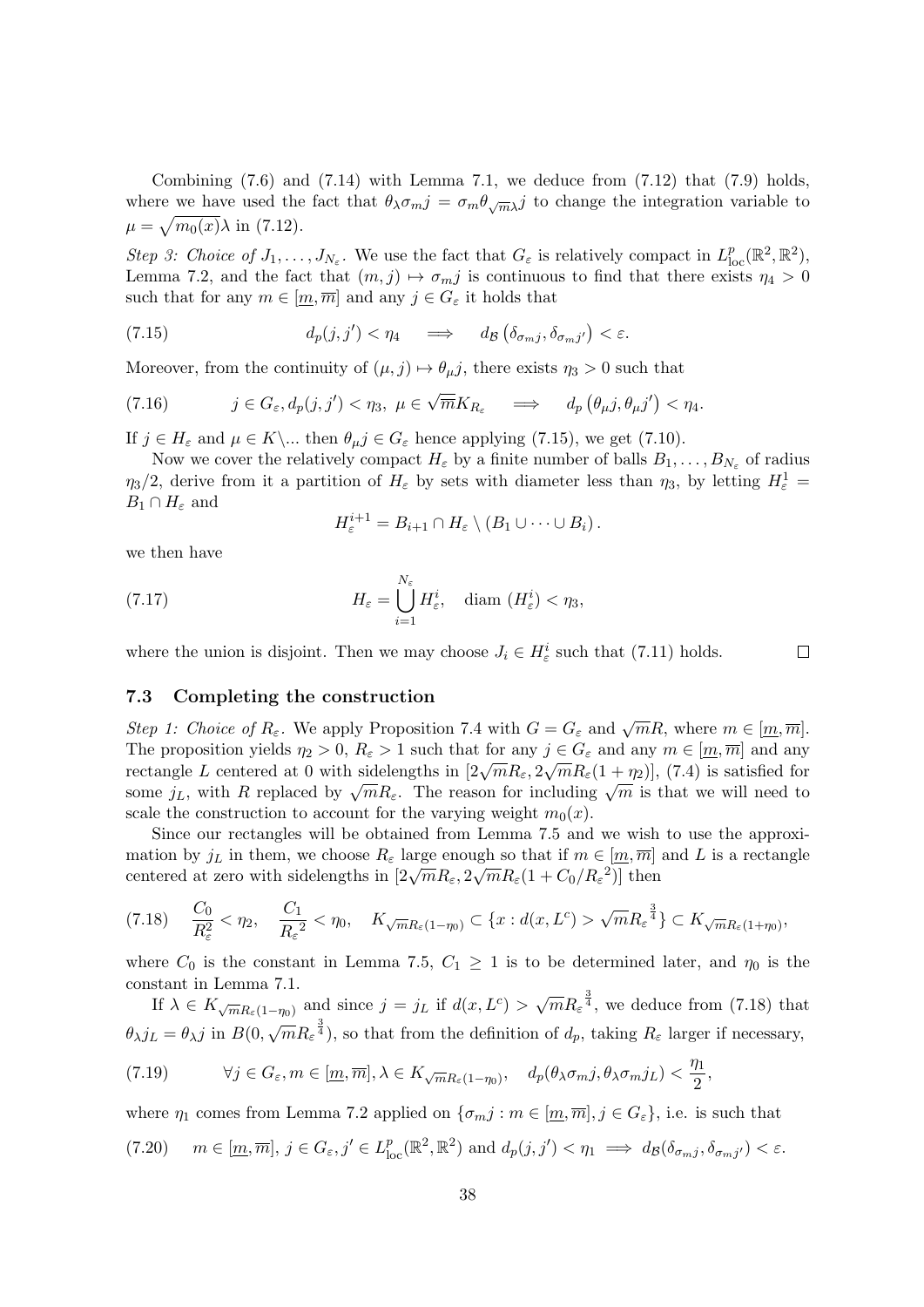Combining (7.6) and (7.14) with Lemma 7.1, we deduce from (7.12) that (7.9) holds, where we have used the fact that $\theta_\lambda \sigma_m j = \sigma_m \theta_{\sqrt{m}\lambda} j$ to change the integration variable to $\mu = \sqrt{m_0(x)}\lambda$ in (7.12).

*Step 3: Choice of* $J_1, \ldots, J_{N_\varepsilon}$. We use the fact that $G_\varepsilon$ is relatively compact in $L^p_{\rm loc}(\mathbb{R}^2, \mathbb{R}^2)$, Lemma 7.2, and the fact that $(m, j) \mapsto \sigma_m j$ is continuous to find that there exists $\eta_4 > 0$ such that for any $m \in [\underline{m}, \overline{m}]$ and any $j \in G_\varepsilon$ it holds that

$$
d_p(j, j') < \eta_4 \quad \Longrightarrow \quad d_{\mathcal{B}}\left(\delta_{\sigma_m j}, \delta_{\sigma_m j'}\right) < \varepsilon. \tag{7.15}
$$

Moreover, from the continuity of $(\mu, j) \mapsto \theta_\mu j$, there exists $\eta_3 > 0$ such that

$$
j \in G_\varepsilon, d_p(j, j') < \eta_3, \ \mu \in \sqrt{\overline{m}} K_{R_\varepsilon} \quad \Longrightarrow \quad d_p\left(\theta_\mu j, \theta_\mu j'\right) < \eta_4. \tag{7.16}
$$

If $j \in H_\varepsilon$ and $\mu \in K\backslash...$ then $\theta_\mu j \in G_\varepsilon$ hence applying (7.15), we get (7.10).

Now we cover the relatively compact $H_\varepsilon$ by a finite number of balls $B_1, \ldots, B_{N_\varepsilon}$ of radius $\eta_3/2$, derive from it a partition of $H_\varepsilon$ by sets with diameter less than $\eta_3$, by letting $H^1_\varepsilon = B_1 \cap H_\varepsilon$ and

$$
H^{i+1}_\varepsilon = B_{i+1} \cap H_\varepsilon \setminus (B_1 \cup \cdots \cup B_i).
$$

we then have

$$
H_\varepsilon = \bigcup_{i=1}^{N_\varepsilon} H^i_\varepsilon, \quad \text{diam } (H^i_\varepsilon) < \eta_3, \tag{7.17}
$$

where the union is disjoint. Then we may choose $J_i \in H^i_\varepsilon$ such that (7.11) holds. $\square$

### 7.3 Completing the construction

*Step 1: Choice of* $R_\varepsilon$. We apply Proposition 7.4 with $G = G_\varepsilon$ and $\sqrt{m}R$, where $m \in [\underline{m}, \overline{m}]$. The proposition yields $\eta_2 > 0$, $R_\varepsilon > 1$ such that for any $j \in G_\varepsilon$ and any $m \in [\underline{m}, \overline{m}]$ and any rectangle $L$ centered at 0 with sidelengths in $[2\sqrt{m}R_\varepsilon, 2\sqrt{m}R_\varepsilon(1 + \eta_2)]$, (7.4) is satisfied for some $j_L$, with $R$ replaced by $\sqrt{m}R_\varepsilon$. The reason for including $\sqrt{m}$ is that we will need to scale the construction to account for the varying weight $m_0(x)$.

Since our rectangles will be obtained from Lemma 7.5 and we wish to use the approximation by $j_L$ in them, we choose $R_\varepsilon$ large enough so that if $m \in [\underline{m}, \overline{m}]$ and $L$ is a rectangle centered at zero with sidelengths in $[2\sqrt{m}R_\varepsilon, 2\sqrt{m}R_\varepsilon(1 + C_0/{R_\varepsilon}^2)]$ then

$$
\frac{C_0}{R_\varepsilon^2} < \eta_2, \quad \frac{C_1}{{R_\varepsilon}^2} < \eta_0, \quad K_{\sqrt{m}R_\varepsilon(1-\eta_0)} \subset \{x : d(x, L^c) > \sqrt{m}{R_\varepsilon}^{\frac{3}{4}}\} \subset K_{\sqrt{m}R_\varepsilon(1+\eta_0)}, \tag{7.18}
$$

where $C_0$ is the constant in Lemma 7.5, $C_1 \geq 1$ is to be determined later, and $\eta_0$ is the constant in Lemma 7.1.

If $\lambda \in K_{\sqrt{m}R_\varepsilon(1-\eta_0)}$ and since $j = j_L$ if $d(x, L^c) > \sqrt{m}{R_\varepsilon}^{\frac{3}{4}}$, we deduce from (7.18) that $\theta_\lambda j_L = \theta_\lambda j$ in $B(0, \sqrt{m}{R_\varepsilon}^{\frac{3}{4}})$, so that from the definition of $d_p$, taking $R_\varepsilon$ larger if necessary,

$$
\forall j \in G_\varepsilon, m \in [\underline{m}, \overline{m}], \lambda \in K_{\sqrt{m}R_\varepsilon(1-\eta_0)}, \quad d_p(\theta_\lambda \sigma_m j, \theta_\lambda \sigma_m j_L) < \frac{\eta_1}{2}, \tag{7.19}
$$

where $\eta_1$ comes from Lemma 7.2 applied on $\{\sigma_m j : m \in [\underline{m}, \overline{m}], j \in G_\varepsilon\}$, i.e. is such that

$$
m \in [\underline{m}, \overline{m}], \ j \in G_\varepsilon, j' \in L^p_{\rm loc}(\mathbb{R}^2, \mathbb{R}^2) \text{ and } d_p(j, j') < \eta_1 \implies d_{\mathcal{B}}(\delta_{\sigma_m j}, \delta_{\sigma_m j'}) < \varepsilon. \tag{7.20}
$$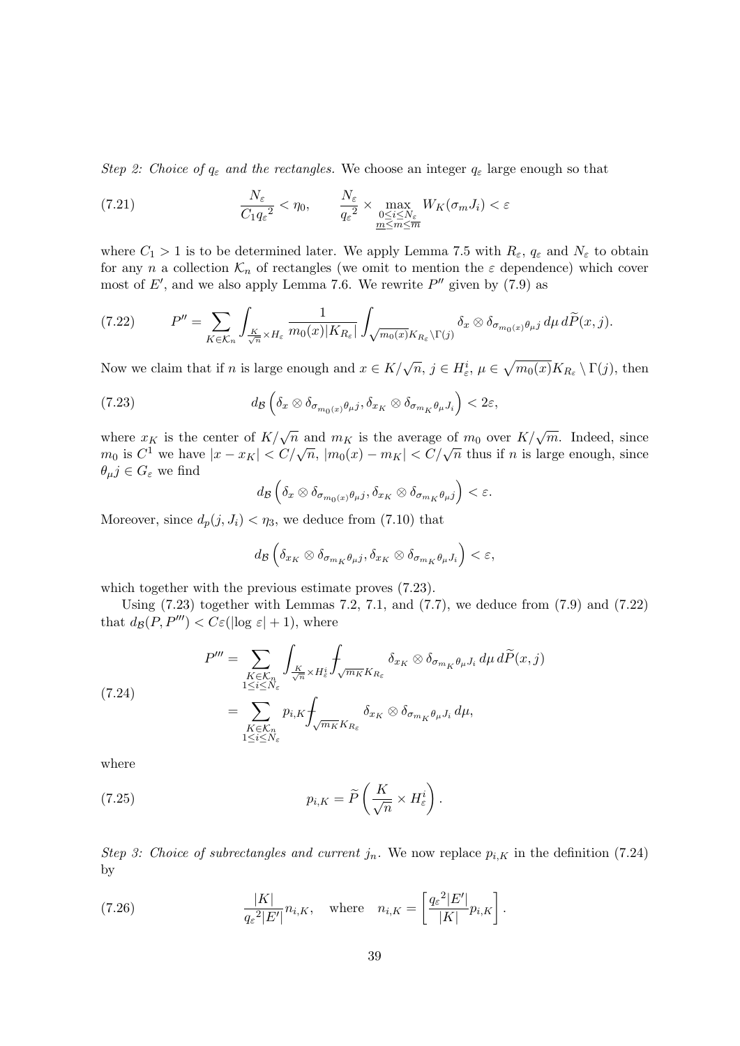*Step 2: Choice of $q_\varepsilon$ and the rectangles.* We choose an integer $q_\varepsilon$ large enough so that

$$\frac{N_\varepsilon}{C_1 {q_\varepsilon}^2} < \eta_0, \qquad \frac{N_\varepsilon}{{q_\varepsilon}^2} \times \max_{\substack{0\le i\le N_\varepsilon \\ \underline{m}\le m\le \overline{m}}} W_K(\sigma_m J_i) < \varepsilon \tag{7.21}$$

where $C_1 > 1$ is to be determined later. We apply Lemma 7.5 with $R_\varepsilon$, $q_\varepsilon$ and $N_\varepsilon$ to obtain for any $n$ a collection $\mathcal{K}_n$ of rectangles (we omit to mention the $\varepsilon$ dependence) which cover most of $E'$, and we also apply Lemma 7.6. We rewrite $P''$ given by (7.9) as

$$P'' = \sum_{K\in\mathcal{K}_n} \int_{\frac{K}{\sqrt{n}}\times H_\varepsilon} \frac{1}{m_0(x)|K_{R_\varepsilon}|} \int_{\sqrt{m_0(x)}K_{R_\varepsilon}\setminus\Gamma(j)} \delta_x \otimes \delta_{\sigma_{m_0(x)}\theta_\mu j}\, d\mu\, d\widetilde{P}(x,j). \tag{7.22}$$

Now we claim that if $n$ is large enough and $x \in K/\sqrt{n}$, $j \in H_\varepsilon^i$, $\mu \in \sqrt{m_0(x)}K_{R_\varepsilon}\setminus \Gamma(j)$, then

$$d_{\mathcal{B}}\left(\delta_x \otimes \delta_{\sigma_{m_0(x)}\theta_\mu j}, \delta_{x_K}\otimes \delta_{\sigma_{m_K}\theta_\mu J_i}\right) < 2\varepsilon, \tag{7.23}$$

where $x_K$ is the center of $K/\sqrt{n}$ and $m_K$ is the average of $m_0$ over $K/\sqrt{m}$. Indeed, since $m_0$ is $C^1$ we have $|x - x_K| < C/\sqrt{n}$, $|m_0(x) - m_K| < C/\sqrt{n}$ thus if $n$ is large enough, since $\theta_\mu j \in G_\varepsilon$ we find

$$d_{\mathcal{B}}\left(\delta_x \otimes \delta_{\sigma_{m_0(x)}\theta_\mu j}, \delta_{x_K}\otimes \delta_{\sigma_{m_K}\theta_\mu j}\right) < \varepsilon.$$

Moreover, since $d_p(j, J_i) < \eta_3$, we deduce from (7.10) that

$$d_{\mathcal{B}}\left(\delta_{x_K} \otimes \delta_{\sigma_{m_K}\theta_\mu j}, \delta_{x_K}\otimes \delta_{\sigma_{m_K}\theta_\mu J_i}\right) < \varepsilon,$$

which together with the previous estimate proves (7.23).

Using (7.23) together with Lemmas 7.2, 7.1, and (7.7), we deduce from (7.9) and (7.22) that $d_{\mathcal{B}}(P, P''') < C\varepsilon(|\log\varepsilon| + 1)$, where

$$\begin{aligned} P''' &= \sum_{\substack{K\in\mathcal{K}_n \\ 1\le i\le N_\varepsilon}} \int_{\frac{K}{\sqrt{n}}\times H_\varepsilon^i} \fint_{\sqrt{m_K}K_{R_\varepsilon}} \delta_{x_K}\otimes\delta_{\sigma_{m_K}\theta_\mu J_i}\, d\mu\, d\widetilde{P}(x,j) \\ &= \sum_{\substack{K\in\mathcal{K}_n \\ 1\le i\le N_\varepsilon}} p_{i,K} \fint_{\sqrt{m_K}K_{R_\varepsilon}} \delta_{x_K}\otimes\delta_{\sigma_{m_K}\theta_\mu J_i}\, d\mu, \end{aligned} \tag{7.24}$$

where

$$p_{i,K} = \widetilde{P}\left(\frac{K}{\sqrt{n}} \times H_\varepsilon^i\right). \tag{7.25}$$

*Step 3: Choice of subrectangles and current $j_n$.* We now replace $p_{i,K}$ in the definition (7.24) by

$$\frac{|K|}{{q_\varepsilon}^2|E'|} n_{i,K}, \quad \text{where} \quad n_{i,K} = \left[\frac{{q_\varepsilon}^2|E'|}{|K|} p_{i,K}\right]. \tag{7.26}$$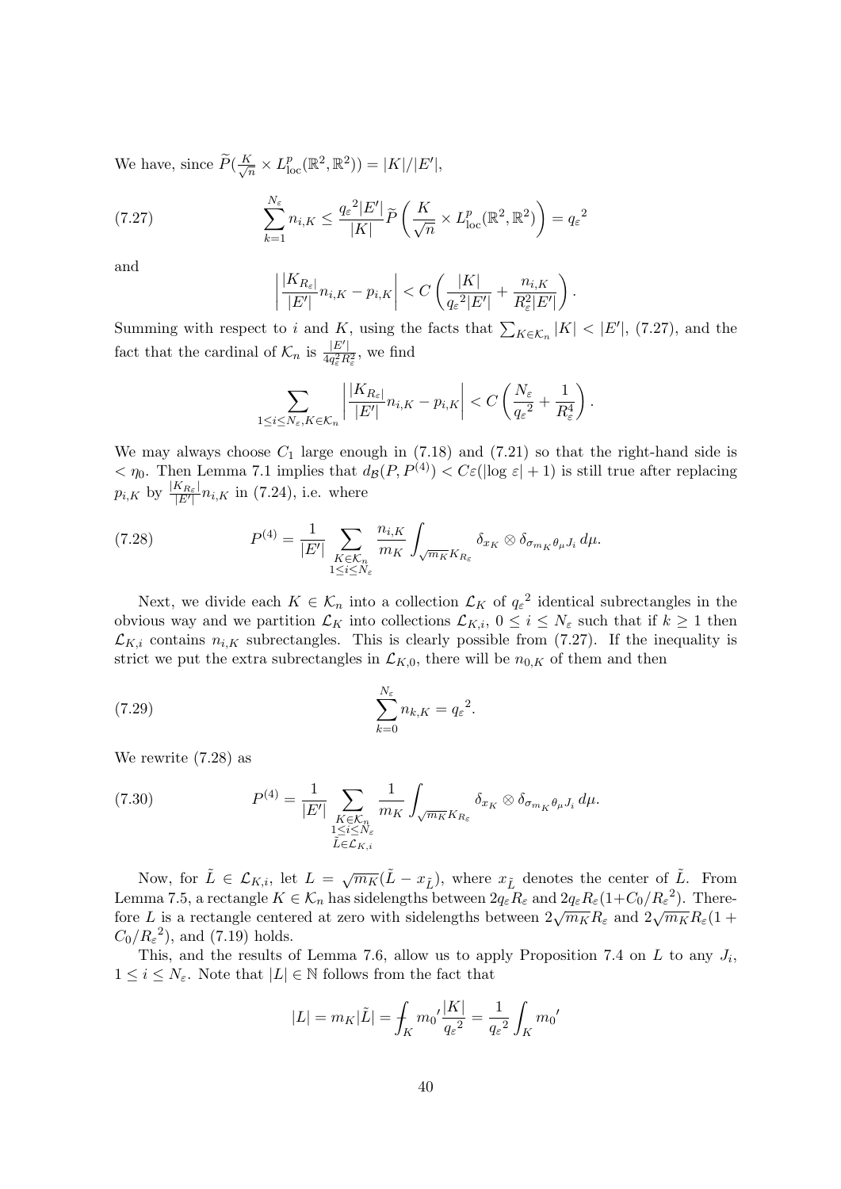We have, since $\widetilde{P}(\frac{K}{\sqrt{n}} \times L^p_{\text{loc}}(\mathbb{R}^2,\mathbb{R}^2)) = |K|/|E'|$,

$$\sum_{k=1}^{N_\varepsilon} n_{i,K} \le \frac{{q_\varepsilon}^2|E'|}{|K|}\widetilde{P}\left(\frac{K}{\sqrt{n}} \times L^p_{\text{loc}}(\mathbb{R}^2,\mathbb{R}^2)\right) = {q_\varepsilon}^2 \tag{7.27}$$

and

$$\left|\frac{|K_{R_\varepsilon}|}{|E'|}n_{i,K} - p_{i,K}\right| < C\left(\frac{|K|}{{q_\varepsilon}^2|E'|} + \frac{n_{i,K}}{R_\varepsilon^2|E'|}\right).$$

Summing with respect to $i$ and $K$, using the facts that $\sum_{K\in\mathcal{K}_n}|K| < |E'|$, (7.27), and the fact that the cardinal of $\mathcal{K}_n$ is $\frac{|E'|}{4q_\varepsilon^2 R_\varepsilon^2}$, we find

$$\sum_{1\le i\le N_\varepsilon, K\in\mathcal{K}_n}\left|\frac{|K_{R_\varepsilon}|}{|E'|}n_{i,K} - p_{i,K}\right| < C\left(\frac{N_\varepsilon}{{q_\varepsilon}^2} + \frac{1}{R_\varepsilon^4}\right).$$

We may always choose $C_1$ large enough in (7.18) and (7.21) so that the right-hand side is $< \eta_0$. Then Lemma 7.1 implies that $d_{\mathcal{B}}(P, P^{(4)}) < C\varepsilon(|\log\varepsilon| + 1)$ is still true after replacing $p_{i,K}$ by $\frac{|K_{R_\varepsilon}|}{|E'|}n_{i,K}$ in (7.24), i.e. where

$$P^{(4)} = \frac{1}{|E'|}\sum_{\substack{K\in\mathcal{K}_n\\ 1\le i\le N_\varepsilon}}\frac{n_{i,K}}{m_K}\int_{\sqrt{m_K}K_{R_\varepsilon}}\delta_{x_K}\otimes\delta_{\sigma_{m_K}\theta_\mu J_i}\,d\mu. \tag{7.28}$$

Next, we divide each $K\in\mathcal{K}_n$ into a collection $\mathcal{L}_K$ of ${q_\varepsilon}^2$ identical subrectangles in the obvious way and we partition $\mathcal{L}_K$ into collections $\mathcal{L}_{K,i}$, $0\le i\le N_\varepsilon$ such that if $k\ge 1$ then $\mathcal{L}_{K,i}$ contains $n_{i,K}$ subrectangles. This is clearly possible from (7.27). If the inequality is strict we put the extra subrectangles in $\mathcal{L}_{K,0}$, there will be $n_{0,K}$ of them and then

$$\sum_{k=0}^{N_\varepsilon} n_{k,K} = {q_\varepsilon}^2. \tag{7.29}$$

We rewrite (7.28) as

$$P^{(4)} = \frac{1}{|E'|}\sum_{\substack{K\in\mathcal{K}_n\\ 1\le i\le N_\varepsilon\\ \tilde{L}\in\mathcal{L}_{K,i}}}\frac{1}{m_K}\int_{\sqrt{m_K}K_{R_\varepsilon}}\delta_{x_K}\otimes\delta_{\sigma_{m_K}\theta_\mu J_i}\,d\mu. \tag{7.30}$$

Now, for $\tilde{L}\in\mathcal{L}_{K,i}$, let $L = \sqrt{m_K}(\tilde{L} - x_{\tilde{L}})$, where $x_{\tilde{L}}$ denotes the center of $\tilde{L}$. From Lemma 7.5, a rectangle $K\in\mathcal{K}_n$ has sidelengths between $2q_\varepsilon R_\varepsilon$ and $2q_\varepsilon R_\varepsilon(1+C_0/{R_\varepsilon}^2)$. Therefore $L$ is a rectangle centered at zero with sidelengths between $2\sqrt{m_K}R_\varepsilon$ and $2\sqrt{m_K}R_\varepsilon(1 + C_0/{R_\varepsilon}^2)$, and (7.19) holds.

This, and the results of Lemma 7.6, allow us to apply Proposition 7.4 on $L$ to any $J_i$, $1\le i\le N_\varepsilon$. Note that $|L|\in\mathbb{N}$ follows from the fact that

$$|L| = m_K|\tilde{L}| = \fint_K {m_0}'\frac{|K|}{{q_\varepsilon}^2} = \frac{1}{{q_\varepsilon}^2}\int_K {m_0}'$$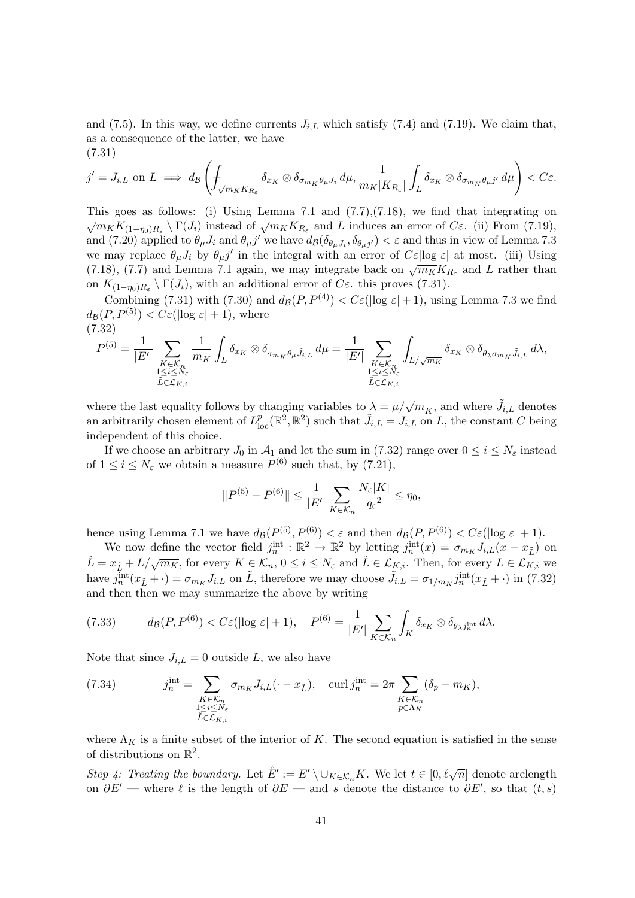and (7.5). In this way, we define currents $J_{i,L}$ which satisfy (7.4) and (7.19). We claim that, as a consequence of the latter, we have

(7.31)
$$j' = J_{i,L} \text{ on } L \implies d_{\mathcal{B}}\left( \fint_{\sqrt{m_K} K_{R_\varepsilon}} \delta_{x_K} \otimes \delta_{\sigma_{m_K}\theta_\mu J_i}\, d\mu, \frac{1}{m_K |K_{R_\varepsilon}|} \int_L \delta_{x_K} \otimes \delta_{\sigma_{m_K}\theta_\mu j'}\, d\mu \right) < C\varepsilon.$$

This goes as follows: (i) Using Lemma 7.1 and (7.7),(7.18), we find that integrating on $\sqrt{m_K} K_{(1-\eta_0)R_\varepsilon} \setminus \Gamma(J_i)$ instead of $\sqrt{m_K} K_{R_\varepsilon}$ and $L$ induces an error of $C\varepsilon$. (ii) From (7.19), and (7.20) applied to $\theta_\mu J_i$ and $\theta_\mu j'$ we have $d_{\mathcal{B}}(\delta_{\theta_\mu J_i}, \delta_{\theta_\mu j'}) < \varepsilon$ and thus in view of Lemma 7.3 we may replace $\theta_\mu J_i$ by $\theta_\mu j'$ in the integral with an error of $C\varepsilon|\log \varepsilon|$ at most. (iii) Using (7.18), (7.7) and Lemma 7.1 again, we may integrate back on $\sqrt{m_K} K_{R_\varepsilon}$ and $L$ rather than on $K_{(1-\eta_0)R_\varepsilon} \setminus \Gamma(J_i)$, with an additional error of $C\varepsilon$. this proves (7.31).

Combining (7.31) with (7.30) and $d_{\mathcal{B}}(P, P^{(4)}) < C\varepsilon(|\log \varepsilon| + 1)$, using Lemma 7.3 we find $d_{\mathcal{B}}(P, P^{(5)}) < C\varepsilon(|\log \varepsilon| + 1)$, where

(7.32)
$$P^{(5)} = \frac{1}{|E'|} \sum_{\substack{K \in \mathcal{K}_n \\ 1 \le i \le N_\varepsilon \\ \tilde{L} \in \mathcal{L}_{K,i}}} \frac{1}{m_K} \int_L \delta_{x_K} \otimes \delta_{\sigma_{m_K}\theta_\mu \tilde{J}_{i,L}}\, d\mu = \frac{1}{|E'|} \sum_{\substack{K \in \mathcal{K}_n \\ 1 \le i \le N_\varepsilon \\ \tilde{L} \in \mathcal{L}_{K,i}}} \int_{L/\sqrt{m_K}} \delta_{x_K} \otimes \delta_{\theta_\lambda \sigma_{m_K} \tilde{J}_{i,L}}\, d\lambda,$$

where the last equality follows by changing variables to $\lambda = \mu/\sqrt{m}_K$, and where $\tilde{J}_{i,L}$ denotes an arbitrarily chosen element of $L^p_{\text{loc}}(\mathbb{R}^2, \mathbb{R}^2)$ such that $\tilde{J}_{i,L} = J_{i,L}$ on $L$, the constant $C$ being independent of this choice.

If we choose an arbitrary $J_0$ in $\mathcal{A}_1$ and let the sum in (7.32) range over $0 \le i \le N_\varepsilon$ instead of $1 \le i \le N_\varepsilon$ we obtain a measure $P^{(6)}$ such that, by (7.21),

$$\|P^{(5)} - P^{(6)}\| \le \frac{1}{|E'|} \sum_{K \in \mathcal{K}_n} \frac{N_\varepsilon |K|}{{q_\varepsilon}^2} \le \eta_0,$$

hence using Lemma 7.1 we have $d_{\mathcal{B}}(P^{(5)}, P^{(6)}) < \varepsilon$ and then $d_{\mathcal{B}}(P, P^{(6)}) < C\varepsilon(|\log \varepsilon| + 1)$.

We now define the vector field $j_n^{\text{int}} : \mathbb{R}^2 \to \mathbb{R}^2$ by letting $j_n^{\text{int}}(x) = \sigma_{m_K} J_{i,L}(x - x_{\tilde{L}})$ on $\tilde{L} = x_{\tilde{L}} + L/\sqrt{m_K}$, for every $K \in \mathcal{K}_n$, $0 \le i \le N_\varepsilon$ and $\tilde{L} \in \mathcal{L}_{K,i}$. Then, for every $L \in \mathcal{L}_{K,i}$ we have $j_n^{\text{int}}(x_{\tilde{L}} + \cdot) = \sigma_{m_K} J_{i,L}$ on $\tilde{L}$, therefore we may choose $\tilde{J}_{i,L} = \sigma_{1/m_K} j_n^{\text{int}}(x_{\tilde{L}} + \cdot)$ in (7.32) and then then we may summarize the above by writing

$$d_{\mathcal{B}}(P, P^{(6)}) < C\varepsilon(|\log \varepsilon| + 1), \quad P^{(6)} = \frac{1}{|E'|} \sum_{K \in \mathcal{K}_n} \int_K \delta_{x_K} \otimes \delta_{\theta_\lambda j_n^{\text{int}}}\, d\lambda. \tag{7.33}$$

Note that since $J_{i,L} = 0$ outside $L$, we also have

$$j_n^{\text{int}} = \sum_{\substack{K \in \mathcal{K}_n \\ 1 \le i \le N_\varepsilon \\ \tilde{L} \in \mathcal{L}_{K,i}}} \sigma_{m_K} J_{i,L}(\cdot - x_{\tilde{L}}), \quad \operatorname{curl} j_n^{\text{int}} = 2\pi \sum_{\substack{K \in \mathcal{K}_n \\ p \in \Lambda_K}} (\delta_p - m_K), \tag{7.34}$$

where $\Lambda_K$ is a finite subset of the interior of $K$. The second equation is satisfied in the sense of distributions on $\mathbb{R}^2$.

*Step 4: Treating the boundary.* Let $\hat{E}' := E' \setminus \cup_{K \in \mathcal{K}_n} K$. We let $t \in [0, \ell\sqrt{n}]$ denote arclength on $\partial E'$ — where $\ell$ is the length of $\partial E$ — and $s$ denote the distance to $\partial E'$, so that $(t, s)$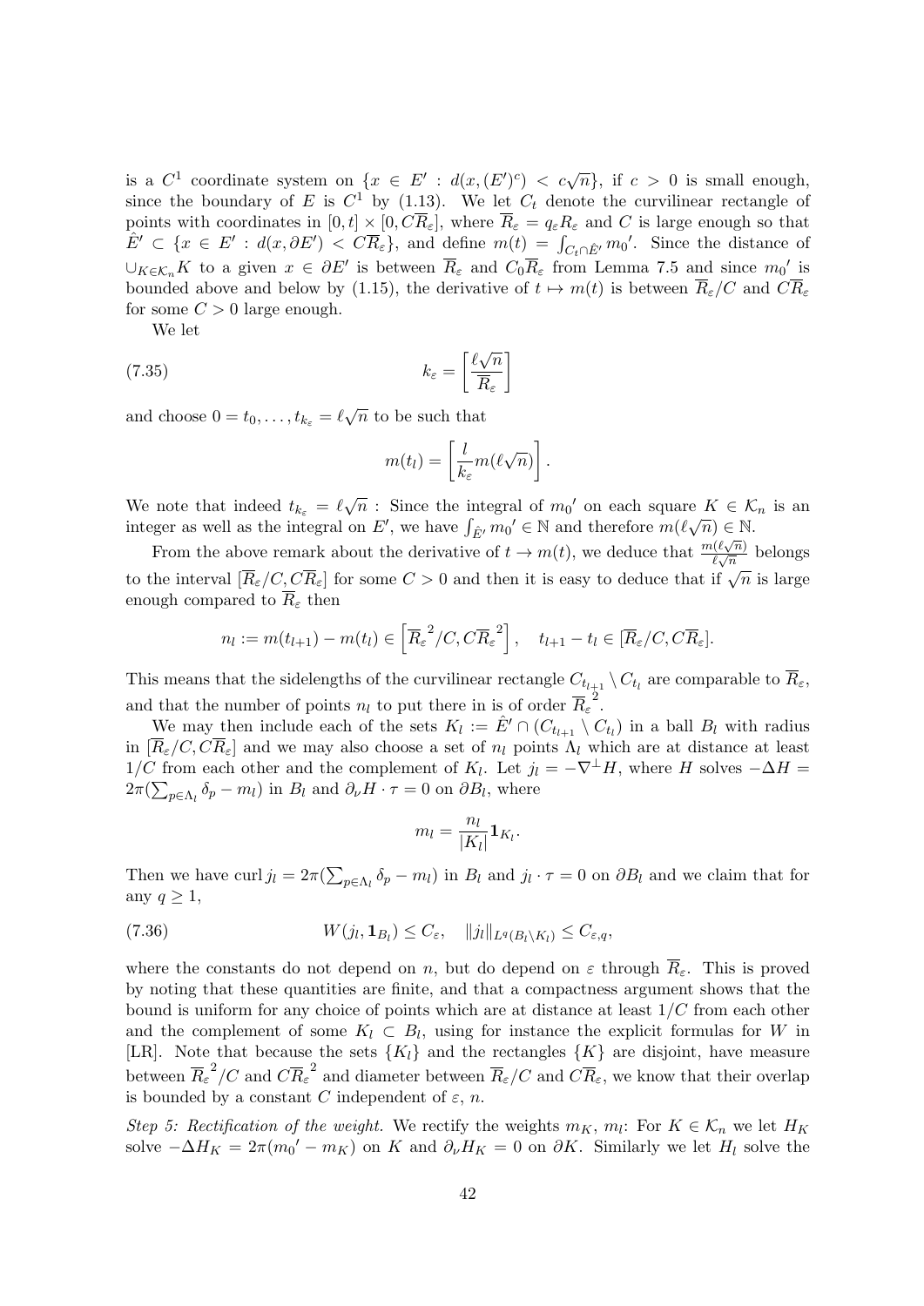is a $C^1$ coordinate system on $\{x \in E' : d(x,(E')^c) < c\sqrt{n}\}$, if $c > 0$ is small enough, since the boundary of $E$ is $C^1$ by (1.13). We let $C_t$ denote the curvilinear rectangle of points with coordinates in $[0,t] \times [0, C\overline{R}_\varepsilon]$, where $\overline{R}_\varepsilon = q_\varepsilon R_\varepsilon$ and $C$ is large enough so that $\hat{E}' \subset \{x \in E' : d(x, \partial E') < C\overline{R}_\varepsilon\}$, and define $m(t) = \int_{C_t \cap \hat{E}'} m_0{}'$. Since the distance of $\cup_{K \in \mathcal{K}_n} K$ to a given $x \in \partial E'$ is between $\overline{R}_\varepsilon$ and $C_0 \overline{R}_\varepsilon$ from Lemma 7.5 and since $m_0{}'$ is bounded above and below by (1.15), the derivative of $t \mapsto m(t)$ is between $\overline{R}_\varepsilon / C$ and $C\overline{R}_\varepsilon$ for some $C > 0$ large enough.

We let

$$k_\varepsilon = \left[\frac{\ell\sqrt{n}}{\overline{R}_\varepsilon}\right] \tag{7.35}$$

and choose $0 = t_0, \ldots, t_{k_\varepsilon} = \ell\sqrt{n}$ to be such that

$$m(t_l) = \left[\frac{l}{k_\varepsilon} m(\ell\sqrt{n})\right].$$

We note that indeed $t_{k_\varepsilon} = \ell\sqrt{n}$ : Since the integral of $m_0{}'$ on each square $K \in \mathcal{K}_n$ is an integer as well as the integral on $E'$, we have $\int_{\hat{E}'} m_0{}' \in \mathbb{N}$ and therefore $m(\ell\sqrt{n}) \in \mathbb{N}$.

From the above remark about the derivative of $t \to m(t)$, we deduce that $\frac{m(\ell\sqrt{n})}{\ell\sqrt{n}}$ belongs to the interval $[\overline{R}_\varepsilon / C, C\overline{R}_\varepsilon]$ for some $C > 0$ and then it is easy to deduce that if $\sqrt{n}$ is large enough compared to $\overline{R}_\varepsilon$ then

$$n_l := m(t_{l+1}) - m(t_l) \in \left[\overline{R}_\varepsilon{}^2 / C, C\overline{R}_\varepsilon{}^2\right], \quad t_{l+1} - t_l \in [\overline{R}_\varepsilon / C, C\overline{R}_\varepsilon].$$

This means that the sidelengths of the curvilinear rectangle $C_{t_{l+1}} \setminus C_{t_l}$ are comparable to $\overline{R}_\varepsilon$, and that the number of points $n_l$ to put there in is of order $\overline{R}_\varepsilon{}^2$.

We may then include each of the sets $K_l := \hat{E}' \cap (C_{t_{l+1}} \setminus C_{t_l})$ in a ball $B_l$ with radius in $[\overline{R}_\varepsilon / C, C\overline{R}_\varepsilon]$ and we may also choose a set of $n_l$ points $\Lambda_l$ which are at distance at least $1/C$ from each other and the complement of $K_l$. Let $j_l = -\nabla^\perp H$, where $H$ solves $-\Delta H = 2\pi(\sum_{p \in \Lambda_l} \delta_p - m_l)$ in $B_l$ and $\partial_\nu H \cdot \tau = 0$ on $\partial B_l$, where

$$m_l = \frac{n_l}{|K_l|} \mathbf{1}_{K_l}.$$

Then we have $\operatorname{curl} j_l = 2\pi(\sum_{p \in \Lambda_l} \delta_p - m_l)$ in $B_l$ and $j_l \cdot \tau = 0$ on $\partial B_l$ and we claim that for any $q \geq 1$,

$$W(j_l, \mathbf{1}_{B_l}) \leq C_\varepsilon, \quad \|j_l\|_{L^q(B_l \setminus K_l)} \leq C_{\varepsilon,q}, \tag{7.36}$$

where the constants do not depend on $n$, but do depend on $\varepsilon$ through $\overline{R}_\varepsilon$. This is proved by noting that these quantities are finite, and that a compactness argument shows that the bound is uniform for any choice of points which are at distance at least $1/C$ from each other and the complement of some $K_l \subset B_l$, using for instance the explicit formulas for $W$ in [LR]. Note that because the sets $\{K_l\}$ and the rectangles $\{K\}$ are disjoint, have measure between $\overline{R}_\varepsilon{}^2 / C$ and $C\overline{R}_\varepsilon{}^2$ and diameter between $\overline{R}_\varepsilon / C$ and $C\overline{R}_\varepsilon$, we know that their overlap is bounded by a constant $C$ independent of $\varepsilon$, $n$.

*Step 5: Rectification of the weight.* We rectify the weights $m_K$, $m_l$: For $K \in \mathcal{K}_n$ we let $H_K$ solve $-\Delta H_K = 2\pi(m_0{}' - m_K)$ on $K$ and $\partial_\nu H_K = 0$ on $\partial K$. Similarly we let $H_l$ solve the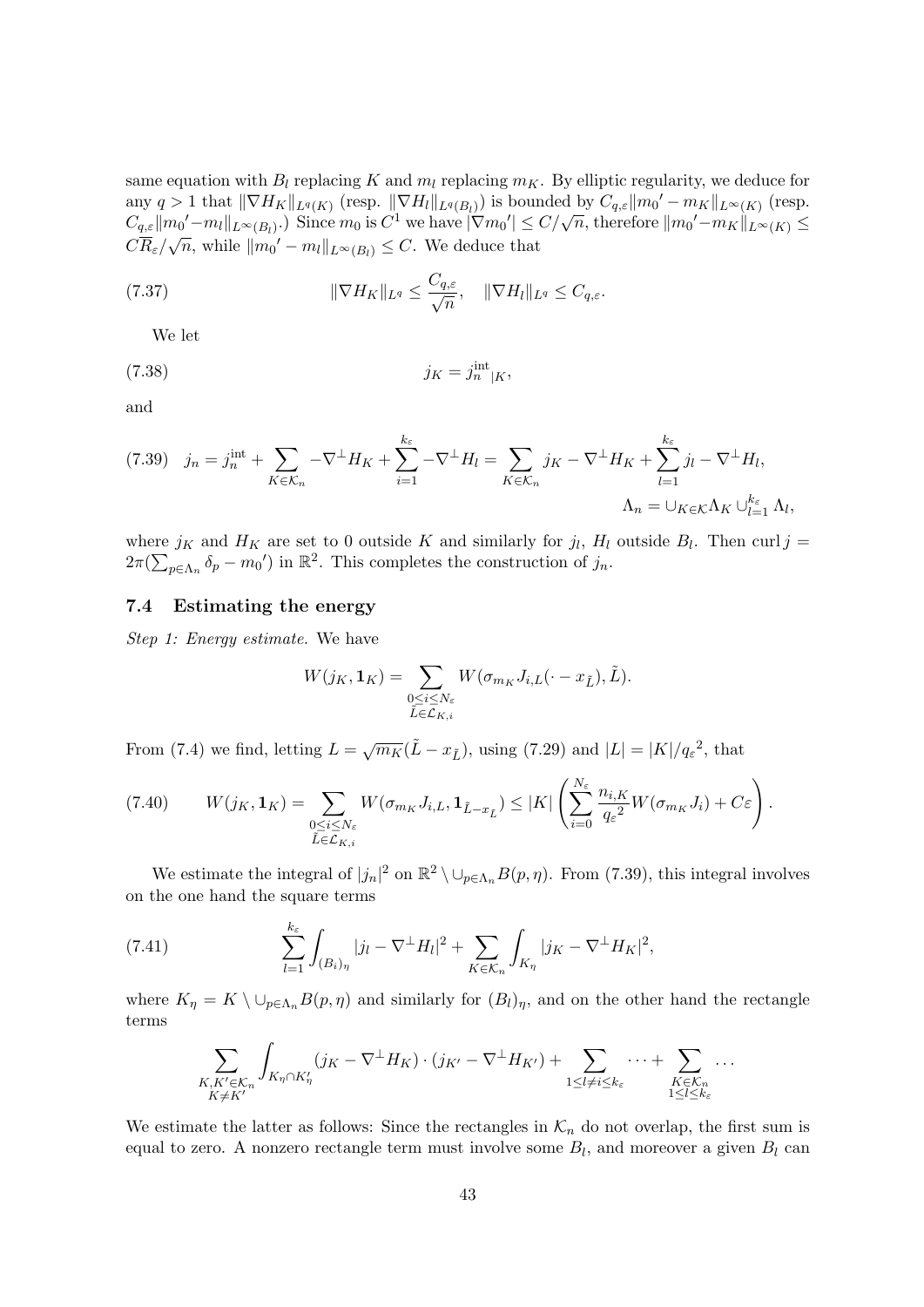same equation with $B_l$ replacing $K$ and $m_l$ replacing $m_K$. By elliptic regularity, we deduce for any $q > 1$ that $\|\nabla H_K\|_{L^q(K)}$ (resp. $\|\nabla H_l\|_{L^q(B_l)}$) is bounded by $C_{q,\varepsilon}\|m_0{}' - m_K\|_{L^\infty(K)}$ (resp. $C_{q,\varepsilon}\|m_0{}' - m_l\|_{L^\infty(B_l)}$.) Since $m_0$ is $C^1$ we have $|\nabla m_0{}'| \le C/\sqrt{n}$, therefore $\|m_0{}' - m_K\|_{L^\infty(K)} \le C\overline{R}_\varepsilon/\sqrt{n}$, while $\|m_0{}' - m_l\|_{L^\infty(B_l)} \le C$. We deduce that

$$\|\nabla H_K\|_{L^q} \le \frac{C_{q,\varepsilon}}{\sqrt{n}}, \quad \|\nabla H_l\|_{L^q} \le C_{q,\varepsilon}. \tag{7.37}$$

We let

$$j_K = j_n^{\mathrm{int}}{}_{|K}, \tag{7.38}$$

and

$$j_n = j_n^{\mathrm{int}} + \sum_{K \in \mathcal{K}_n} -\nabla^\perp H_K + \sum_{i=1}^{k_\varepsilon} -\nabla^\perp H_l = \sum_{K \in \mathcal{K}_n} j_K - \nabla^\perp H_K + \sum_{l=1}^{k_\varepsilon} j_l - \nabla^\perp H_l, \tag{7.39}$$

$$\Lambda_n = \cup_{K \in \mathcal{K}} \Lambda_K \cup_{l=1}^{k_\varepsilon} \Lambda_l,$$

where $j_K$ and $H_K$ are set to 0 outside $K$ and similarly for $j_l$, $H_l$ outside $B_l$. Then $\operatorname{curl} j = 2\pi(\sum_{p \in \Lambda_n} \delta_p - m_0{}')$ in $\mathbb{R}^2$. This completes the construction of $j_n$.

### 7.4 Estimating the energy

*Step 1: Energy estimate.* We have

$$W(j_K, \mathbf{1}_K) = \sum_{\substack{0 \le i \le N_\varepsilon \\ \tilde{L} \in \mathcal{L}_{K,i}}} W(\sigma_{m_K} J_{i,L}(\cdot - x_{\tilde{L}}), \tilde{L}).$$

From (7.4) we find, letting $L = \sqrt{m_K}(\tilde{L} - x_{\tilde{L}})$, using (7.29) and $|L| = |K|/q_\varepsilon{}^2$, that

$$W(j_K, \mathbf{1}_K) = \sum_{\substack{0 \le i \le N_\varepsilon \\ \tilde{L} \in \mathcal{L}_{K,i}}} W(\sigma_{m_K} J_{i,L}, \mathbf{1}_{\tilde{L} - x_{\tilde{L}}}) \le |K| \left( \sum_{i=0}^{N_\varepsilon} \frac{n_{i,K}}{q_\varepsilon{}^2} W(\sigma_{m_K} J_i) + C\varepsilon \right). \tag{7.40}$$

We estimate the integral of $|j_n|^2$ on $\mathbb{R}^2 \setminus \cup_{p \in \Lambda_n} B(p, \eta)$. From (7.39), this integral involves on the one hand the square terms

$$\sum_{l=1}^{k_\varepsilon} \int_{(B_i)_\eta} |j_l - \nabla^\perp H_l|^2 + \sum_{K \in \mathcal{K}_n} \int_{K_\eta} |j_K - \nabla^\perp H_K|^2, \tag{7.41}$$

where $K_\eta = K \setminus \cup_{p \in \Lambda_n} B(p, \eta)$ and similarly for $(B_l)_\eta$, and on the other hand the rectangle terms

$$\sum_{\substack{K, K' \in \mathcal{K}_n \\ K \neq K'}} \int_{K_\eta \cap K'_\eta} (j_K - \nabla^\perp H_K) \cdot (j_{K'} - \nabla^\perp H_{K'}) + \sum_{1 \le l \neq i \le k_\varepsilon} \cdots + \sum_{\substack{K \in \mathcal{K}_n \\ 1 \le l \le k_\varepsilon}} \cdots$$

We estimate the latter as follows: Since the rectangles in $\mathcal{K}_n$ do not overlap, the first sum is equal to zero. A nonzero rectangle term must involve some $B_l$, and moreover a given $B_l$ can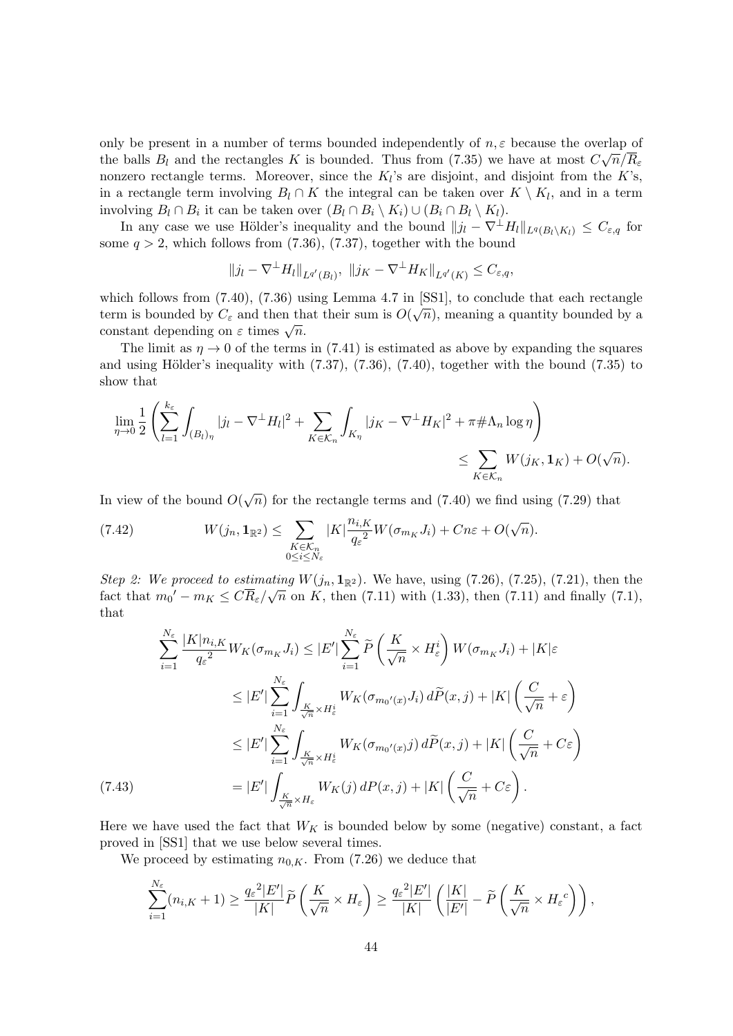only be present in a number of terms bounded independently of $n, \varepsilon$ because the overlap of the balls $B_l$ and the rectangles $K$ is bounded. Thus from (7.35) we have at most $C\sqrt{n}/\overline{R}_\varepsilon$ nonzero rectangle terms. Moreover, since the $K_l$'s are disjoint, and disjoint from the $K$'s, in a rectangle term involving $B_l \cap K$ the integral can be taken over $K \setminus K_l$, and in a term involving $B_l \cap B_i$ it can be taken over $(B_l \cap B_i \setminus K_i) \cup (B_i \cap B_l \setminus K_l)$.

In any case we use Hölder's inequality and the bound $\|j_l - \nabla^\perp H_l\|_{L^q(B_l \setminus K_l)} \leq C_{\varepsilon,q}$ for some $q > 2$, which follows from (7.36), (7.37), together with the bound

$$\|j_l - \nabla^\perp H_l\|_{L^{q'}(B_l)},\ \|j_K - \nabla^\perp H_K\|_{L^{q'}(K)} \leq C_{\varepsilon,q},$$

which follows from (7.40), (7.36) using Lemma 4.7 in [SS1], to conclude that each rectangle term is bounded by $C_\varepsilon$ and then that their sum is $O(\sqrt{n})$, meaning a quantity bounded by a constant depending on $\varepsilon$ times $\sqrt{n}$.

The limit as $\eta \to 0$ of the terms in (7.41) is estimated as above by expanding the squares and using Hölder's inequality with (7.37), (7.36), (7.40), together with the bound (7.35) to show that

$$\lim_{\eta\to 0} \frac{1}{2}\left(\sum_{l=1}^{k_\varepsilon} \int_{(B_l)_\eta} |j_l - \nabla^\perp H_l|^2 + \sum_{K\in\mathcal{K}_n} \int_{K_\eta} |j_K - \nabla^\perp H_K|^2 + \pi \#\Lambda_n \log\eta\right) \leq \sum_{K\in\mathcal{K}_n} W(j_K, \mathbf{1}_K) + O(\sqrt{n}).$$

In view of the bound $O(\sqrt{n})$ for the rectangle terms and (7.40) we find using (7.29) that

$$W(j_n, \mathbf{1}_{\mathbb{R}^2}) \leq \sum_{\substack{K\in\mathcal{K}_n\\ 0\leq i\leq N_\varepsilon}} |K| \frac{n_{i,K}}{{q_\varepsilon}^2} W(\sigma_{m_K} J_i) + Cn\varepsilon + O(\sqrt{n}). \tag{7.42}$$

*Step 2: We proceed to estimating* $W(j_n, \mathbf{1}_{\mathbb{R}^2})$. We have, using (7.26), (7.25), (7.21), then the fact that $m_0{}' - m_K \leq C\overline{R}_\varepsilon/\sqrt{n}$ on $K$, then (7.11) with (1.33), then (7.11) and finally (7.1), that

$$\begin{aligned}
\sum_{i=1}^{N_\varepsilon} \frac{|K| n_{i,K}}{{q_\varepsilon}^2} W_K(\sigma_{m_K} J_i) &\leq |E'| \sum_{i=1}^{N_\varepsilon} \widetilde{P}\left(\frac{K}{\sqrt{n}} \times H_\varepsilon^i\right) W(\sigma_{m_K} J_i) + |K|\varepsilon \\
&\leq |E'| \sum_{i=1}^{N_\varepsilon} \int_{\frac{K}{\sqrt{n}} \times H_\varepsilon^i} W_K(\sigma_{m_0{}'(x)} J_i)\, d\widetilde{P}(x,j) + |K|\left(\frac{C}{\sqrt{n}} + \varepsilon\right) \\
&\leq |E'| \sum_{i=1}^{N_\varepsilon} \int_{\frac{K}{\sqrt{n}} \times H_\varepsilon^i} W_K(\sigma_{m_0{}'(x)} j)\, d\widetilde{P}(x,j) + |K|\left(\frac{C}{\sqrt{n}} + C\varepsilon\right) \\
&= |E'| \int_{\frac{K}{\sqrt{n}} \times H_\varepsilon} W_K(j)\, dP(x,j) + |K|\left(\frac{C}{\sqrt{n}} + C\varepsilon\right).
\end{aligned} \tag{7.43}$$

Here we have used the fact that $W_K$ is bounded below by some (negative) constant, a fact proved in [SS1] that we use below several times.

We proceed by estimating $n_{0,K}$. From (7.26) we deduce that

$$\sum_{i=1}^{N_\varepsilon} (n_{i,K} + 1) \geq \frac{{q_\varepsilon}^2 |E'|}{|K|} \widetilde{P}\left(\frac{K}{\sqrt{n}} \times H_\varepsilon\right) \geq \frac{{q_\varepsilon}^2 |E'|}{|K|}\left(\frac{|K|}{|E'|} - \widetilde{P}\left(\frac{K}{\sqrt{n}} \times {H_\varepsilon}^c\right)\right),$$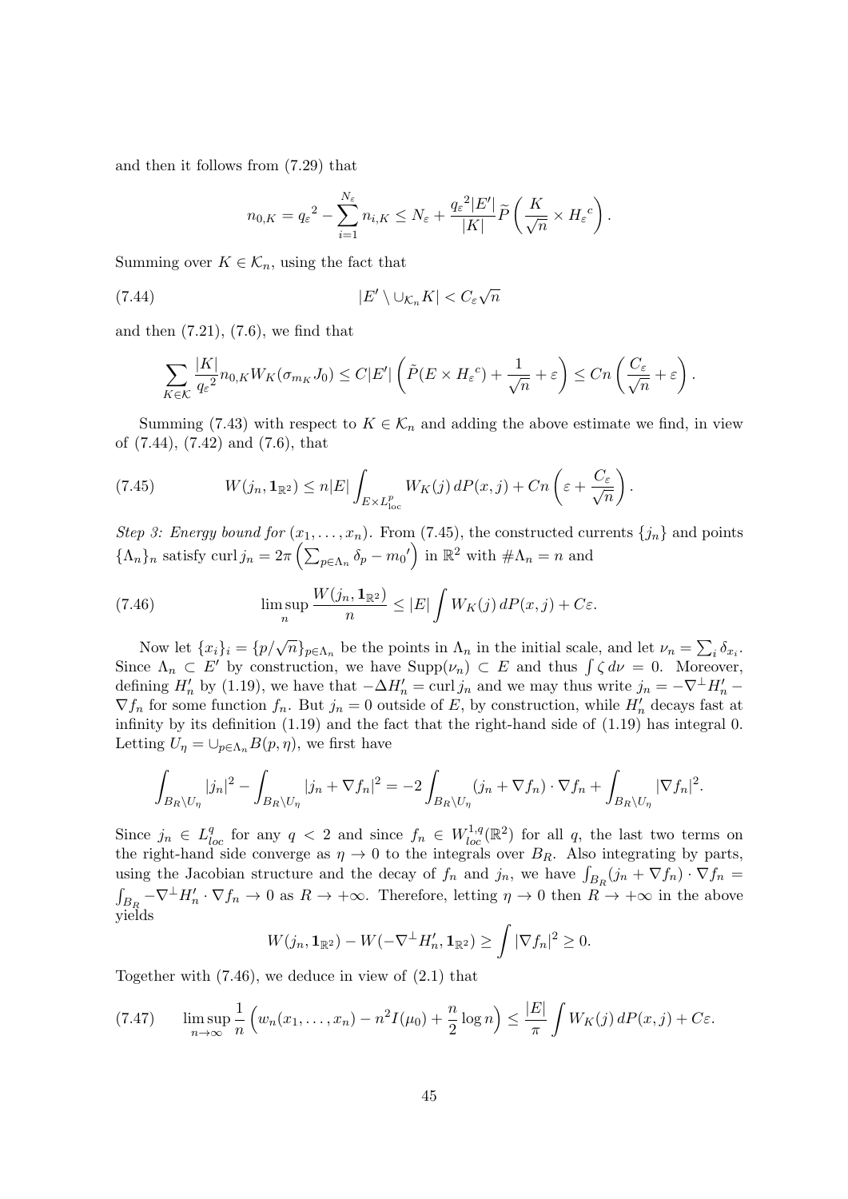and then it follows from (7.29) that

$$n_{0,K} = {q_\varepsilon}^2 - \sum_{i=1}^{N_\varepsilon} n_{i,K} \le N_\varepsilon + \frac{{q_\varepsilon}^2 |E'|}{|K|} \widetilde{P}\left(\frac{K}{\sqrt{n}} \times {H_\varepsilon}^c\right).$$

Summing over $K \in \mathcal{K}_n$, using the fact that

$$|E' \setluminus \cup_{\mathcal{K}_n} K| < C_\varepsilon \sqrt{n} \tag{7.44}$$

and then (7.21), (7.6), we find that

$$\sum_{K\in\mathcal{K}} \frac{|K|}{{q_\varepsilon}^2} n_{0,K} W_K(\sigma_{m_K} J_0) \le C|E'| \left(\tilde{P}(E\times {H_\varepsilon}^c) + \frac{1}{\sqrt{n}} + \varepsilon\right) \le Cn\left(\frac{C_\varepsilon}{\sqrt{n}} + \varepsilon\right).$$

Summing (7.43) with respect to $K \in \mathcal{K}_n$ and adding the above estimate we find, in view of (7.44), (7.42) and (7.6), that

$$W(j_n, \mathbf{1}_{\mathbb{R}^2}) \le n|E| \int_{E\times L^p_{\text{loc}}} W_K(j)\, dP(x,j) + Cn\left(\varepsilon + \frac{C_\varepsilon}{\sqrt{n}}\right). \tag{7.45}$$

*Step 3: Energy bound for $(x_1,\dots,x_n)$.* From (7.45), the constructed currents $\{j_n\}$ and points $\{\Lambda_n\}_n$ satisfy $\operatorname{curl} j_n = 2\pi\left(\sum_{p\in\Lambda_n}\delta_p - m_0{}'\right)$ in $\mathbb{R}^2$ with $\#\Lambda_n = n$ and

$$\limsup_n \frac{W(j_n, \mathbf{1}_{\mathbb{R}^2})}{n} \le |E| \int W_K(j)\, dP(x,j) + C\varepsilon. \tag{7.46}$$

Now let $\{x_i\}_i = \{p/\sqrt{n}\}_{p\in\Lambda_n}$ be the points in $\Lambda_n$ in the initial scale, and let $\nu_n = \sum_i \delta_{x_i}$. Since $\Lambda_n \subset E'$ by construction, we have $\mathrm{Supp}(\nu_n) \subset E$ and thus $\int \zeta\, d\nu = 0$. Moreover, defining $H_n'$ by (1.19), we have that $-\Delta H_n' = \operatorname{curl} j_n$ and we may thus write $j_n = -\nabla^\perp H_n' - \nabla f_n$ for some function $f_n$. But $j_n = 0$ outside of $E$, by construction, while $H_n'$ decays fast at infinity by its definition (1.19) and the fact that the right-hand side of (1.19) has integral 0. Letting $U_\eta = \cup_{p\in\Lambda_n} B(p,\eta)$, we first have

$$\int_{B_R\setminus U_\eta} |j_n|^2 - \int_{B_R\setminus U_\eta} |j_n + \nabla f_n|^2 = -2\int_{B_R\setminus U_\eta} (j_n + \nabla f_n)\cdot\nabla f_n + \int_{B_R\setminus U_\eta} |\nabla f_n|^2.$$

Since $j_n \in L^q_{loc}$ for any $q < 2$ and since $f_n \in W^{1,q}_{loc}(\mathbb{R}^2)$ for all $q$, the last two terms on the right-hand side converge as $\eta \to 0$ to the integrals over $B_R$. Also integrating by parts, using the Jacobian structure and the decay of $f_n$ and $j_n$, we have $\int_{B_R}(j_n + \nabla f_n)\cdot\nabla f_n = \int_{B_R} -\nabla^\perp H_n' \cdot \nabla f_n \to 0$ as $R \to +\infty$. Therefore, letting $\eta \to 0$ then $R \to +\infty$ in the above yields

$$W(j_n, \mathbf{1}_{\mathbb{R}^2}) - W(-\nabla^\perp H_n', \mathbf{1}_{\mathbb{R}^2}) \ge \int |\nabla f_n|^2 \ge 0.$$

Together with (7.46), we deduce in view of (2.1) that

$$\limsup_{n\to\infty} \frac{1}{n}\left(w_n(x_1,\dots,x_n) - n^2 I(\mu_0) + \frac{n}{2}\log n\right) \le \frac{|E|}{\pi}\int W_K(j)\, dP(x,j) + C\varepsilon. \tag{7.47}$$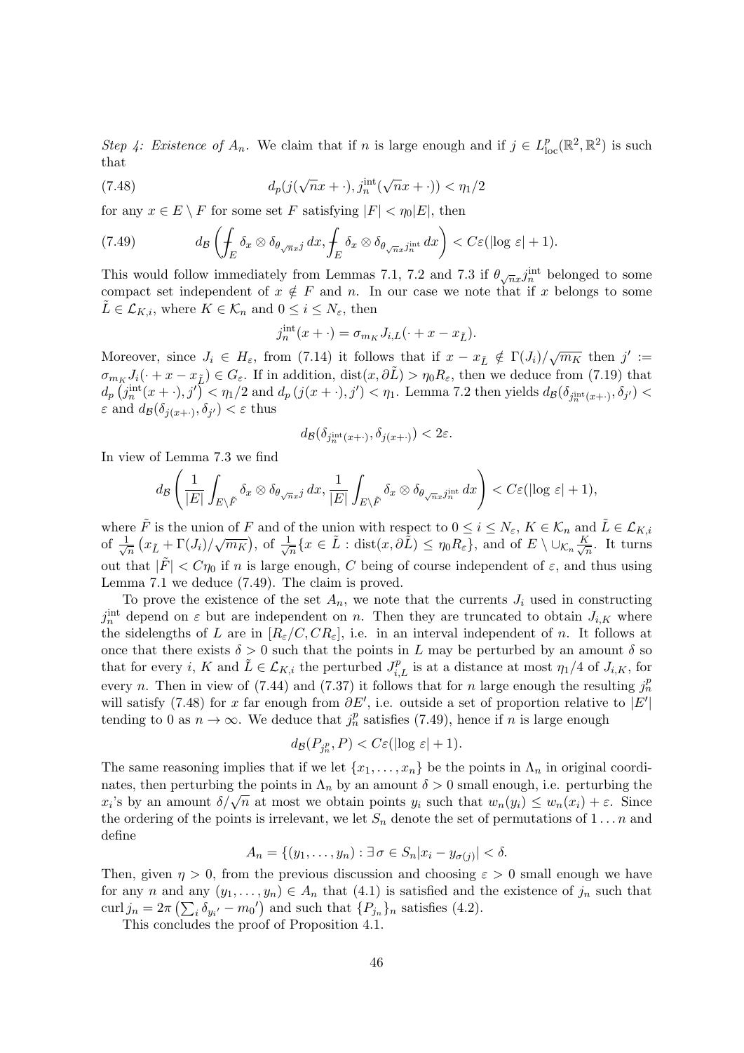*Step 4: Existence of $A_n$.* We claim that if $n$ is large enough and if $j \in L^p_{\text{loc}}(\mathbb{R}^2, \mathbb{R}^2)$ is such that

$$d_p(j(\sqrt{n}x + \cdot), j_n^{\text{int}}(\sqrt{n}x + \cdot)) < \eta_1/2 \tag{7.48}$$

for any $x \in E \setminus F$ for some set $F$ satisfying $|F| < \eta_0 |E|$, then

$$d_{\mathcal{B}}\left( \fint_E \delta_x \otimes \delta_{\theta_{\sqrt{n}x} j}\, dx, \fint_E \delta_x \otimes \delta_{\theta_{\sqrt{n}x} j_n^{\text{int}}}\, dx \right) < C\varepsilon(|\log \varepsilon| + 1). \tag{7.49}$$

This would follow immediately from Lemmas 7.1, 7.2 and 7.3 if $\theta_{\sqrt{n}x} j_n^{\text{int}}$ belonged to some compact set independent of $x \notin F$ and $n$. In our case we note that if $x$ belongs to some $\tilde{L} \in \mathcal{L}_{K,i}$, where $K \in \mathcal{K}_n$ and $0 \le i \le N_\varepsilon$, then

$$j_n^{\text{int}}(x + \cdot) = \sigma_{m_K} J_{i,L}(\cdot + x - x_{\tilde{L}}).$$

Moreover, since $J_i \in H_\varepsilon$, from (7.14) it follows that if $x - x_{\tilde{L}} \notin \Gamma(J_i)/\sqrt{m_K}$ then $j' := \sigma_{m_K} J_i(\cdot + x - x_{\tilde{L}}) \in G_\varepsilon$. If in addition, $\operatorname{dist}(x, \partial \tilde{L}) > \eta_0 R_\varepsilon$, then we deduce from (7.19) that $d_p\left(j_n^{\text{int}}(x + \cdot), j'\right) < \eta_1/2$ and $d_p\left(j(x + \cdot), j'\right) < \eta_1$. Lemma 7.2 then yields $d_{\mathcal{B}}(\delta_{j_n^{\text{int}}(x+\cdot)}, \delta_{j'}) < \varepsilon$ and $d_{\mathcal{B}}(\delta_{j(x+\cdot)}, \delta_{j'}) < \varepsilon$ thus

$$d_{\mathcal{B}}(\delta_{j_n^{\text{int}}(x+\cdot)}, \delta_{j(x+\cdot)}) < 2\varepsilon.$$

In view of Lemma 7.3 we find

$$d_{\mathcal{B}}\left( \frac{1}{|E|} \int_{E \setminus \tilde{F}} \delta_x \otimes \delta_{\theta_{\sqrt{n}x} j}\, dx, \frac{1}{|E|} \int_{E \setminus \tilde{F}} \delta_x \otimes \delta_{\theta_{\sqrt{n}x} j_n^{\text{int}}}\, dx \right) < C\varepsilon(|\log \varepsilon| + 1),$$

where $\tilde{F}$ is the union of $F$ and of the union with respect to $0 \le i \le N_\varepsilon$, $K \in \mathcal{K}_n$ and $\tilde{L} \in \mathcal{L}_{K,i}$ of $\frac{1}{\sqrt{n}}\left(x_{\tilde{L}} + \Gamma(J_i)/\sqrt{m_K}\right)$, of $\frac{1}{\sqrt{n}}\{x \in \tilde{L} : \operatorname{dist}(x, \partial \tilde{L}) \le \eta_0 R_\varepsilon\}$, and of $E \setminus \cup_{\mathcal{K}_n} \frac{K}{\sqrt{n}}$. It turns out that $|\tilde{F}| < C\eta_0$ if $n$ is large enough, $C$ being of course independent of $\varepsilon$, and thus using Lemma 7.1 we deduce (7.49). The claim is proved.

To prove the existence of the set $A_n$, we note that the currents $J_i$ used in constructing $j_n^{\text{int}}$ depend on $\varepsilon$ but are independent on $n$. Then they are truncated to obtain $J_{i,K}$ where the sidelengths of $L$ are in $[R_\varepsilon/C, CR_\varepsilon]$, i.e. in an interval independent of $n$. It follows at once that there exists $\delta > 0$ such that the points in $L$ may be perturbed by an amount $\delta$ so that for every $i$, $K$ and $\tilde{L} \in \mathcal{L}_{K,i}$ the perturbed $J^p_{i,L}$ is at a distance at most $\eta_1/4$ of $J_{i,K}$, for every $n$. Then in view of (7.44) and (7.37) it follows that for $n$ large enough the resulting $j_n^p$ will satisfy (7.48) for $x$ far enough from $\partial E'$, i.e. outside a set of proportion relative to $|E'|$ tending to 0 as $n \to \infty$. We deduce that $j_n^p$ satisfies (7.49), hence if $n$ is large enough

$$d_{\mathcal{B}}(P_{j_n^p}, P) < C\varepsilon(|\log \varepsilon| + 1).$$

The same reasoning implies that if we let $\{x_1, \ldots, x_n\}$ be the points in $\Lambda_n$ in original coordinates, then perturbing the points in $\Lambda_n$ by an amount $\delta > 0$ small enough, i.e. perturbing the $x_i$'s by an amount $\delta/\sqrt{n}$ at most we obtain points $y_i$ such that $w_n(y_i) \le w_n(x_i) + \varepsilon$. Since the ordering of the points is irrelevant, we let $S_n$ denote the set of permutations of $1 \ldots n$ and define

$$A_n = \{(y_1, \ldots, y_n) : \exists\, \sigma \in S_n |x_i - y_{\sigma(j)}| < \delta.$$

Then, given $\eta > 0$, from the previous discussion and choosing $\varepsilon > 0$ small enough we have for any $n$ and any $(y_1, \ldots, y_n) \in A_n$ that (4.1) is satisfied and the existence of $j_n$ such that $\operatorname{curl} j_n = 2\pi\left(\sum_i \delta_{y_i'} - m_0'\right)$ and such that $\{P_{j_n}\}_n$ satisfies (4.2).

This concludes the proof of Proposition 4.1.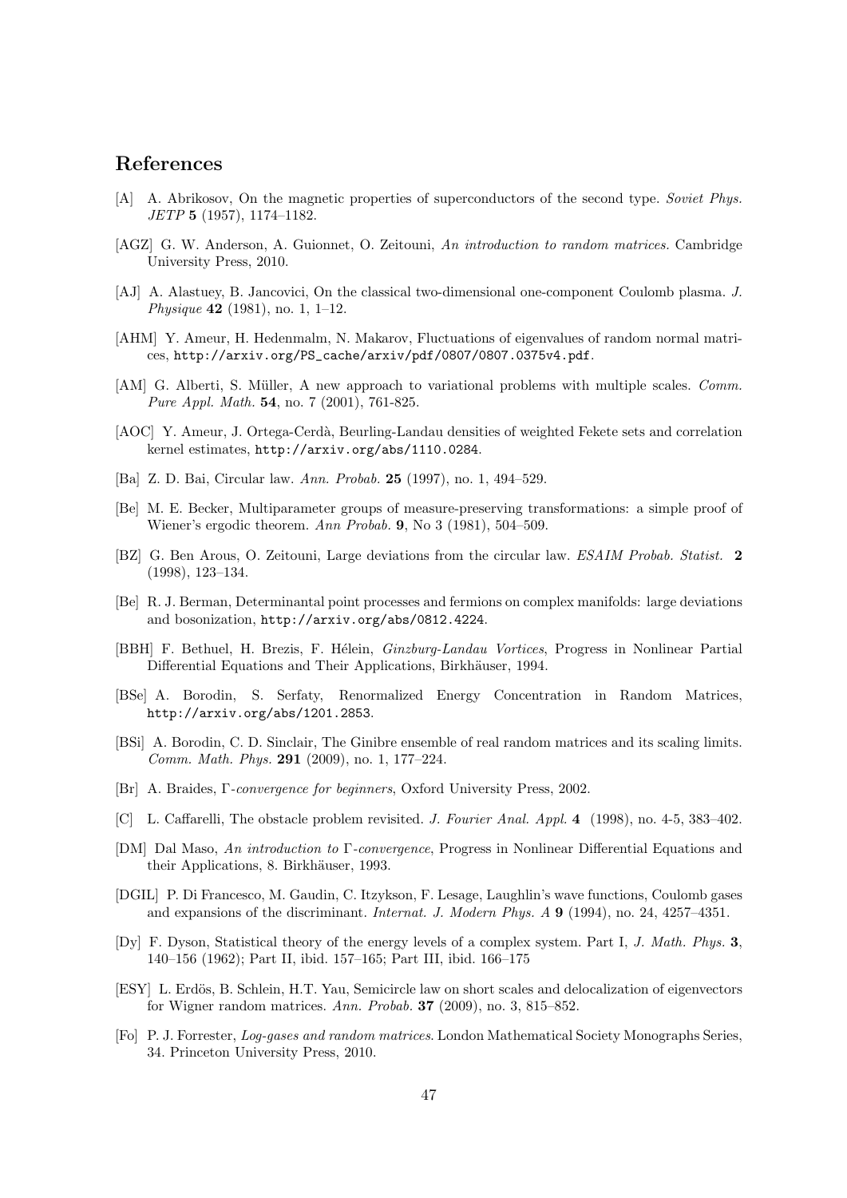# References

[A] A. Abrikosov, On the magnetic properties of superconductors of the second type. *Soviet Phys. JETP* **5** (1957), 1174–1182.

[AGZ] G. W. Anderson, A. Guionnet, O. Zeitouni, *An introduction to random matrices.* Cambridge University Press, 2010.

[AJ] A. Alastuey, B. Jancovici, On the classical two-dimensional one-component Coulomb plasma. *J. Physique* **42** (1981), no. 1, 1–12.

[AHM] Y. Ameur, H. Hedenmalm, N. Makarov, Fluctuations of eigenvalues of random normal matrices, `http://arxiv.org/PS_cache/arxiv/pdf/0807/0807.0375v4.pdf`.

[AM] G. Alberti, S. Müller, A new approach to variational problems with multiple scales. *Comm. Pure Appl. Math.* **54**, no. 7 (2001), 761-825.

[AOC] Y. Ameur, J. Ortega-Cerdà, Beurling-Landau densities of weighted Fekete sets and correlation kernel estimates, `http://arxiv.org/abs/1110.0284`.

[Ba] Z. D. Bai, Circular law. *Ann. Probab.* **25** (1997), no. 1, 494–529.

[Be] M. E. Becker, Multiparameter groups of measure-preserving transformations: a simple proof of Wiener's ergodic theorem. *Ann Probab.* **9**, No 3 (1981), 504–509.

[BZ] G. Ben Arous, O. Zeitouni, Large deviations from the circular law. *ESAIM Probab. Statist.* **2** (1998), 123–134.

[Be] R. J. Berman, Determinantal point processes and fermions on complex manifolds: large deviations and bosonization, `http://arxiv.org/abs/0812.4224`.

[BBH] F. Bethuel, H. Brezis, F. Hélein, *Ginzburg-Landau Vortices*, Progress in Nonlinear Partial Differential Equations and Their Applications, Birkhäuser, 1994.

[BSe] A. Borodin, S. Serfaty, Renormalized Energy Concentration in Random Matrices, `http://arxiv.org/abs/1201.2853`.

[BSi] A. Borodin, C. D. Sinclair, The Ginibre ensemble of real random matrices and its scaling limits. *Comm. Math. Phys.* **291** (2009), no. 1, 177–224.

[Br] A. Braides, *Γ-convergence for beginners*, Oxford University Press, 2002.

[C] L. Caffarelli, The obstacle problem revisited. *J. Fourier Anal. Appl.* **4** (1998), no. 4-5, 383–402.

[DM] Dal Maso, *An introduction to Γ-convergence*, Progress in Nonlinear Differential Equations and their Applications, 8. Birkhäuser, 1993.

[DGIL] P. Di Francesco, M. Gaudin, C. Itzykson, F. Lesage, Laughlin's wave functions, Coulomb gases and expansions of the discriminant. *Internat. J. Modern Phys. A* **9** (1994), no. 24, 4257–4351.

[Dy] F. Dyson, Statistical theory of the energy levels of a complex system. Part I, *J. Math. Phys.* **3**, 140–156 (1962); Part II, ibid. 157–165; Part III, ibid. 166–175

[ESY] L. Erdös, B. Schlein, H.T. Yau, Semicircle law on short scales and delocalization of eigenvectors for Wigner random matrices. *Ann. Probab.* **37** (2009), no. 3, 815–852.

[Fo] P. J. Forrester, *Log-gases and random matrices*. London Mathematical Society Monographs Series, 34. Princeton University Press, 2010.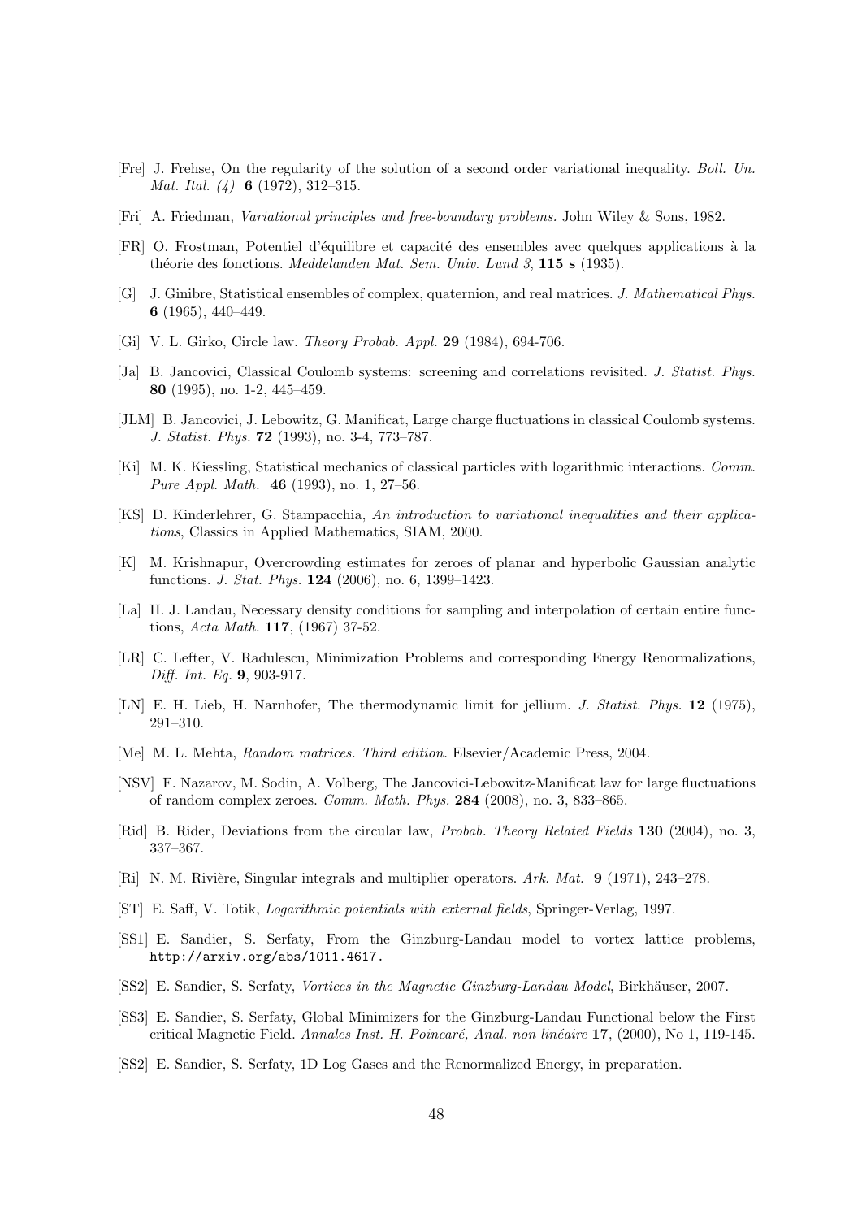[Fre] J. Frehse, On the regularity of the solution of a second order variational inequality. *Boll. Un. Mat. Ital. (4)* **6** (1972), 312–315.

[Fri] A. Friedman, *Variational principles and free-boundary problems.* John Wiley & Sons, 1982.

[FR] O. Frostman, Potentiel d'équilibre et capacité des ensembles avec quelques applications à la théorie des fonctions. *Meddelanden Mat. Sem. Univ. Lund 3*, **115 s** (1935).

[G] J. Ginibre, Statistical ensembles of complex, quaternion, and real matrices. *J. Mathematical Phys.* **6** (1965), 440–449.

[Gi] V. L. Girko, Circle law. *Theory Probab. Appl.* **29** (1984), 694-706.

[Ja] B. Jancovici, Classical Coulomb systems: screening and correlations revisited. *J. Statist. Phys.* **80** (1995), no. 1-2, 445–459.

[JLM] B. Jancovici, J. Lebowitz, G. Manificat, Large charge fluctuations in classical Coulomb systems. *J. Statist. Phys.* **72** (1993), no. 3-4, 773–787.

[Ki] M. K. Kiessling, Statistical mechanics of classical particles with logarithmic interactions. *Comm. Pure Appl. Math.* **46** (1993), no. 1, 27–56.

[KS] D. Kinderlehrer, G. Stampacchia, *An introduction to variational inequalities and their applications*, Classics in Applied Mathematics, SIAM, 2000.

[K] M. Krishnapur, Overcrowding estimates for zeroes of planar and hyperbolic Gaussian analytic functions. *J. Stat. Phys.* **124** (2006), no. 6, 1399–1423.

[La] H. J. Landau, Necessary density conditions for sampling and interpolation of certain entire functions, *Acta Math.* **117**, (1967) 37-52.

[LR] C. Lefter, V. Radulescu, Minimization Problems and corresponding Energy Renormalizations, *Diff. Int. Eq.* **9**, 903-917.

[LN] E. H. Lieb, H. Narnhofer, The thermodynamic limit for jellium. *J. Statist. Phys.* **12** (1975), 291–310.

[Me] M. L. Mehta, *Random matrices. Third edition.* Elsevier/Academic Press, 2004.

[NSV] F. Nazarov, M. Sodin, A. Volberg, The Jancovici-Lebowitz-Manificat law for large fluctuations of random complex zeroes. *Comm. Math. Phys.* **284** (2008), no. 3, 833–865.

[Rid] B. Rider, Deviations from the circular law, *Probab. Theory Related Fields* **130** (2004), no. 3, 337–367.

[Ri] N. M. Rivière, Singular integrals and multiplier operators. *Ark. Mat.* **9** (1971), 243–278.

[ST] E. Saff, V. Totik, *Logarithmic potentials with external fields*, Springer-Verlag, 1997.

[SS1] E. Sandier, S. Serfaty, From the Ginzburg-Landau model to vortex lattice problems, http://arxiv.org/abs/1011.4617.

[SS2] E. Sandier, S. Serfaty, *Vortices in the Magnetic Ginzburg-Landau Model*, Birkhäuser, 2007.

[SS3] E. Sandier, S. Serfaty, Global Minimizers for the Ginzburg-Landau Functional below the First critical Magnetic Field. *Annales Inst. H. Poincaré, Anal. non linéaire* **17**, (2000), No 1, 119-145.

[SS2] E. Sandier, S. Serfaty, 1D Log Gases and the Renormalized Energy, in preparation.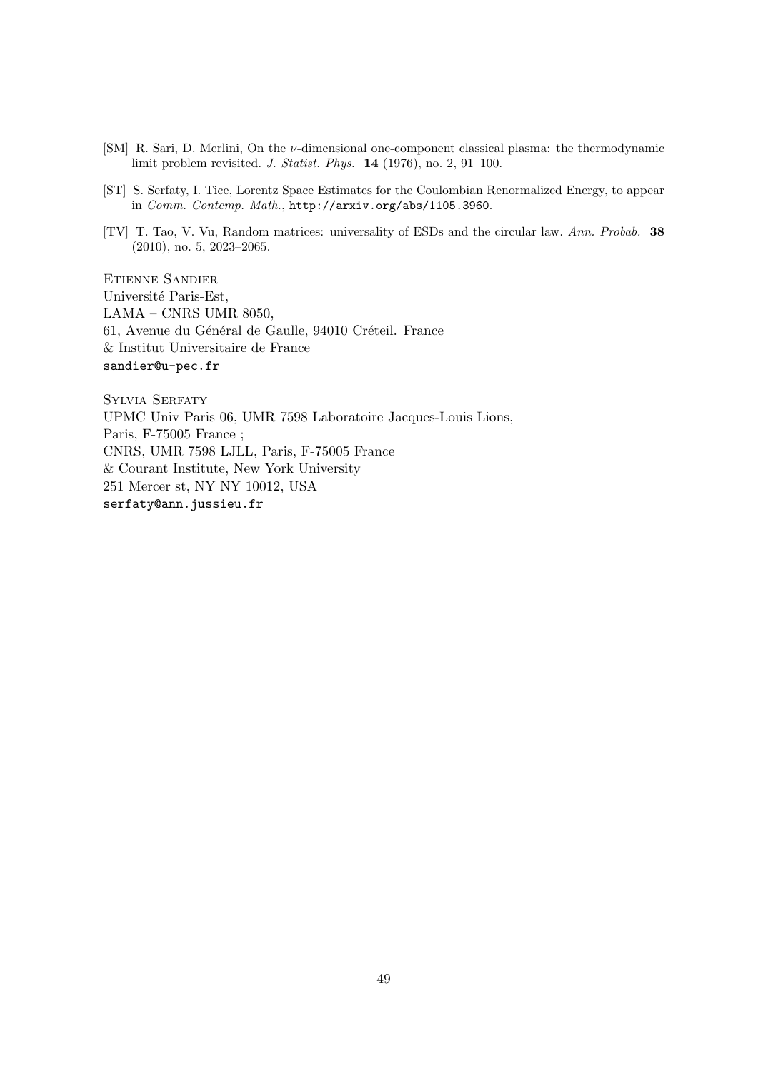[SM] R. Sari, D. Merlini, On the $\nu$-dimensional one-component classical plasma: the thermodynamic limit problem revisited. *J. Statist. Phys.* **14** (1976), no. 2, 91–100.

[ST] S. Serfaty, I. Tice, Lorentz Space Estimates for the Coulombian Renormalized Energy, to appear in *Comm. Contemp. Math.*, `http://arxiv.org/abs/1105.3960`.

[TV] T. Tao, V. Vu, Random matrices: universality of ESDs and the circular law. *Ann. Probab.* **38** (2010), no. 5, 2023–2065.

Etienne Sandier
Université Paris-Est,
LAMA – CNRS UMR 8050,
61, Avenue du Général de Gaulle, 94010 Créteil. France
& Institut Universitaire de France
`sandier@u-pec.fr`

Sylvia Serfaty
UPMC Univ Paris 06, UMR 7598 Laboratoire Jacques-Louis Lions,
Paris, F-75005 France ;
CNRS, UMR 7598 LJLL, Paris, F-75005 France
& Courant Institute, New York University
251 Mercer st, NY NY 10012, USA
`serfaty@ann.jussieu.fr`